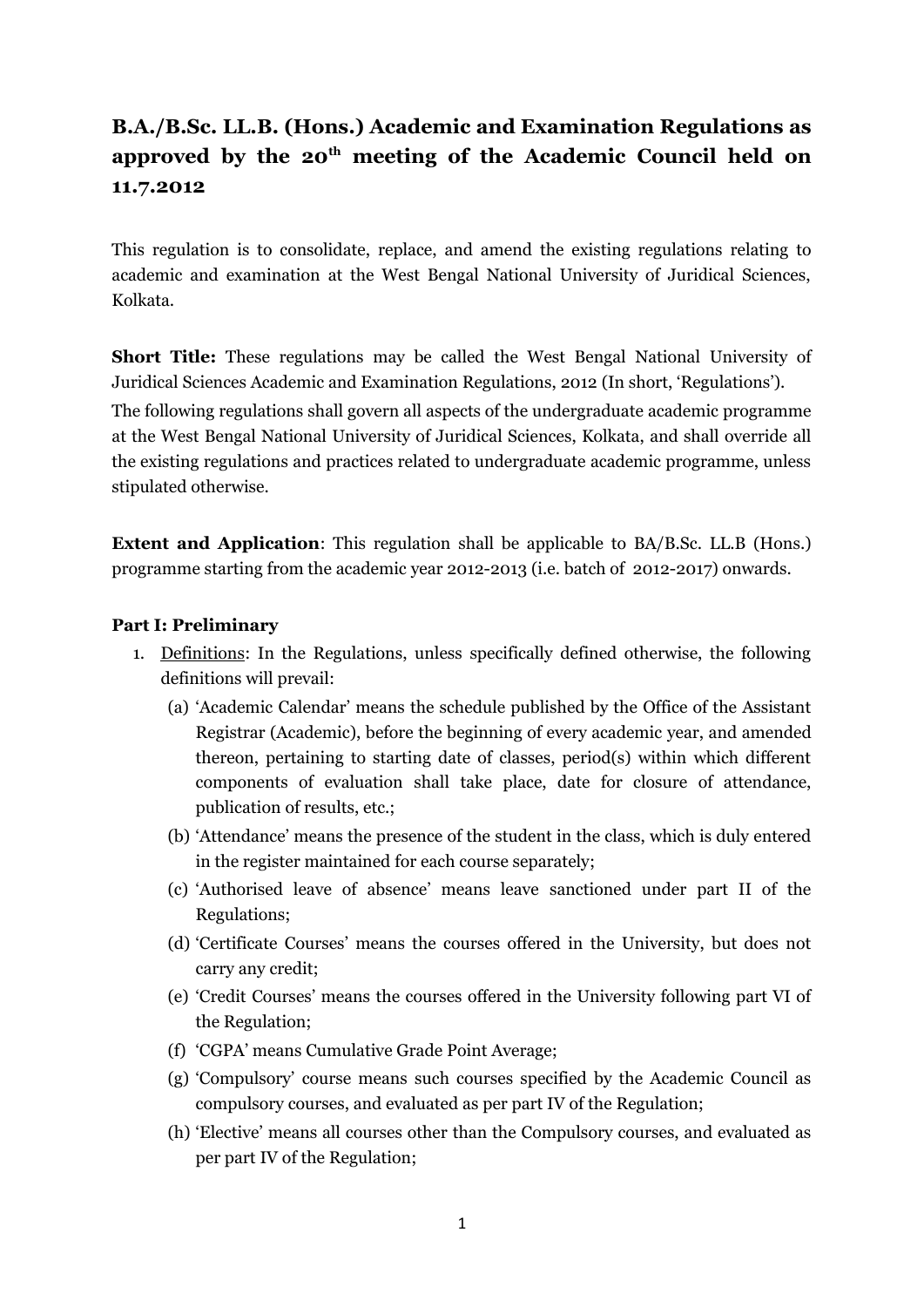# B.A./B.Sc. LL.B. (Hons.) Academic and Examination Regulations as approved by the 20th meeting of the Academic Council held on 11.7.2012

This regulation is to consolidate, replace, and amend the existing regulations relating to academic and examination at the West Bengal National University of Juridical Sciences, Kolkata.

**Short Title:** These regulations may be called the West Bengal National University of Juridical Sciences Academic and Examination Regulations, 2012 (In short, 'Regulations').

The following regulations shall govern all aspects of the undergraduate academic programme at the West Bengal National University of Juridical Sciences, Kolkata, and shall override all the existing regulations and practices related to undergraduate academic programme, unless stipulated otherwise.

**Extent and Application**: This regulation shall be applicable to BA/B.Sc. LL.B (Hons.) programme starting from the academic year 2012-2013 (i.e. batch of 2012-2017) onwards.

## Part I: Preliminary

1. Definitions: In the Regulations, unless specifically defined otherwise, the following definitions will prevail:
   - (a) 'Academic Calendar' means the schedule published by the Office of the Assistant Registrar (Academic), before the beginning of every academic year, and amended thereon, pertaining to starting date of classes, period(s) within which different components of evaluation shall take place, date for closure of attendance, publication of results, etc.;
   - (b) 'Attendance' means the presence of the student in the class, which is duly entered in the register maintained for each course separately;
   - (c) 'Authorised leave of absence' means leave sanctioned under part II of the Regulations;
   - (d) 'Certificate Courses' means the courses offered in the University, but does not carry any credit;
   - (e) 'Credit Courses' means the courses offered in the University following part VI of the Regulation;
   - (f) 'CGPA' means Cumulative Grade Point Average;
   - (g) 'Compulsory' course means such courses specified by the Academic Council as compulsory courses, and evaluated as per part IV of the Regulation;
   - (h) 'Elective' means all courses other than the Compulsory courses, and evaluated as per part IV of the Regulation;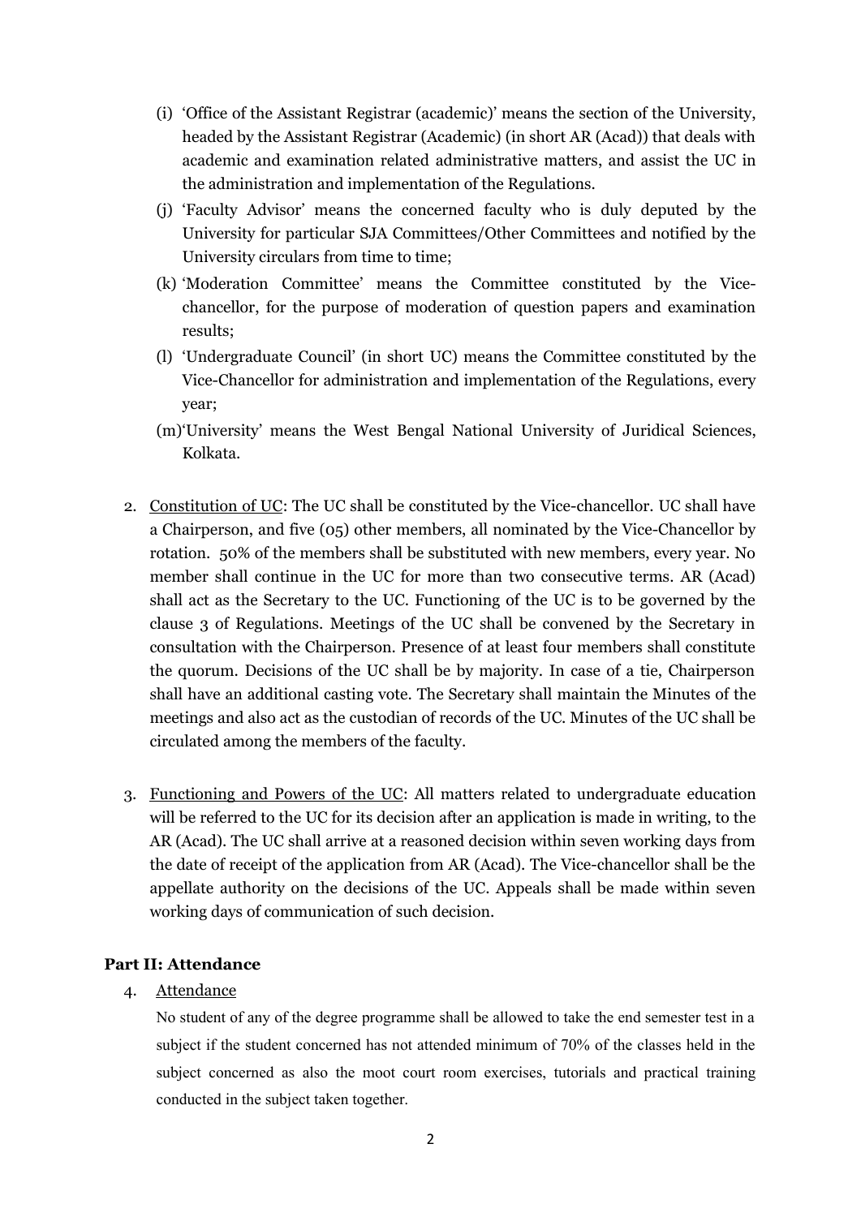(i) 'Office of the Assistant Registrar (academic)' means the section of the University, headed by the Assistant Registrar (Academic) (in short AR (Acad)) that deals with academic and examination related administrative matters, and assist the UC in the administration and implementation of the Regulations.

(j) 'Faculty Advisor' means the concerned faculty who is duly deputed by the University for particular SJA Committees/Other Committees and notified by the University circulars from time to time;

(k) 'Moderation Committee' means the Committee constituted by the Vice-chancellor, for the purpose of moderation of question papers and examination results;

(l) 'Undergraduate Council' (in short UC) means the Committee constituted by the Vice-Chancellor for administration and implementation of the Regulations, every year;

(m) 'University' means the West Bengal National University of Juridical Sciences, Kolkata.

2. <u>Constitution of UC</u>: The UC shall be constituted by the Vice-chancellor. UC shall have a Chairperson, and five (05) other members, all nominated by the Vice-Chancellor by rotation. 50% of the members shall be substituted with new members, every year. No member shall continue in the UC for more than two consecutive terms. AR (Acad) shall act as the Secretary to the UC. Functioning of the UC is to be governed by the clause 3 of Regulations. Meetings of the UC shall be convened by the Secretary in consultation with the Chairperson. Presence of at least four members shall constitute the quorum. Decisions of the UC shall be by majority. In case of a tie, Chairperson shall have an additional casting vote. The Secretary shall maintain the Minutes of the meetings and also act as the custodian of records of the UC. Minutes of the UC shall be circulated among the members of the faculty.

3. <u>Functioning and Powers of the UC</u>: All matters related to undergraduate education will be referred to the UC for its decision after an application is made in writing, to the AR (Acad). The UC shall arrive at a reasoned decision within seven working days from the date of receipt of the application from AR (Acad). The Vice-chancellor shall be the appellate authority on the decisions of the UC. Appeals shall be made within seven working days of communication of such decision.

## Part II: Attendance

4. <u>Attendance</u>

No student of any of the degree programme shall be allowed to take the end semester test in a subject if the student concerned has not attended minimum of 70% of the classes held in the subject concerned as also the moot court room exercises, tutorials and practical training conducted in the subject taken together.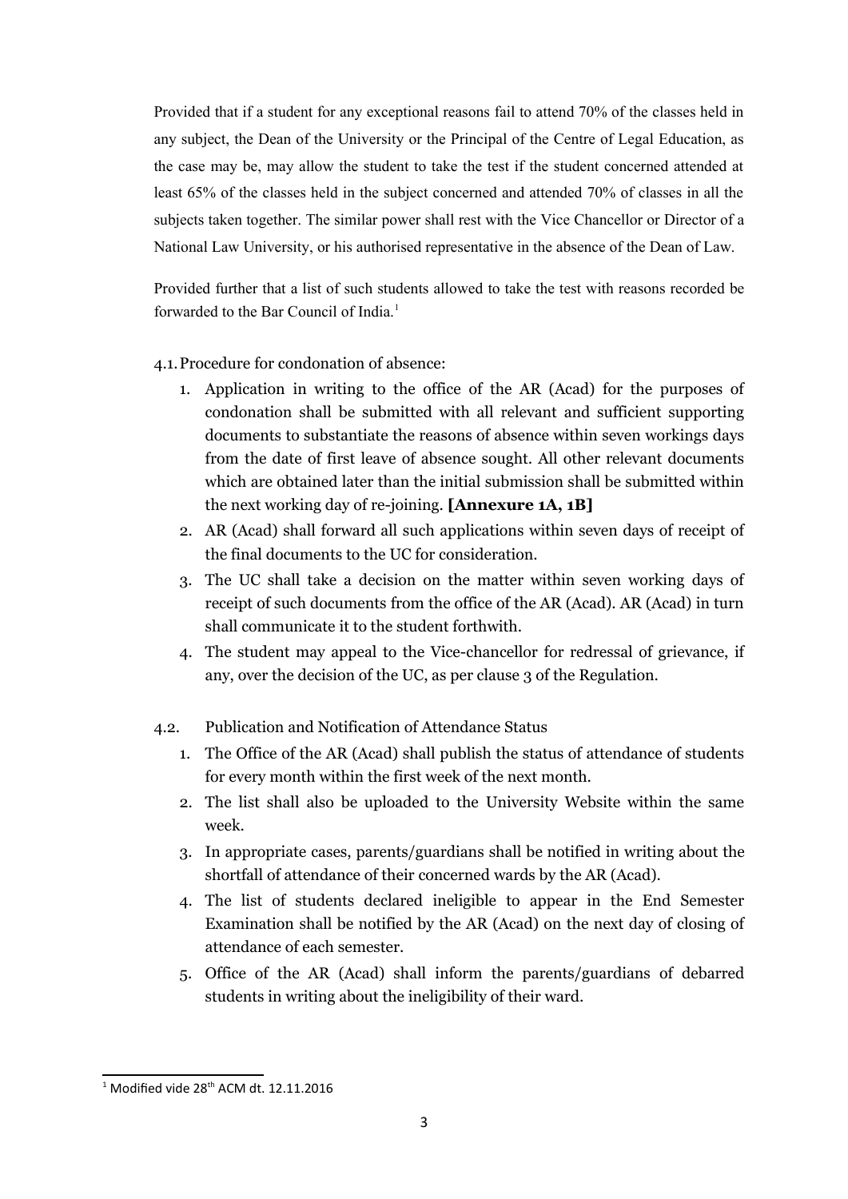Provided that if a student for any exceptional reasons fail to attend 70% of the classes held in any subject, the Dean of the University or the Principal of the Centre of Legal Education, as the case may be, may allow the student to take the test if the student concerned attended at least 65% of the classes held in the subject concerned and attended 70% of classes in all the subjects taken together. The similar power shall rest with the Vice Chancellor or Director of a National Law University, or his authorised representative in the absence of the Dean of Law.

Provided further that a list of such students allowed to take the test with reasons recorded be forwarded to the Bar Council of India.[1]

4.1. Procedure for condonation of absence:

1. Application in writing to the office of the AR (Acad) for the purposes of condonation shall be submitted with all relevant and sufficient supporting documents to substantiate the reasons of absence within seven workings days from the date of first leave of absence sought. All other relevant documents which are obtained later than the initial submission shall be submitted within the next working day of re-joining. **[Annexure 1A, 1B]**
2. AR (Acad) shall forward all such applications within seven days of receipt of the final documents to the UC for consideration.
3. The UC shall take a decision on the matter within seven working days of receipt of such documents from the office of the AR (Acad). AR (Acad) in turn shall communicate it to the student forthwith.
4. The student may appeal to the Vice-chancellor for redressal of grievance, if any, over the decision of the UC, as per clause 3 of the Regulation.

4.2. Publication and Notification of Attendance Status

1. The Office of the AR (Acad) shall publish the status of attendance of students for every month within the first week of the next month.
2. The list shall also be uploaded to the University Website within the same week.
3. In appropriate cases, parents/guardians shall be notified in writing about the shortfall of attendance of their concerned wards by the AR (Acad).
4. The list of students declared ineligible to appear in the End Semester Examination shall be notified by the AR (Acad) on the next day of closing of attendance of each semester.
5. Office of the AR (Acad) shall inform the parents/guardians of debarred students in writing about the ineligibility of their ward.

[1] Modified vide 28th ACM dt. 12.11.2016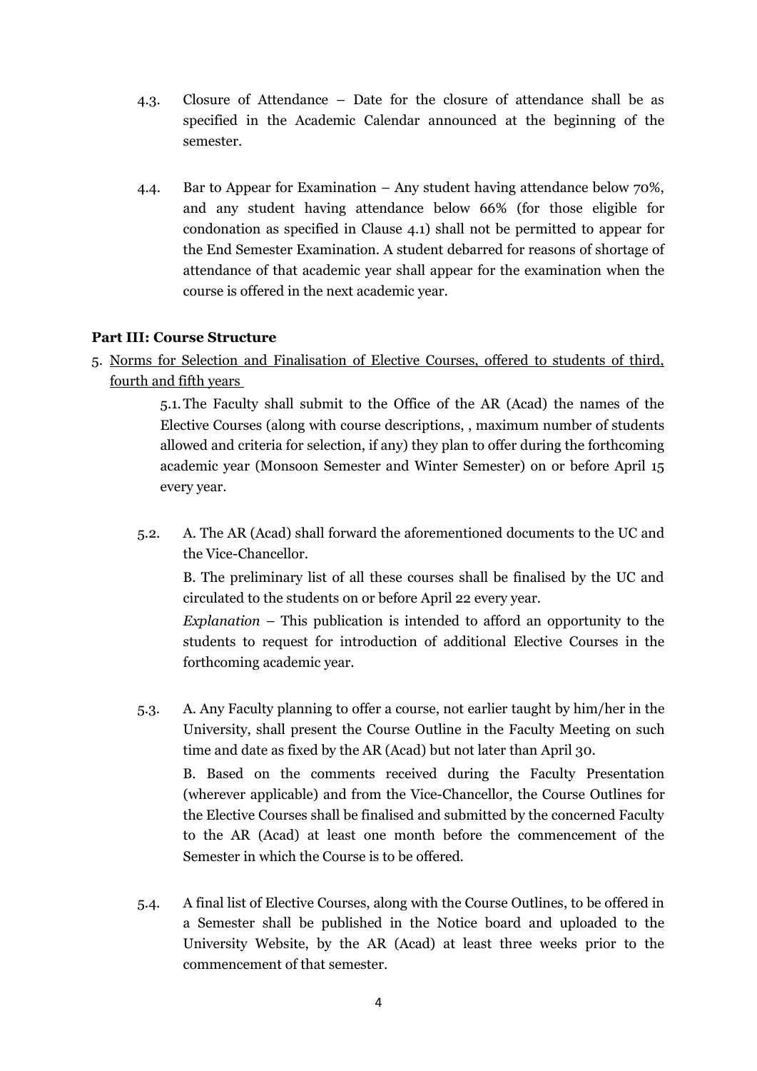4.3. Closure of Attendance – Date for the closure of attendance shall be as specified in the Academic Calendar announced at the beginning of the semester.

4.4. Bar to Appear for Examination – Any student having attendance below 70%, and any student having attendance below 66% (for those eligible for condonation as specified in Clause 4.1) shall not be permitted to appear for the End Semester Examination. A student debarred for reasons of shortage of attendance of that academic year shall appear for the examination when the course is offered in the next academic year.

**Part III: Course Structure**

5. Norms for Selection and Finalisation of Elective Courses, offered to students of third, fourth and fifth years

5.1. The Faculty shall submit to the Office of the AR (Acad) the names of the Elective Courses (along with course descriptions, , maximum number of students allowed and criteria for selection, if any) they plan to offer during the forthcoming academic year (Monsoon Semester and Winter Semester) on or before April 15 every year.

5.2. A. The AR (Acad) shall forward the aforementioned documents to the UC and the Vice-Chancellor.

B. The preliminary list of all these courses shall be finalised by the UC and circulated to the students on or before April 22 every year.

*Explanation* – This publication is intended to afford an opportunity to the students to request for introduction of additional Elective Courses in the forthcoming academic year.

5.3. A. Any Faculty planning to offer a course, not earlier taught by him/her in the University, shall present the Course Outline in the Faculty Meeting on such time and date as fixed by the AR (Acad) but not later than April 30.

B. Based on the comments received during the Faculty Presentation (wherever applicable) and from the Vice-Chancellor, the Course Outlines for the Elective Courses shall be finalised and submitted by the concerned Faculty to the AR (Acad) at least one month before the commencement of the Semester in which the Course is to be offered.

5.4. A final list of Elective Courses, along with the Course Outlines, to be offered in a Semester shall be published in the Notice board and uploaded to the University Website, by the AR (Acad) at least three weeks prior to the commencement of that semester.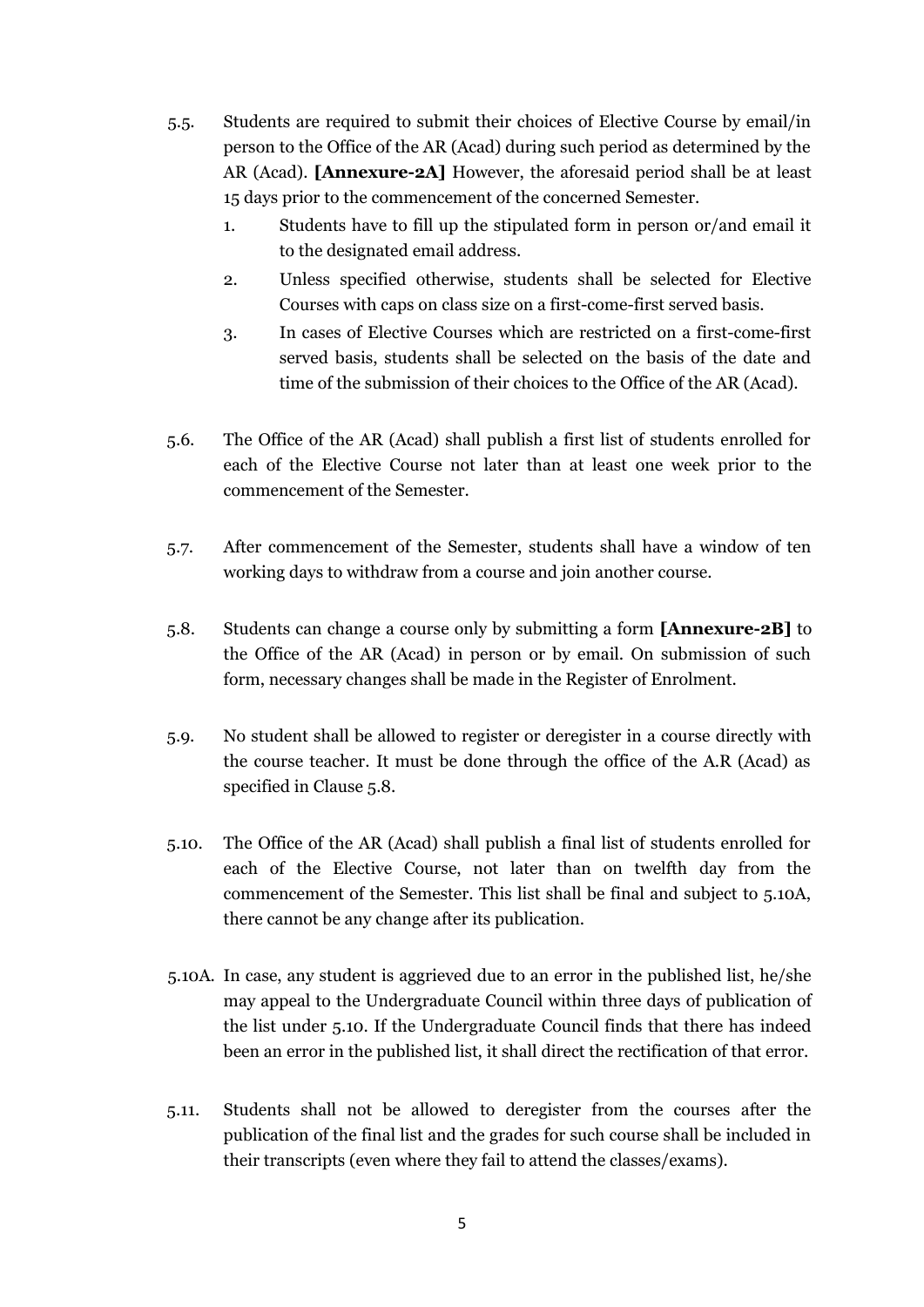5.5. Students are required to submit their choices of Elective Course by email/in person to the Office of the AR (Acad) during such period as determined by the AR (Acad). **[Annexure-2A]** However, the aforesaid period shall be at least 15 days prior to the commencement of the concerned Semester.

1. Students have to fill up the stipulated form in person or/and email it to the designated email address.
2. Unless specified otherwise, students shall be selected for Elective Courses with caps on class size on a first-come-first served basis.
3. In cases of Elective Courses which are restricted on a first-come-first served basis, students shall be selected on the basis of the date and time of the submission of their choices to the Office of the AR (Acad).

5.6. The Office of the AR (Acad) shall publish a first list of students enrolled for each of the Elective Course not later than at least one week prior to the commencement of the Semester.

5.7. After commencement of the Semester, students shall have a window of ten working days to withdraw from a course and join another course.

5.8. Students can change a course only by submitting a form **[Annexure-2B]** to the Office of the AR (Acad) in person or by email. On submission of such form, necessary changes shall be made in the Register of Enrolment.

5.9. No student shall be allowed to register or deregister in a course directly with the course teacher. It must be done through the office of the A.R (Acad) as specified in Clause 5.8.

5.10. The Office of the AR (Acad) shall publish a final list of students enrolled for each of the Elective Course, not later than on twelfth day from the commencement of the Semester. This list shall be final and subject to 5.10A, there cannot be any change after its publication.

5.10A. In case, any student is aggrieved due to an error in the published list, he/she may appeal to the Undergraduate Council within three days of publication of the list under 5.10. If the Undergraduate Council finds that there has indeed been an error in the published list, it shall direct the rectification of that error.

5.11. Students shall not be allowed to deregister from the courses after the publication of the final list and the grades for such course shall be included in their transcripts (even where they fail to attend the classes/exams).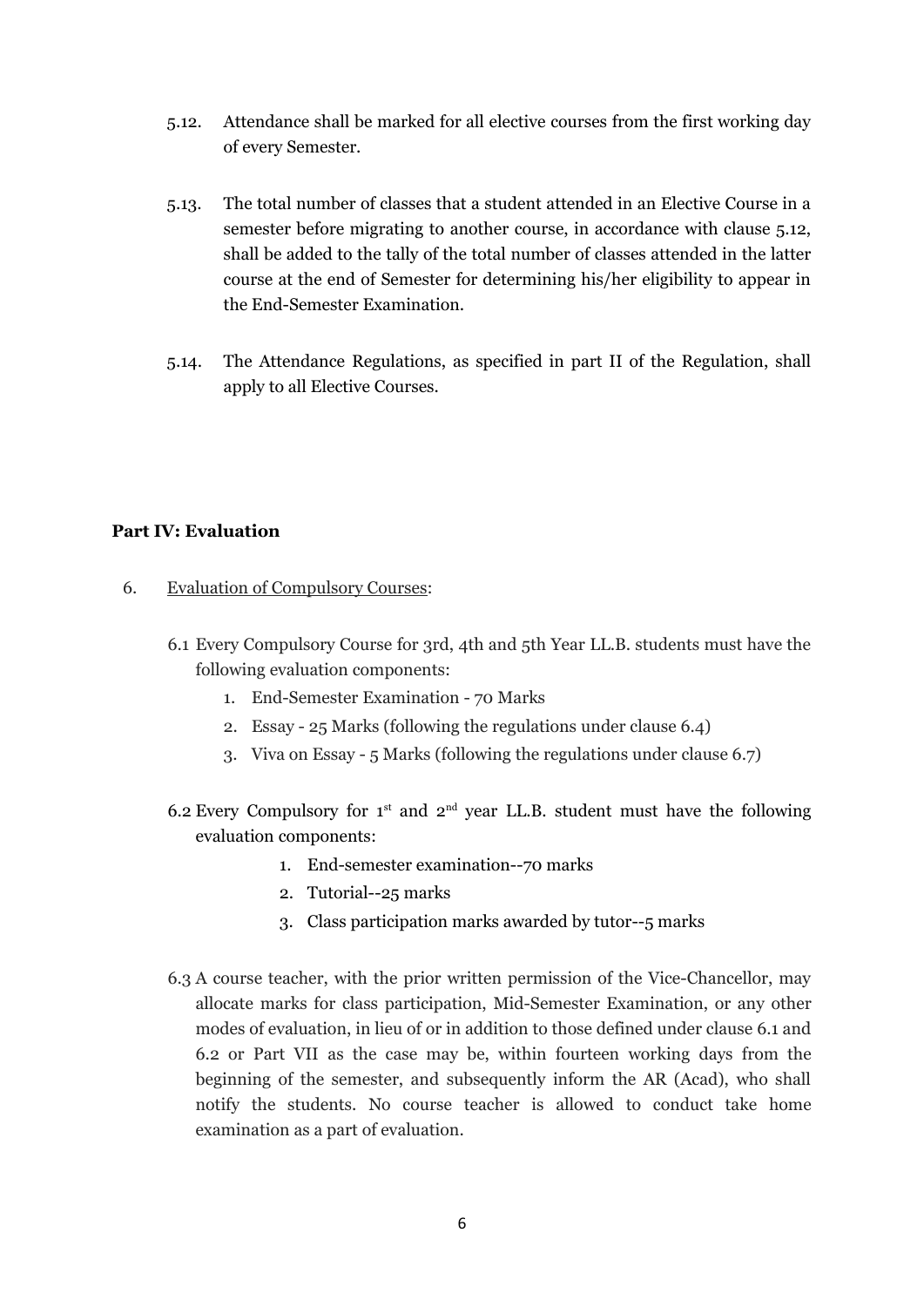5.12. Attendance shall be marked for all elective courses from the first working day of every Semester.

5.13. The total number of classes that a student attended in an Elective Course in a semester before migrating to another course, in accordance with clause 5.12, shall be added to the tally of the total number of classes attended in the latter course at the end of Semester for determining his/her eligibility to appear in the End-Semester Examination.

5.14. The Attendance Regulations, as specified in part II of the Regulation, shall apply to all Elective Courses.

**Part IV: Evaluation**

6. Evaluation of Compulsory Courses:

6.1 Every Compulsory Course for 3rd, 4th and 5th Year LL.B. students must have the following evaluation components:

1. End-Semester Examination - 70 Marks
2. Essay - 25 Marks (following the regulations under clause 6.4)
3. Viva on Essay - 5 Marks (following the regulations under clause 6.7)

6.2 Every Compulsory for 1st and 2nd year LL.B. student must have the following evaluation components:

1. End-semester examination--70 marks
2. Tutorial--25 marks
3. Class participation marks awarded by tutor--5 marks

6.3 A course teacher, with the prior written permission of the Vice-Chancellor, may allocate marks for class participation, Mid-Semester Examination, or any other modes of evaluation, in lieu of or in addition to those defined under clause 6.1 and 6.2 or Part VII as the case may be, within fourteen working days from the beginning of the semester, and subsequently inform the AR (Acad), who shall notify the students. No course teacher is allowed to conduct take home examination as a part of evaluation.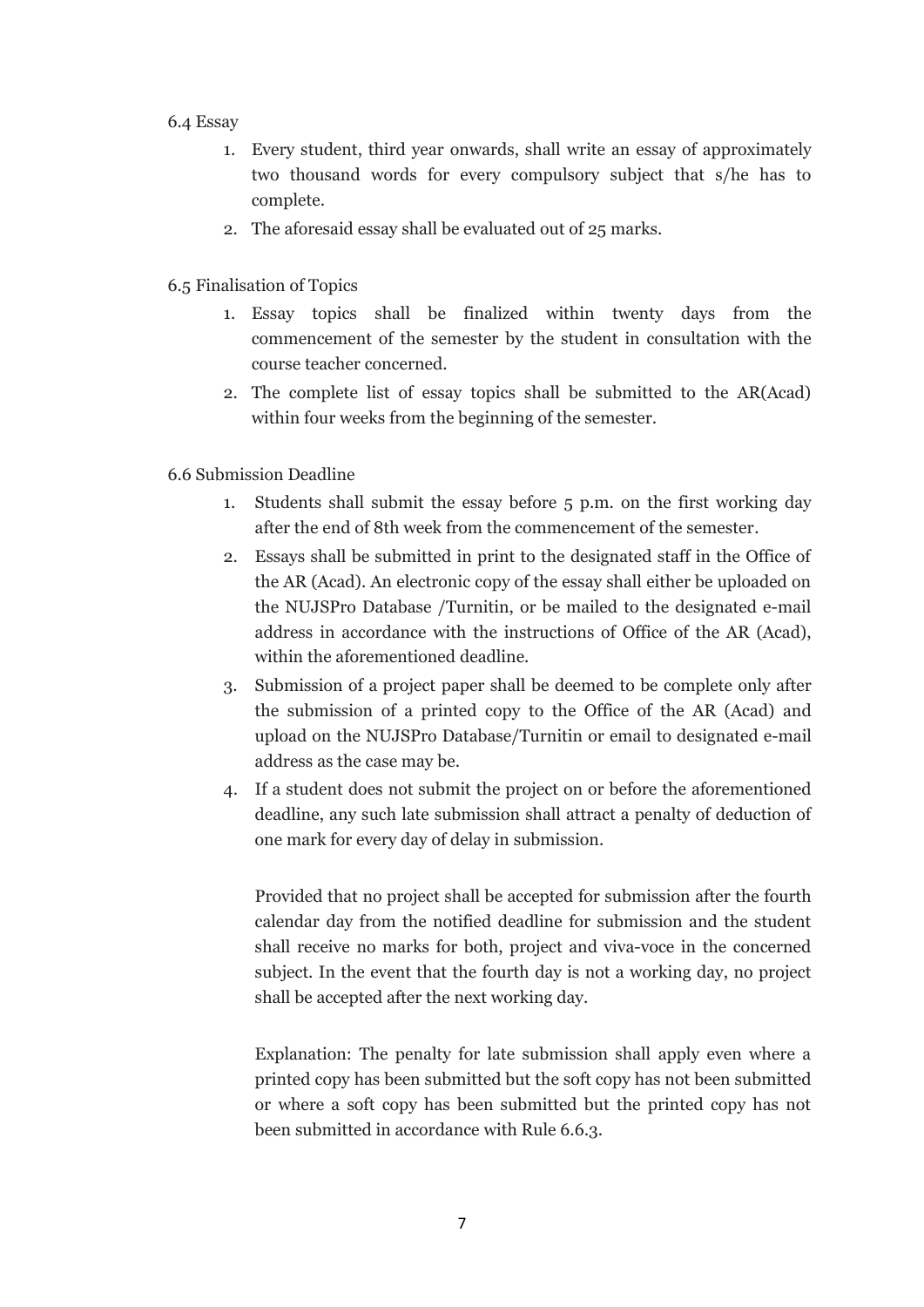6.4 Essay

1. Every student, third year onwards, shall write an essay of approximately two thousand words for every compulsory subject that s/he has to complete.
2. The aforesaid essay shall be evaluated out of 25 marks.

6.5 Finalisation of Topics

1. Essay topics shall be finalized within twenty days from the commencement of the semester by the student in consultation with the course teacher concerned.
2. The complete list of essay topics shall be submitted to the AR(Acad) within four weeks from the beginning of the semester.

6.6 Submission Deadline

1. Students shall submit the essay before 5 p.m. on the first working day after the end of 8th week from the commencement of the semester.
2. Essays shall be submitted in print to the designated staff in the Office of the AR (Acad). An electronic copy of the essay shall either be uploaded on the NUJSPro Database /Turnitin, or be mailed to the designated e-mail address in accordance with the instructions of Office of the AR (Acad), within the aforementioned deadline.
3. Submission of a project paper shall be deemed to be complete only after the submission of a printed copy to the Office of the AR (Acad) and upload on the NUJSPro Database/Turnitin or email to designated e-mail address as the case may be.
4. If a student does not submit the project on or before the aforementioned deadline, any such late submission shall attract a penalty of deduction of one mark for every day of delay in submission.

   Provided that no project shall be accepted for submission after the fourth calendar day from the notified deadline for submission and the student shall receive no marks for both, project and viva-voce in the concerned subject. In the event that the fourth day is not a working day, no project shall be accepted after the next working day.

   Explanation: The penalty for late submission shall apply even where a printed copy has been submitted but the soft copy has not been submitted or where a soft copy has been submitted but the printed copy has not been submitted in accordance with Rule 6.6.3.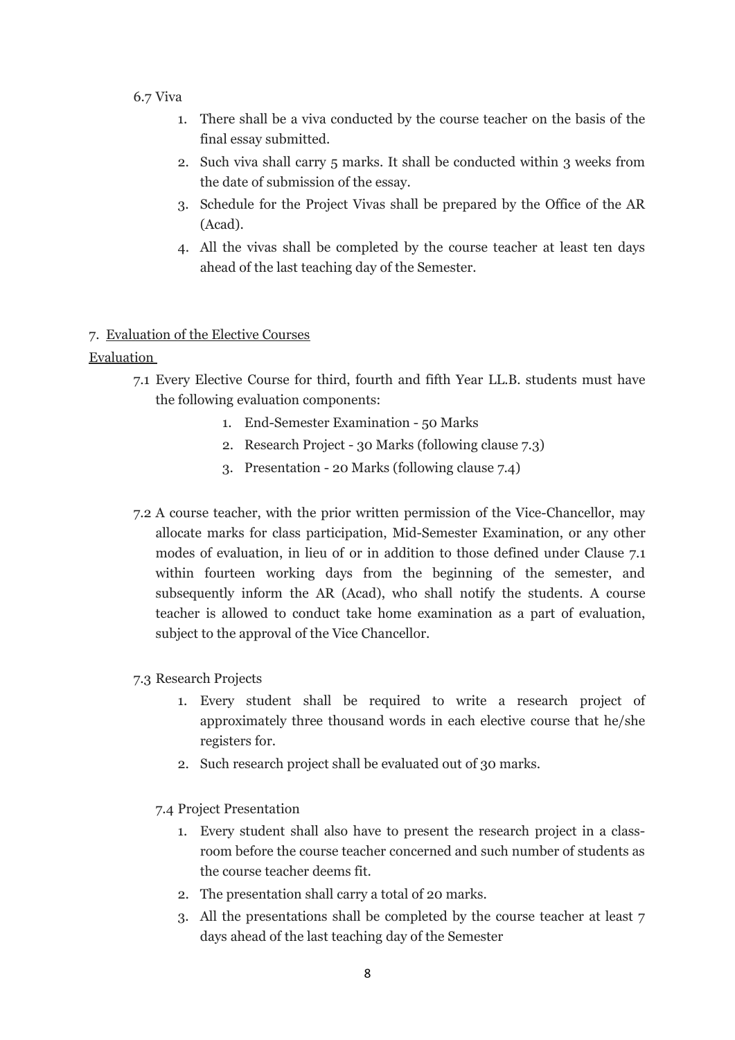6.7 Viva

1. There shall be a viva conducted by the course teacher on the basis of the final essay submitted.
2. Such viva shall carry 5 marks. It shall be conducted within 3 weeks from the date of submission of the essay.
3. Schedule for the Project Vivas shall be prepared by the Office of the AR (Acad).
4. All the vivas shall be completed by the course teacher at least ten days ahead of the last teaching day of the Semester.

7. <u>Evaluation of the Elective Courses</u>

<u>Evaluation</u>

7.1 Every Elective Course for third, fourth and fifth Year LL.B. students must have the following evaluation components:

1. End-Semester Examination - 50 Marks
2. Research Project - 30 Marks (following clause 7.3)
3. Presentation - 20 Marks (following clause 7.4)

7.2 A course teacher, with the prior written permission of the Vice-Chancellor, may allocate marks for class participation, Mid-Semester Examination, or any other modes of evaluation, in lieu of or in addition to those defined under Clause 7.1 within fourteen working days from the beginning of the semester, and subsequently inform the AR (Acad), who shall notify the students. A course teacher is allowed to conduct take home examination as a part of evaluation, subject to the approval of the Vice Chancellor.

7.3 Research Projects

1. Every student shall be required to write a research project of approximately three thousand words in each elective course that he/she registers for.
2. Such research project shall be evaluated out of 30 marks.

7.4 Project Presentation

1. Every student shall also have to present the research project in a class-room before the course teacher concerned and such number of students as the course teacher deems fit.
2. The presentation shall carry a total of 20 marks.
3. All the presentations shall be completed by the course teacher at least 7 days ahead of the last teaching day of the Semester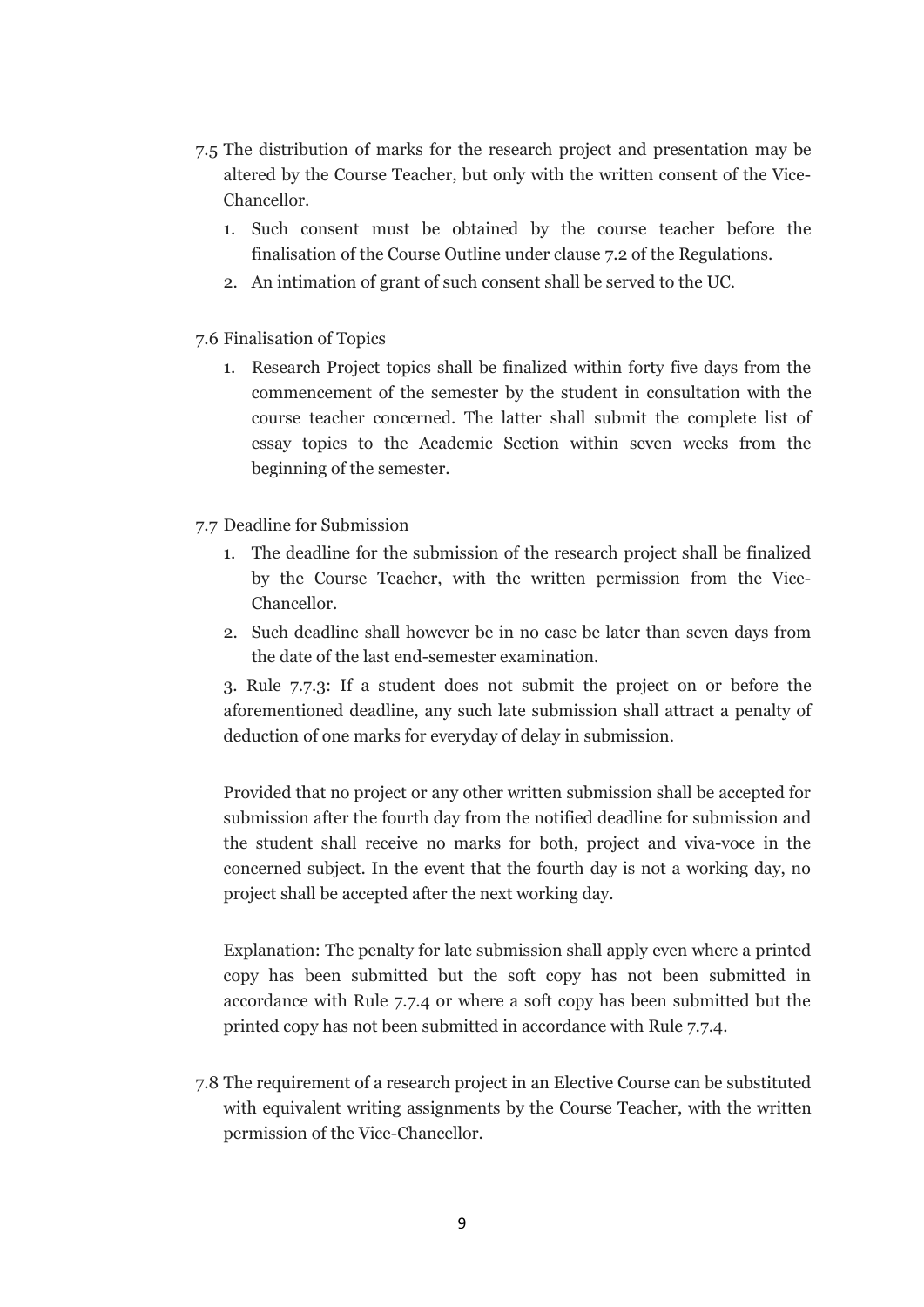7.5 The distribution of marks for the research project and presentation may be altered by the Course Teacher, but only with the written consent of the Vice-Chancellor.

1. Such consent must be obtained by the course teacher before the finalisation of the Course Outline under clause 7.2 of the Regulations.
2. An intimation of grant of such consent shall be served to the UC.

7.6 Finalisation of Topics

1. Research Project topics shall be finalized within forty five days from the commencement of the semester by the student in consultation with the course teacher concerned. The latter shall submit the complete list of essay topics to the Academic Section within seven weeks from the beginning of the semester.

7.7 Deadline for Submission

1. The deadline for the submission of the research project shall be finalized by the Course Teacher, with the written permission from the Vice-Chancellor.
2. Such deadline shall however be in no case be later than seven days from the date of the last end-semester examination.
3. Rule 7.7.3: If a student does not submit the project on or before the aforementioned deadline, any such late submission shall attract a penalty of deduction of one marks for everyday of delay in submission.

   Provided that no project or any other written submission shall be accepted for submission after the fourth day from the notified deadline for submission and the student shall receive no marks for both, project and viva-voce in the concerned subject. In the event that the fourth day is not a working day, no project shall be accepted after the next working day.

   Explanation: The penalty for late submission shall apply even where a printed copy has been submitted but the soft copy has not been submitted in accordance with Rule 7.7.4 or where a soft copy has been submitted but the printed copy has not been submitted in accordance with Rule 7.7.4.

7.8 The requirement of a research project in an Elective Course can be substituted with equivalent writing assignments by the Course Teacher, with the written permission of the Vice-Chancellor.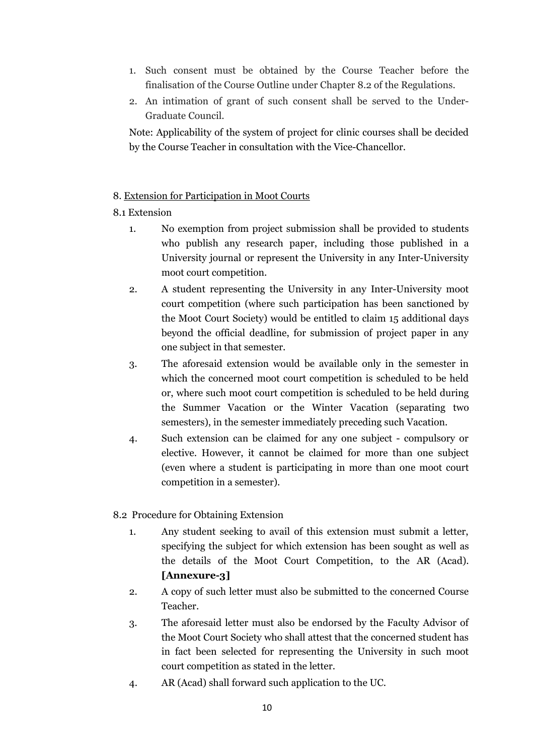1. Such consent must be obtained by the Course Teacher before the finalisation of the Course Outline under Chapter 8.2 of the Regulations.
2. An intimation of grant of such consent shall be served to the Under-Graduate Council.

Note: Applicability of the system of project for clinic courses shall be decided by the Course Teacher in consultation with the Vice-Chancellor.

8. <u>Extension for Participation in Moot Courts</u>

8.1 Extension

1. No exemption from project submission shall be provided to students who publish any research paper, including those published in a University journal or represent the University in any Inter-University moot court competition.
2. A student representing the University in any Inter-University moot court competition (where such participation has been sanctioned by the Moot Court Society) would be entitled to claim 15 additional days beyond the official deadline, for submission of project paper in any one subject in that semester.
3. The aforesaid extension would be available only in the semester in which the concerned moot court competition is scheduled to be held or, where such moot court competition is scheduled to be held during the Summer Vacation or the Winter Vacation (separating two semesters), in the semester immediately preceding such Vacation.
4. Such extension can be claimed for any one subject - compulsory or elective. However, it cannot be claimed for more than one subject (even where a student is participating in more than one moot court competition in a semester).

8.2 Procedure for Obtaining Extension

1. Any student seeking to avail of this extension must submit a letter, specifying the subject for which extension has been sought as well as the details of the Moot Court Competition, to the AR (Acad). **[Annexure-3]**
2. A copy of such letter must also be submitted to the concerned Course Teacher.
3. The aforesaid letter must also be endorsed by the Faculty Advisor of the Moot Court Society who shall attest that the concerned student has in fact been selected for representing the University in such moot court competition as stated in the letter.
4. AR (Acad) shall forward such application to the UC.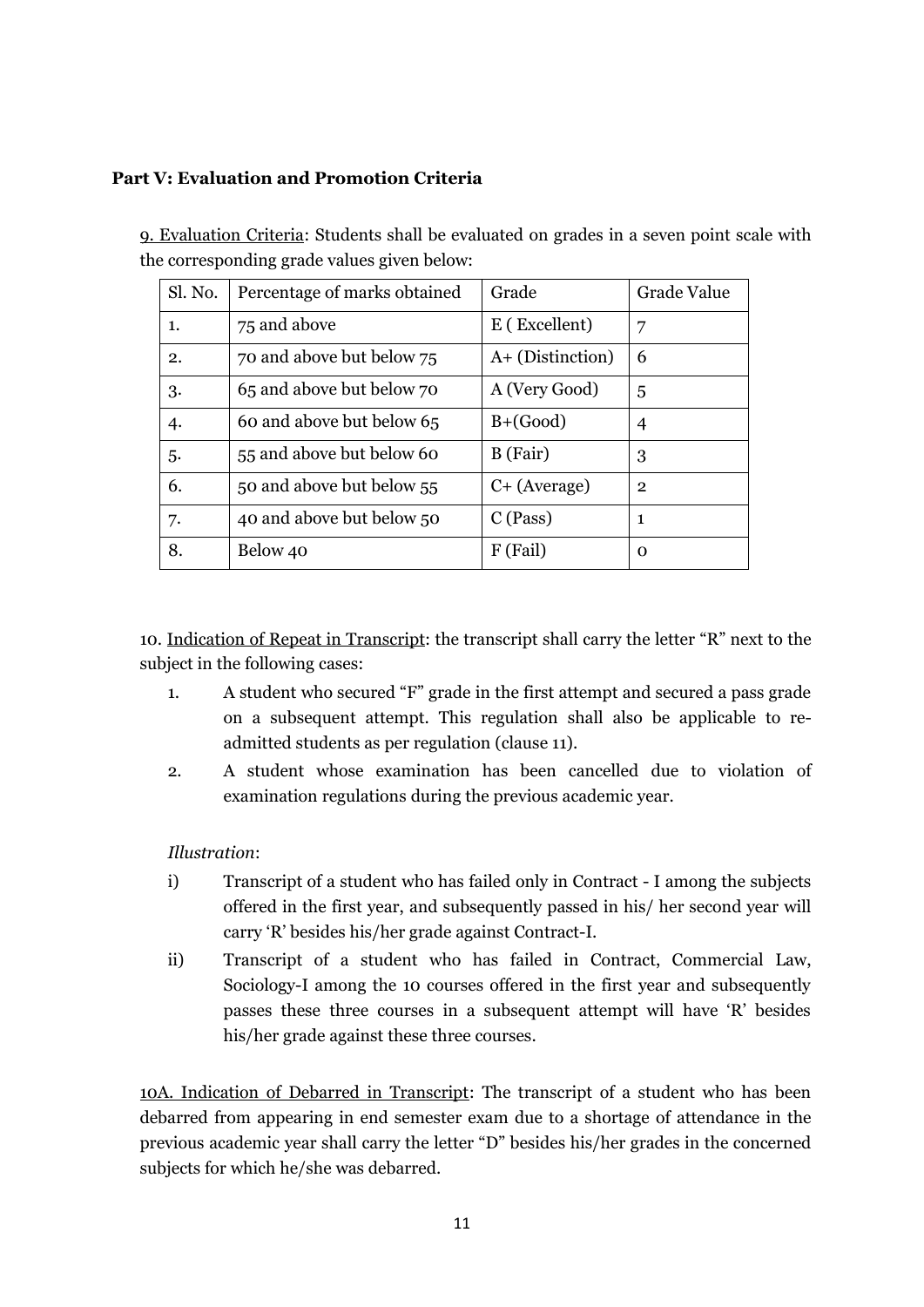**Part V: Evaluation and Promotion Criteria**

9. Evaluation Criteria: Students shall be evaluated on grades in a seven point scale with the corresponding grade values given below:

| Sl. No. | Percentage of marks obtained | Grade | Grade Value |
|---|---|---|---|
| 1. | 75 and above | E ( Excellent) | 7 |
| 2. | 70 and above but below 75 | A+ (Distinction) | 6 |
| 3. | 65 and above but below 70 | A (Very Good) | 5 |
| 4. | 60 and above but below 65 | B+(Good) | 4 |
| 5. | 55 and above but below 60 | B (Fair) | 3 |
| 6. | 50 and above but below 55 | C+ (Average) | 2 |
| 7. | 40 and above but below 50 | C (Pass) | 1 |
| 8. | Below 40 | F (Fail) | 0 |

10. Indication of Repeat in Transcript: the transcript shall carry the letter "R" next to the subject in the following cases:

1. A student who secured "F" grade in the first attempt and secured a pass grade on a subsequent attempt. This regulation shall also be applicable to re-admitted students as per regulation (clause 11).
2. A student whose examination has been cancelled due to violation of examination regulations during the previous academic year.

*Illustration*:

i) Transcript of a student who has failed only in Contract - I among the subjects offered in the first year, and subsequently passed in his/ her second year will carry 'R' besides his/her grade against Contract-I.

ii) Transcript of a student who has failed in Contract, Commercial Law, Sociology-I among the 10 courses offered in the first year and subsequently passes these three courses in a subsequent attempt will have 'R' besides his/her grade against these three courses.

10A. Indication of Debarred in Transcript: The transcript of a student who has been debarred from appearing in end semester exam due to a shortage of attendance in the previous academic year shall carry the letter "D" besides his/her grades in the concerned subjects for which he/she was debarred.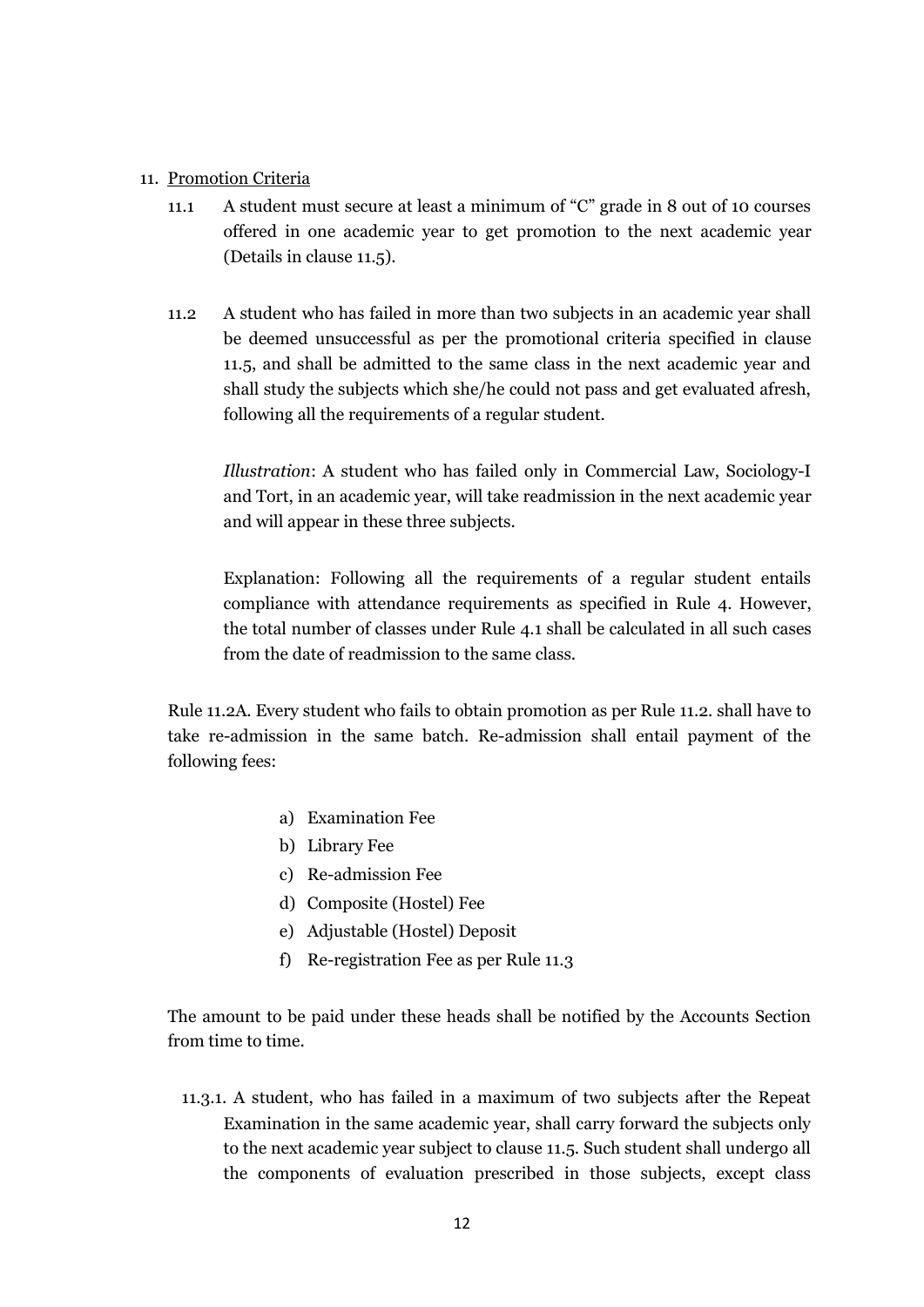11. Promotion Criteria

11.1 A student must secure at least a minimum of "C" grade in 8 out of 10 courses offered in one academic year to get promotion to the next academic year (Details in clause 11.5).

11.2 A student who has failed in more than two subjects in an academic year shall be deemed unsuccessful as per the promotional criteria specified in clause 11.5, and shall be admitted to the same class in the next academic year and shall study the subjects which she/he could not pass and get evaluated afresh, following all the requirements of a regular student.

*Illustration*: A student who has failed only in Commercial Law, Sociology-I and Tort, in an academic year, will take readmission in the next academic year and will appear in these three subjects.

Explanation: Following all the requirements of a regular student entails compliance with attendance requirements as specified in Rule 4. However, the total number of classes under Rule 4.1 shall be calculated in all such cases from the date of readmission to the same class.

Rule 11.2A. Every student who fails to obtain promotion as per Rule 11.2. shall have to take re-admission in the same batch. Re-admission shall entail payment of the following fees:

a) Examination Fee
b) Library Fee
c) Re-admission Fee
d) Composite (Hostel) Fee
e) Adjustable (Hostel) Deposit
f) Re-registration Fee as per Rule 11.3

The amount to be paid under these heads shall be notified by the Accounts Section from time to time.

11.3.1. A student, who has failed in a maximum of two subjects after the Repeat Examination in the same academic year, shall carry forward the subjects only to the next academic year subject to clause 11.5. Such student shall undergo all the components of evaluation prescribed in those subjects, except class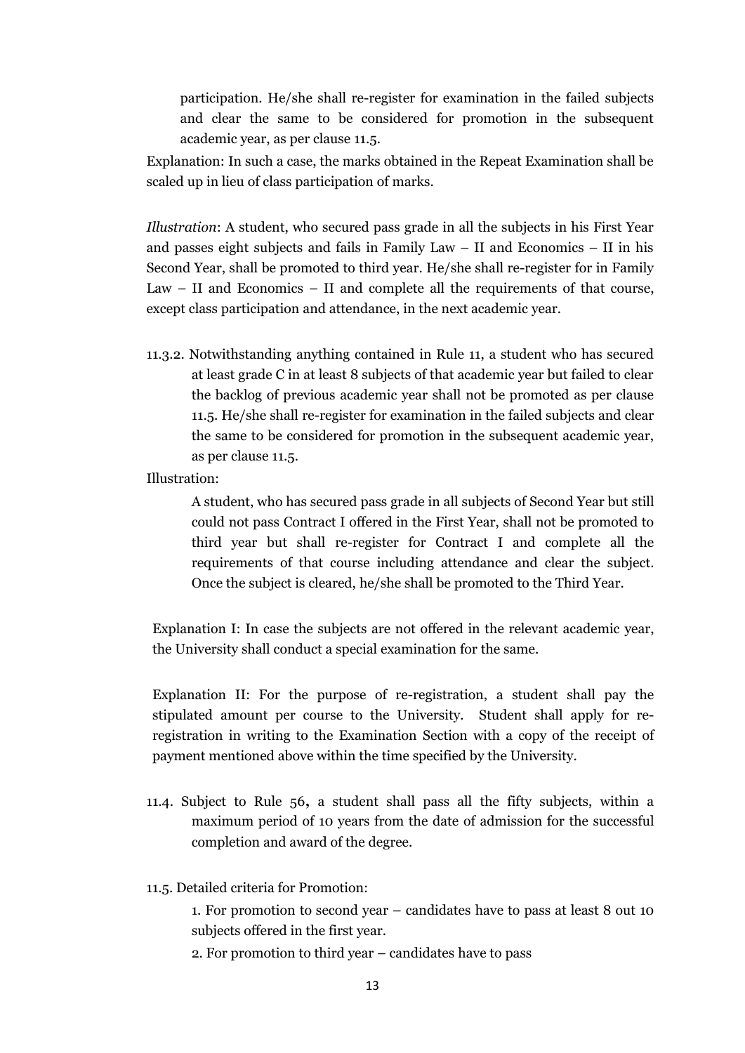participation. He/she shall re-register for examination in the failed subjects and clear the same to be considered for promotion in the subsequent academic year, as per clause 11.5.

Explanation: In such a case, the marks obtained in the Repeat Examination shall be scaled up in lieu of class participation of marks.

*Illustration*: A student, who secured pass grade in all the subjects in his First Year and passes eight subjects and fails in Family Law – II and Economics – II in his Second Year, shall be promoted to third year. He/she shall re-register for in Family Law – II and Economics – II and complete all the requirements of that course, except class participation and attendance, in the next academic year.

11.3.2. Notwithstanding anything contained in Rule 11, a student who has secured at least grade C in at least 8 subjects of that academic year but failed to clear the backlog of previous academic year shall not be promoted as per clause 11.5. He/she shall re-register for examination in the failed subjects and clear the same to be considered for promotion in the subsequent academic year, as per clause 11.5.

Illustration:

A student, who has secured pass grade in all subjects of Second Year but still could not pass Contract I offered in the First Year, shall not be promoted to third year but shall re-register for Contract I and complete all the requirements of that course including attendance and clear the subject. Once the subject is cleared, he/she shall be promoted to the Third Year.

Explanation I: In case the subjects are not offered in the relevant academic year, the University shall conduct a special examination for the same.

Explanation II: For the purpose of re-registration, a student shall pay the stipulated amount per course to the University. Student shall apply for re-registration in writing to the Examination Section with a copy of the receipt of payment mentioned above within the time specified by the University.

11.4. Subject to Rule 56**,** a student shall pass all the fifty subjects, within a maximum period of 10 years from the date of admission for the successful completion and award of the degree.

11.5. Detailed criteria for Promotion:

1. For promotion to second year – candidates have to pass at least 8 out 10 subjects offered in the first year.
2. For promotion to third year – candidates have to pass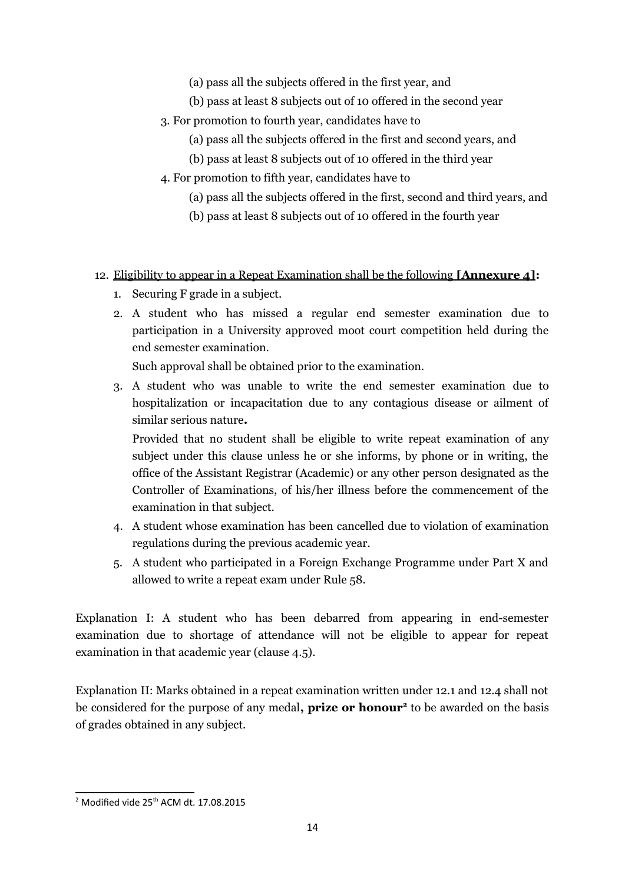(a) pass all the subjects offered in the first year, and

(b) pass at least 8 subjects out of 10 offered in the second year

3. For promotion to fourth year, candidates have to

   (a) pass all the subjects offered in the first and second years, and

   (b) pass at least 8 subjects out of 10 offered in the third year

4. For promotion to fifth year, candidates have to

   (a) pass all the subjects offered in the first, second and third years, and

   (b) pass at least 8 subjects out of 10 offered in the fourth year

12. Eligibility to appear in a Repeat Examination shall be the following **[Annexure 4]:**
    1. Securing F grade in a subject.
    2. A student who has missed a regular end semester examination due to participation in a University approved moot court competition held during the end semester examination.

       Such approval shall be obtained prior to the examination.
    3. A student who was unable to write the end semester examination due to hospitalization or incapacitation due to any contagious disease or ailment of similar serious nature**.**

       Provided that no student shall be eligible to write repeat examination of any subject under this clause unless he or she informs, by phone or in writing, the office of the Assistant Registrar (Academic) or any other person designated as the Controller of Examinations, of his/her illness before the commencement of the examination in that subject.
    4. A student whose examination has been cancelled due to violation of examination regulations during the previous academic year.
    5. A student who participated in a Foreign Exchange Programme under Part X and allowed to write a repeat exam under Rule 58.

Explanation I: A student who has been debarred from appearing in end-semester examination due to shortage of attendance will not be eligible to appear for repeat examination in that academic year (clause 4.5).

Explanation II: Marks obtained in a repeat examination written under 12.1 and 12.4 shall not be considered for the purpose of any medal**, prize or honour**[2] to be awarded on the basis of grades obtained in any subject.

---

[2] Modified vide 25th ACM dt. 17.08.2015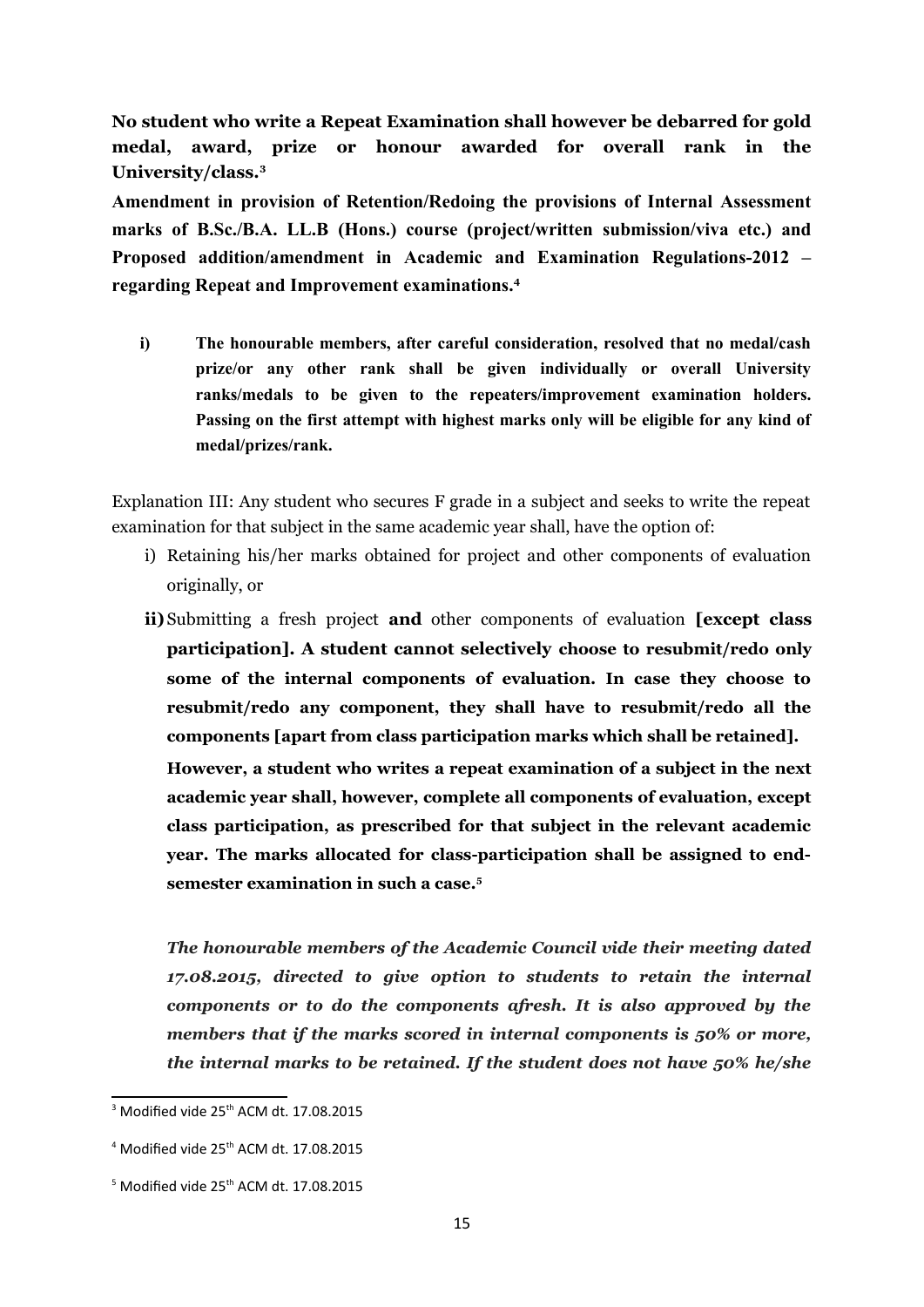**No student who write a Repeat Examination shall however be debarred for gold medal, award, prize or honour awarded for overall rank in the University/class.**[3]

**Amendment in provision of Retention/Redoing the provisions of Internal Assessment marks of B.Sc./B.A. LL.B (Hons.) course (project/written submission/viva etc.) and Proposed addition/amendment in Academic and Examination Regulations-2012 – regarding Repeat and Improvement examinations.**[4]

i) **The honourable members, after careful consideration, resolved that no medal/cash prize/or any other rank shall be given individually or overall University ranks/medals to be given to the repeaters/improvement examination holders. Passing on the first attempt with highest marks only will be eligible for any kind of medal/prizes/rank.**

Explanation III: Any student who secures F grade in a subject and seeks to write the repeat examination for that subject in the same academic year shall, have the option of:

i) Retaining his/her marks obtained for project and other components of evaluation originally, or

**ii)** Submitting a fresh project **and** other components of evaluation **[except class participation]. A student cannot selectively choose to resubmit/redo only some of the internal components of evaluation. In case they choose to resubmit/redo any component, they shall have to resubmit/redo all the components [apart from class participation marks which shall be retained].**

**However, a student who writes a repeat examination of a subject in the next academic year shall, however, complete all components of evaluation, except class participation, as prescribed for that subject in the relevant academic year. The marks allocated for class-participation shall be assigned to end-semester examination in such a case.**[5]

***The honourable members of the Academic Council vide their meeting dated 17.08.2015, directed to give option to students to retain the internal components or to do the components afresh. It is also approved by the members that if the marks scored in internal components is 50% or more, the internal marks to be retained. If the student does not have 50% he/she***

---

[3] Modified vide 25th ACM dt. 17.08.2015

[4] Modified vide 25th ACM dt. 17.08.2015

[5] Modified vide 25th ACM dt. 17.08.2015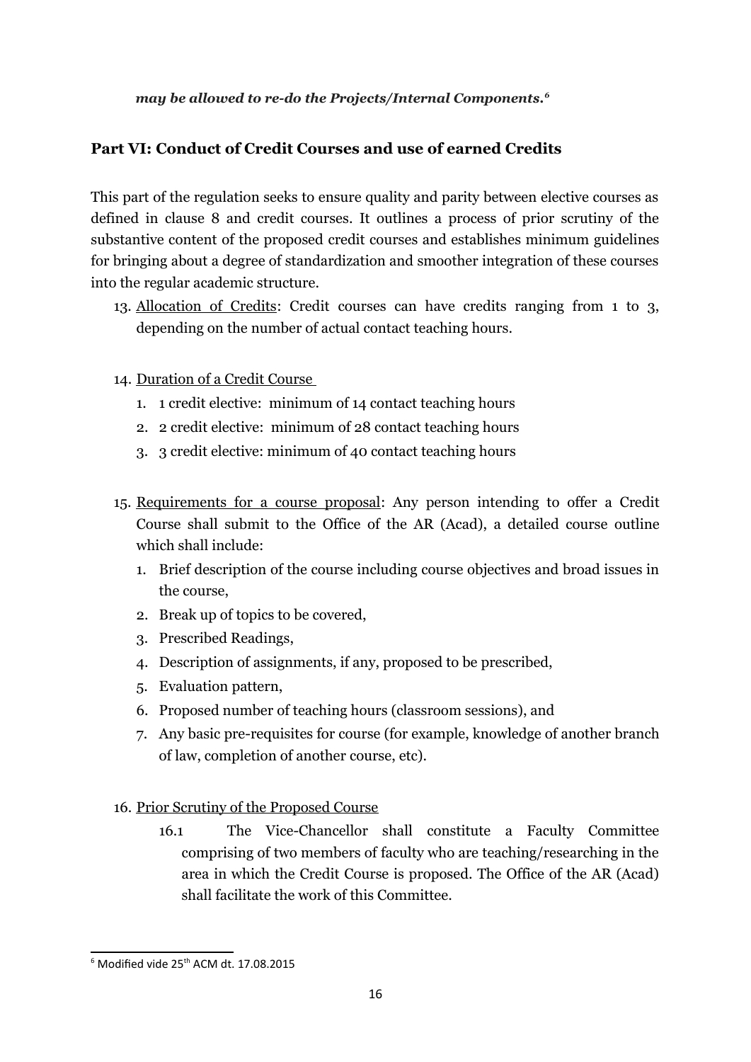***may be allowed to re-do the Projects/Internal Components.***[6]

## Part VI: Conduct of Credit Courses and use of earned Credits

This part of the regulation seeks to ensure quality and parity between elective courses as defined in clause 8 and credit courses. It outlines a process of prior scrutiny of the substantive content of the proposed credit courses and establishes minimum guidelines for bringing about a degree of standardization and smoother integration of these courses into the regular academic structure.

13. Allocation of Credits: Credit courses can have credits ranging from 1 to 3, depending on the number of actual contact teaching hours.

14. Duration of a Credit Course
    1. 1 credit elective: minimum of 14 contact teaching hours
    2. 2 credit elective: minimum of 28 contact teaching hours
    3. 3 credit elective: minimum of 40 contact teaching hours

15. Requirements for a course proposal: Any person intending to offer a Credit Course shall submit to the Office of the AR (Acad), a detailed course outline which shall include:
    1. Brief description of the course including course objectives and broad issues in the course,
    2. Break up of topics to be covered,
    3. Prescribed Readings,
    4. Description of assignments, if any, proposed to be prescribed,
    5. Evaluation pattern,
    6. Proposed number of teaching hours (classroom sessions), and
    7. Any basic pre-requisites for course (for example, knowledge of another branch of law, completion of another course, etc).

16. Prior Scrutiny of the Proposed Course

    16.1 The Vice-Chancellor shall constitute a Faculty Committee comprising of two members of faculty who are teaching/researching in the area in which the Credit Course is proposed. The Office of the AR (Acad) shall facilitate the work of this Committee.

---

[6] Modified vide 25th ACM dt. 17.08.2015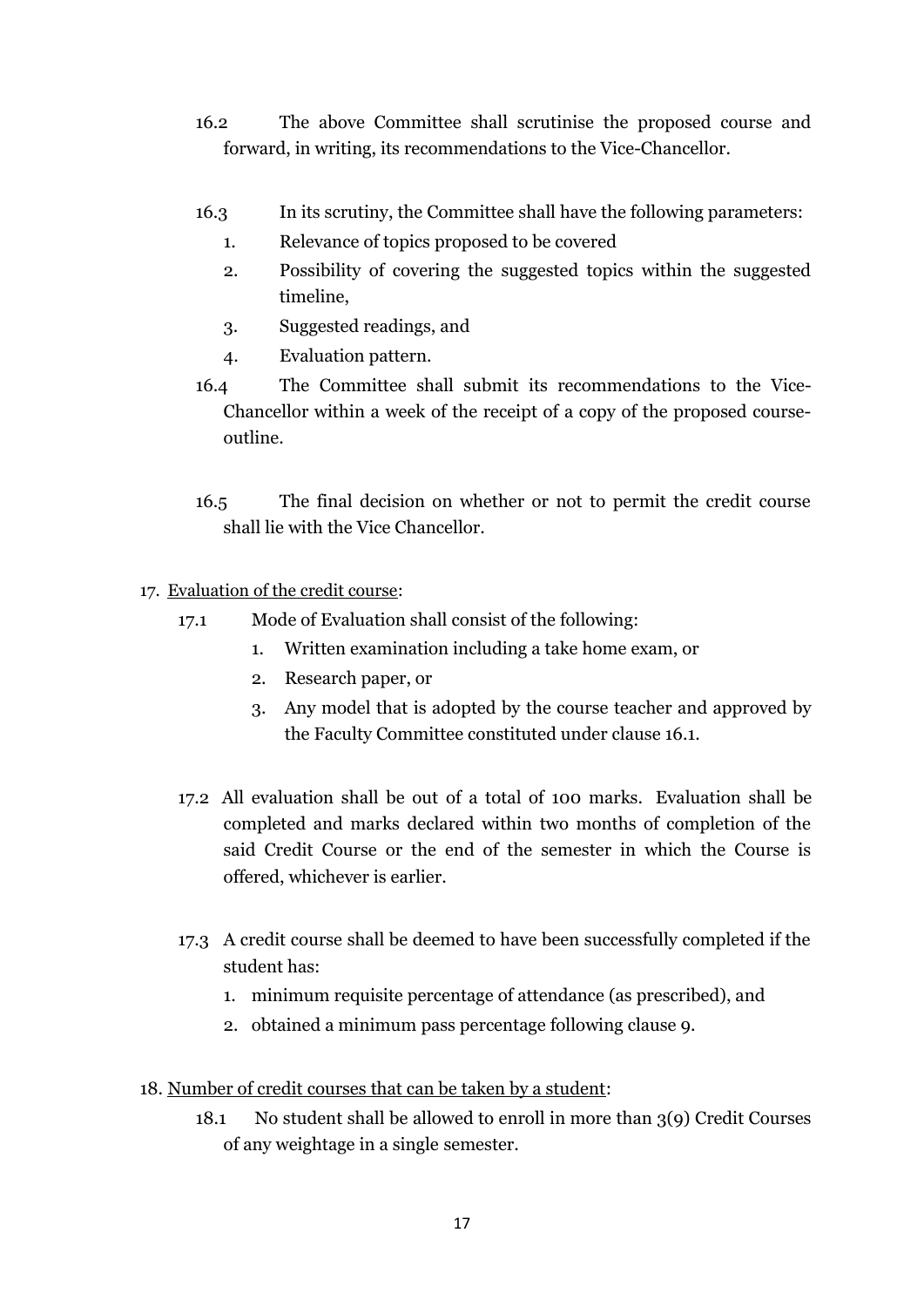16.2 The above Committee shall scrutinise the proposed course and forward, in writing, its recommendations to the Vice-Chancellor.

16.3 In its scrutiny, the Committee shall have the following parameters:

1. Relevance of topics proposed to be covered
2. Possibility of covering the suggested topics within the suggested timeline,
3. Suggested readings, and
4. Evaluation pattern.

16.4 The Committee shall submit its recommendations to the Vice-Chancellor within a week of the receipt of a copy of the proposed course-outline.

16.5 The final decision on whether or not to permit the credit course shall lie with the Vice Chancellor.

17. <u>Evaluation of the credit course</u>:

17.1 Mode of Evaluation shall consist of the following:

1. Written examination including a take home exam, or
2. Research paper, or
3. Any model that is adopted by the course teacher and approved by the Faculty Committee constituted under clause 16.1.

17.2 All evaluation shall be out of a total of 100 marks. Evaluation shall be completed and marks declared within two months of completion of the said Credit Course or the end of the semester in which the Course is offered, whichever is earlier.

17.3 A credit course shall be deemed to have been successfully completed if the student has:

1. minimum requisite percentage of attendance (as prescribed), and
2. obtained a minimum pass percentage following clause 9.

18. <u>Number of credit courses that can be taken by a student</u>:

18.1 No student shall be allowed to enroll in more than 3(9) Credit Courses of any weightage in a single semester.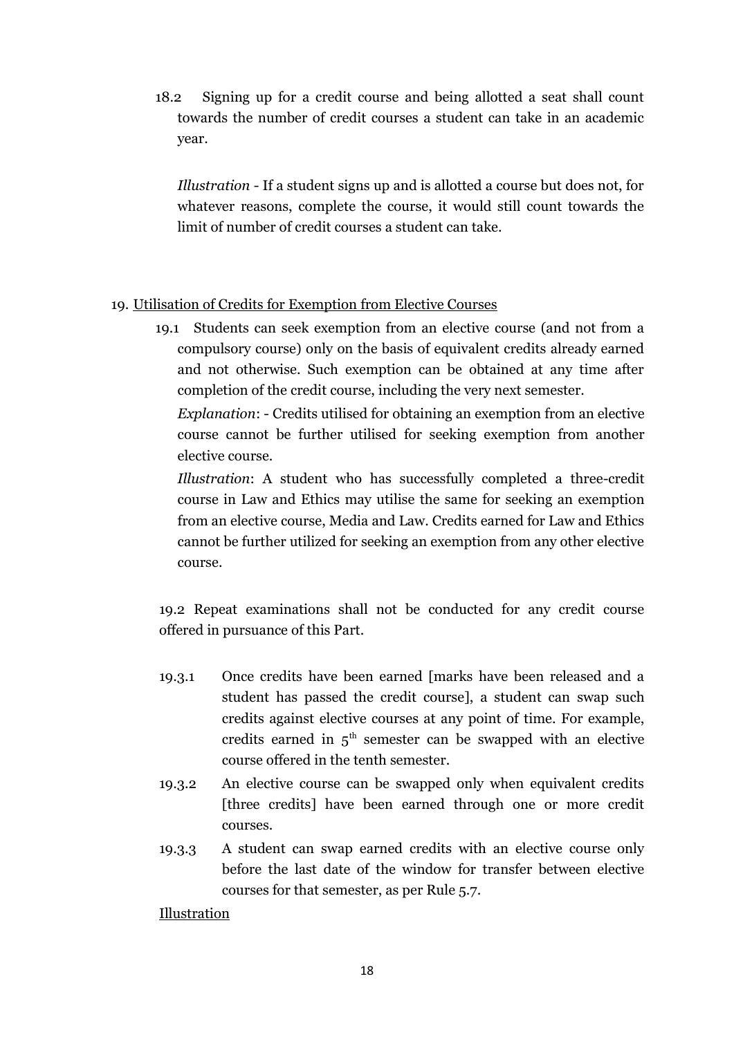18.2 Signing up for a credit course and being allotted a seat shall count towards the number of credit courses a student can take in an academic year.

*Illustration* - If a student signs up and is allotted a course but does not, for whatever reasons, complete the course, it would still count towards the limit of number of credit courses a student can take.

19. <u>Utilisation of Credits for Exemption from Elective Courses</u>

19.1 Students can seek exemption from an elective course (and not from a compulsory course) only on the basis of equivalent credits already earned and not otherwise. Such exemption can be obtained at any time after completion of the credit course, including the very next semester.

*Explanation*: - Credits utilised for obtaining an exemption from an elective course cannot be further utilised for seeking exemption from another elective course.

*Illustration*: A student who has successfully completed a three-credit course in Law and Ethics may utilise the same for seeking an exemption from an elective course, Media and Law. Credits earned for Law and Ethics cannot be further utilized for seeking an exemption from any other elective course.

19.2 Repeat examinations shall not be conducted for any credit course offered in pursuance of this Part.

19.3.1 Once credits have been earned [marks have been released and a student has passed the credit course], a student can swap such credits against elective courses at any point of time. For example, credits earned in $5^{th}$ semester can be swapped with an elective course offered in the tenth semester.

19.3.2 An elective course can be swapped only when equivalent credits [three credits] have been earned through one or more credit courses.

19.3.3 A student can swap earned credits with an elective course only before the last date of the window for transfer between elective courses for that semester, as per Rule 5.7.

<u>Illustration</u>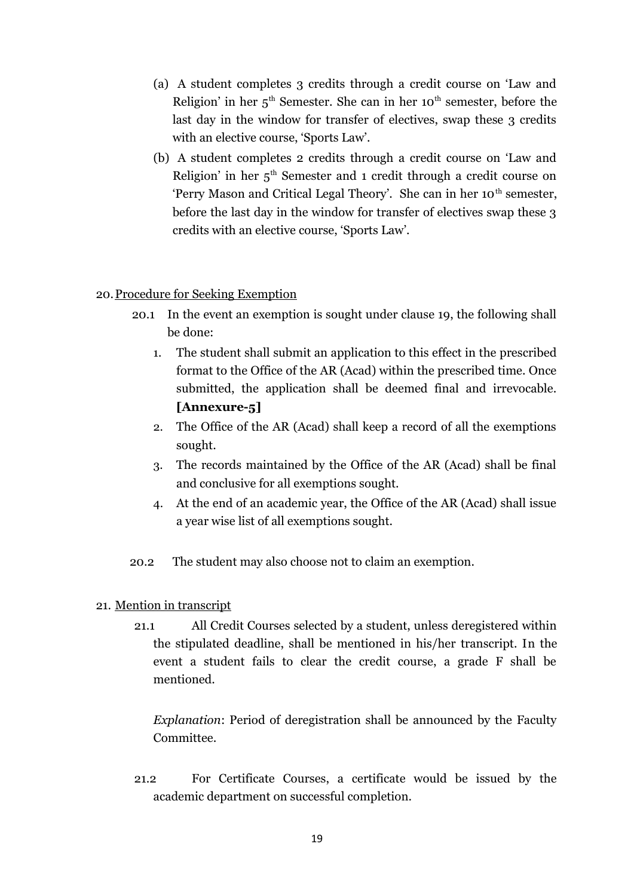(a) A student completes 3 credits through a credit course on 'Law and Religion' in her 5th Semester. She can in her 10th semester, before the last day in the window for transfer of electives, swap these 3 credits with an elective course, 'Sports Law'.

(b) A student completes 2 credits through a credit course on 'Law and Religion' in her 5th Semester and 1 credit through a credit course on 'Perry Mason and Critical Legal Theory'. She can in her 10th semester, before the last day in the window for transfer of electives swap these 3 credits with an elective course, 'Sports Law'.

20. Procedure for Seeking Exemption

20.1 In the event an exemption is sought under clause 19, the following shall be done:

1. The student shall submit an application to this effect in the prescribed format to the Office of the AR (Acad) within the prescribed time. Once submitted, the application shall be deemed final and irrevocable. **[Annexure-5]**
2. The Office of the AR (Acad) shall keep a record of all the exemptions sought.
3. The records maintained by the Office of the AR (Acad) shall be final and conclusive for all exemptions sought.
4. At the end of an academic year, the Office of the AR (Acad) shall issue a year wise list of all exemptions sought.

20.2 The student may also choose not to claim an exemption.

21. Mention in transcript

21.1 All Credit Courses selected by a student, unless deregistered within the stipulated deadline, shall be mentioned in his/her transcript. In the event a student fails to clear the credit course, a grade F shall be mentioned.

*Explanation*: Period of deregistration shall be announced by the Faculty Committee.

21.2 For Certificate Courses, a certificate would be issued by the academic department on successful completion.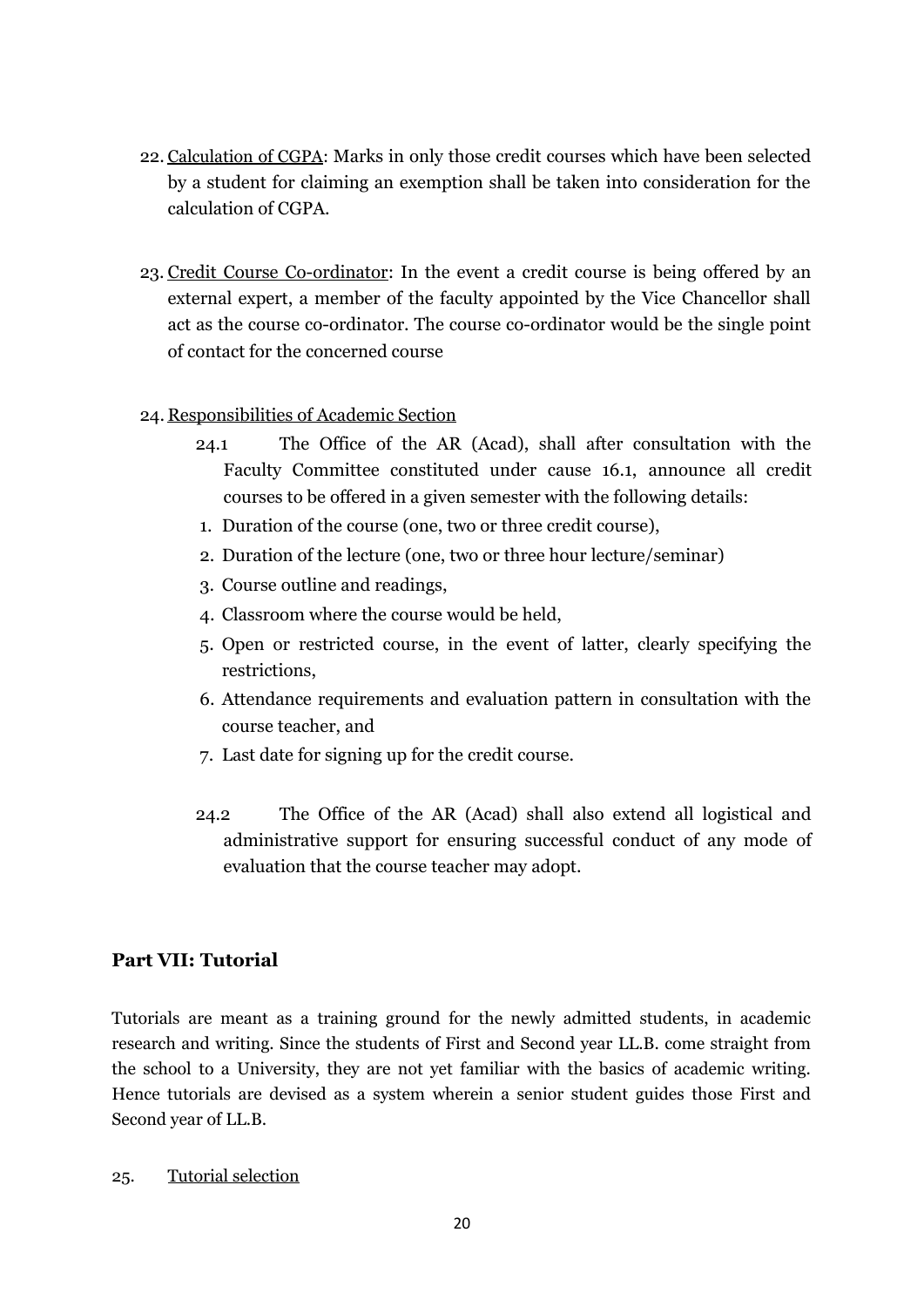22. <u>Calculation of CGPA</u>: Marks in only those credit courses which have been selected by a student for claiming an exemption shall be taken into consideration for the calculation of CGPA.

23. <u>Credit Course Co-ordinator</u>: In the event a credit course is being offered by an external expert, a member of the faculty appointed by the Vice Chancellor shall act as the course co-ordinator. The course co-ordinator would be the single point of contact for the concerned course

24. <u>Responsibilities of Academic Section</u>

    24.1 The Office of the AR (Acad), shall after consultation with the Faculty Committee constituted under cause 16.1, announce all credit courses to be offered in a given semester with the following details:

    1. Duration of the course (one, two or three credit course),
    2. Duration of the lecture (one, two or three hour lecture/seminar)
    3. Course outline and readings,
    4. Classroom where the course would be held,
    5. Open or restricted course, in the event of latter, clearly specifying the restrictions,
    6. Attendance requirements and evaluation pattern in consultation with the course teacher, and
    7. Last date for signing up for the credit course.

    24.2 The Office of the AR (Acad) shall also extend all logistical and administrative support for ensuring successful conduct of any mode of evaluation that the course teacher may adopt.

## Part VII: Tutorial

Tutorials are meant as a training ground for the newly admitted students, in academic research and writing. Since the students of First and Second year LL.B. come straight from the school to a University, they are not yet familiar with the basics of academic writing. Hence tutorials are devised as a system wherein a senior student guides those First and Second year of LL.B.

25. <u>Tutorial selection</u>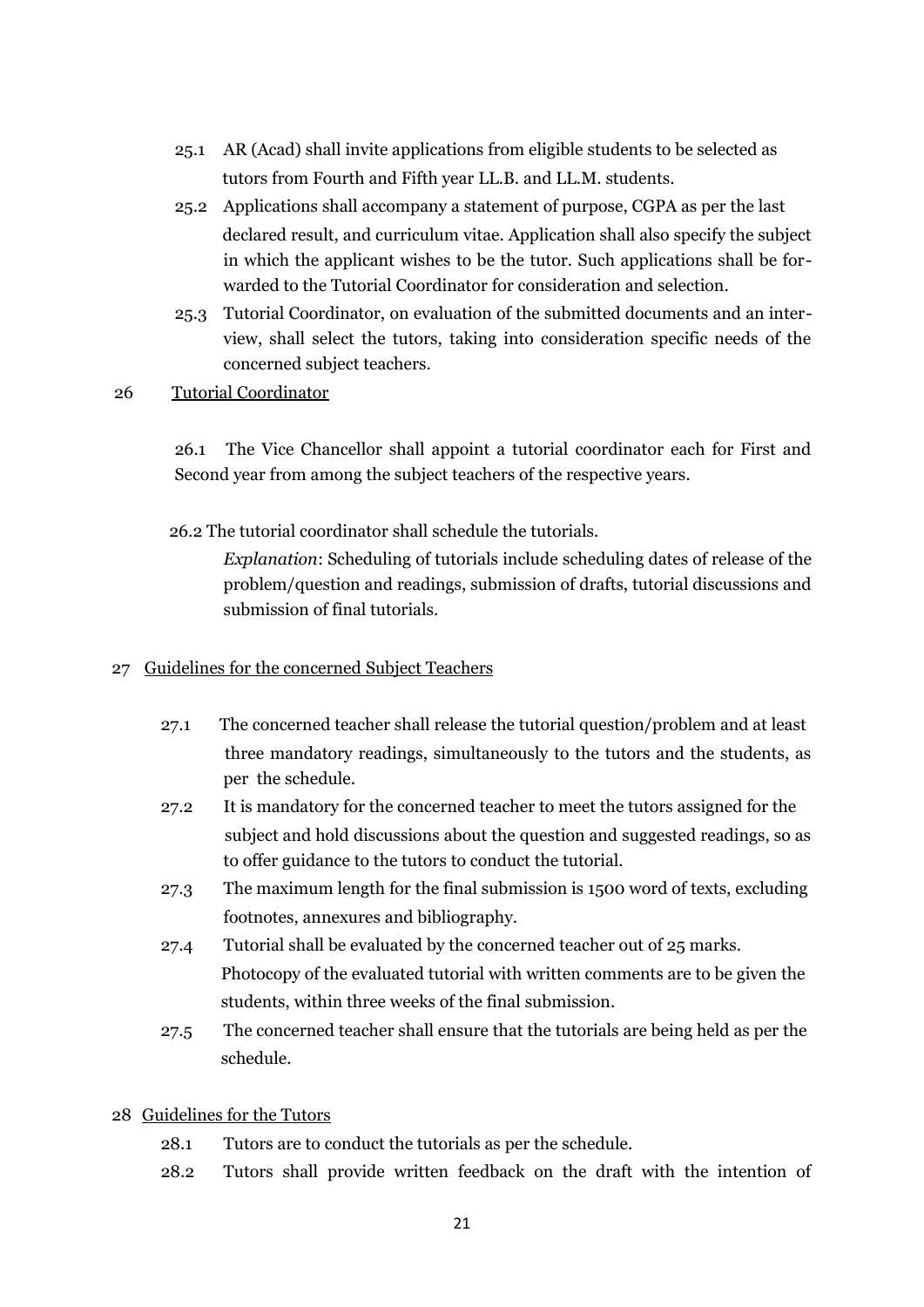25.1 AR (Acad) shall invite applications from eligible students to be selected as tutors from Fourth and Fifth year LL.B. and LL.M. students.

25.2 Applications shall accompany a statement of purpose, CGPA as per the last declared result, and curriculum vitae. Application shall also specify the subject in which the applicant wishes to be the tutor. Such applications shall be forwarded to the Tutorial Coordinator for consideration and selection.

25.3 Tutorial Coordinator, on evaluation of the submitted documents and an interview, shall select the tutors, taking into consideration specific needs of the concerned subject teachers.

26 <u>Tutorial Coordinator</u>

26.1 The Vice Chancellor shall appoint a tutorial coordinator each for First and Second year from among the subject teachers of the respective years.

26.2 The tutorial coordinator shall schedule the tutorials.

*Explanation*: Scheduling of tutorials include scheduling dates of release of the problem/question and readings, submission of drafts, tutorial discussions and submission of final tutorials.

27 <u>Guidelines for the concerned Subject Teachers</u>

27.1 The concerned teacher shall release the tutorial question/problem and at least three mandatory readings, simultaneously to the tutors and the students, as per the schedule.

27.2 It is mandatory for the concerned teacher to meet the tutors assigned for the subject and hold discussions about the question and suggested readings, so as to offer guidance to the tutors to conduct the tutorial.

27.3 The maximum length for the final submission is 1500 word of texts, excluding footnotes, annexures and bibliography.

27.4 Tutorial shall be evaluated by the concerned teacher out of 25 marks. Photocopy of the evaluated tutorial with written comments are to be given the students, within three weeks of the final submission.

27.5 The concerned teacher shall ensure that the tutorials are being held as per the schedule.

28 <u>Guidelines for the Tutors</u>

28.1 Tutors are to conduct the tutorials as per the schedule.

28.2 Tutors shall provide written feedback on the draft with the intention of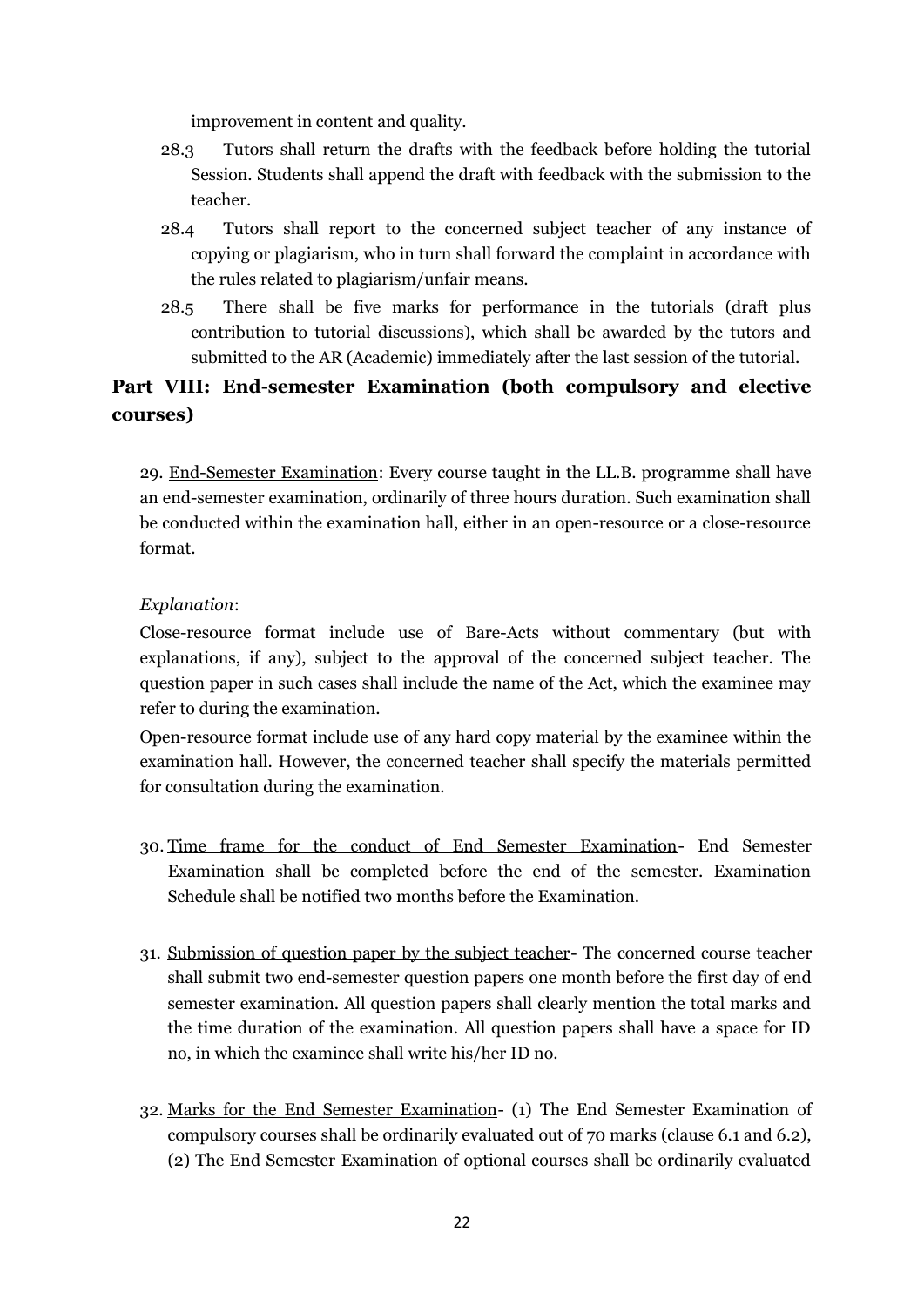improvement in content and quality.

28.3 Tutors shall return the drafts with the feedback before holding the tutorial Session. Students shall append the draft with feedback with the submission to the teacher.

28.4 Tutors shall report to the concerned subject teacher of any instance of copying or plagiarism, who in turn shall forward the complaint in accordance with the rules related to plagiarism/unfair means.

28.5 There shall be five marks for performance in the tutorials (draft plus contribution to tutorial discussions), which shall be awarded by the tutors and submitted to the AR (Academic) immediately after the last session of the tutorial.

## Part VIII: End-semester Examination (both compulsory and elective courses)

29. End-Semester Examination: Every course taught in the LL.B. programme shall have an end-semester examination, ordinarily of three hours duration. Such examination shall be conducted within the examination hall, either in an open-resource or a close-resource format.

*Explanation*:

Close-resource format include use of Bare-Acts without commentary (but with explanations, if any), subject to the approval of the concerned subject teacher. The question paper in such cases shall include the name of the Act, which the examinee may refer to during the examination.

Open-resource format include use of any hard copy material by the examinee within the examination hall. However, the concerned teacher shall specify the materials permitted for consultation during the examination.

30. Time frame for the conduct of End Semester Examination- End Semester Examination shall be completed before the end of the semester. Examination Schedule shall be notified two months before the Examination.

31. Submission of question paper by the subject teacher- The concerned course teacher shall submit two end-semester question papers one month before the first day of end semester examination. All question papers shall clearly mention the total marks and the time duration of the examination. All question papers shall have a space for ID no, in which the examinee shall write his/her ID no.

32. Marks for the End Semester Examination- (1) The End Semester Examination of compulsory courses shall be ordinarily evaluated out of 70 marks (clause 6.1 and 6.2), (2) The End Semester Examination of optional courses shall be ordinarily evaluated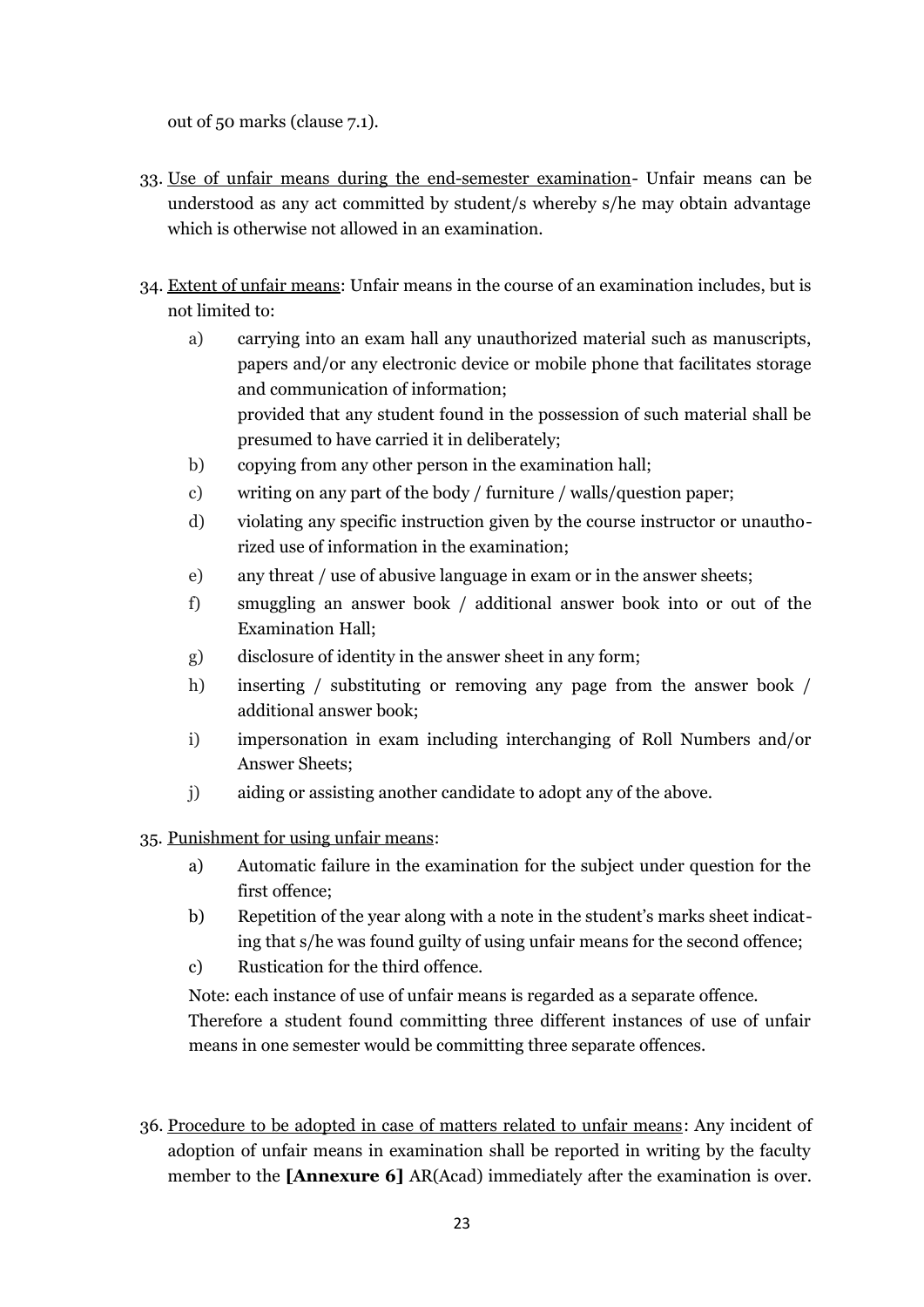out of 50 marks (clause 7.1).

33. <u>Use of unfair means during the end-semester examination</u>- Unfair means can be understood as any act committed by student/s whereby s/he may obtain advantage which is otherwise not allowed in an examination.

34. <u>Extent of unfair means</u>: Unfair means in the course of an examination includes, but is not limited to:

    a) carrying into an exam hall any unauthorized material such as manuscripts, papers and/or any electronic device or mobile phone that facilitates storage and communication of information;
    provided that any student found in the possession of such material shall be presumed to have carried it in deliberately;
    b) copying from any other person in the examination hall;
    c) writing on any part of the body / furniture / walls/question paper;
    d) violating any specific instruction given by the course instructor or unauthorized use of information in the examination;
    e) any threat / use of abusive language in exam or in the answer sheets;
    f) smuggling an answer book / additional answer book into or out of the Examination Hall;
    g) disclosure of identity in the answer sheet in any form;
    h) inserting / substituting or removing any page from the answer book / additional answer book;
    i) impersonation in exam including interchanging of Roll Numbers and/or Answer Sheets;
    j) aiding or assisting another candidate to adopt any of the above.

35. <u>Punishment for using unfair means</u>:

    a) Automatic failure in the examination for the subject under question for the first offence;
    b) Repetition of the year along with a note in the student's marks sheet indicating that s/he was found guilty of using unfair means for the second offence;
    c) Rustication for the third offence.

    Note: each instance of use of unfair means is regarded as a separate offence. Therefore a student found committing three different instances of use of unfair means in one semester would be committing three separate offences.

36. <u>Procedure to be adopted in case of matters related to unfair means</u>: Any incident of adoption of unfair means in examination shall be reported in writing by the faculty member to the **[Annexure 6]** AR(Acad) immediately after the examination is over.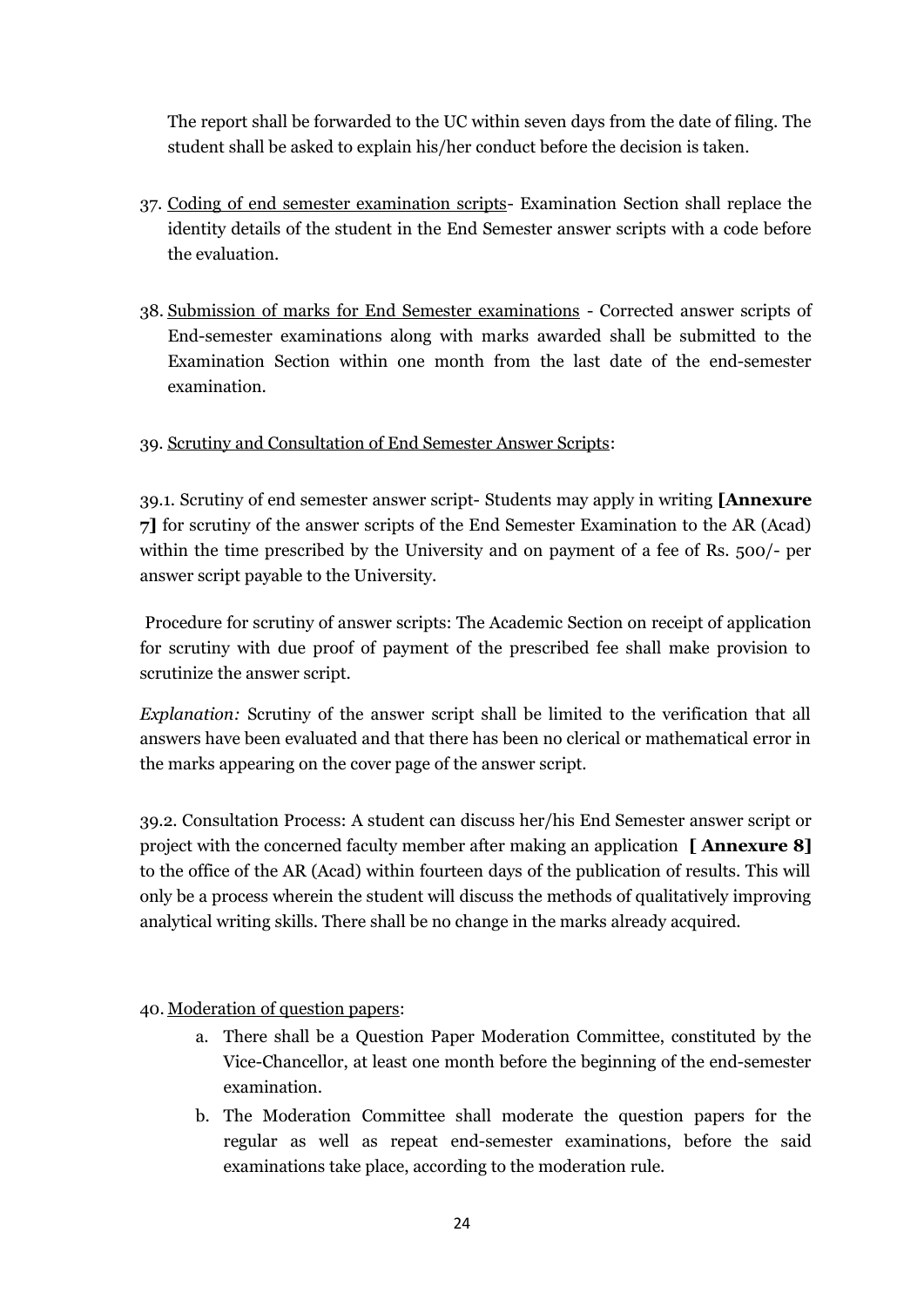The report shall be forwarded to the UC within seven days from the date of filing. The student shall be asked to explain his/her conduct before the decision is taken.

37. <u>Coding of end semester examination scripts</u>- Examination Section shall replace the identity details of the student in the End Semester answer scripts with a code before the evaluation.

38. <u>Submission of marks for End Semester examinations</u> - Corrected answer scripts of End-semester examinations along with marks awarded shall be submitted to the Examination Section within one month from the last date of the end-semester examination.

39. <u>Scrutiny and Consultation of End Semester Answer Scripts</u>:

39.1. Scrutiny of end semester answer script- Students may apply in writing **[Annexure 7]** for scrutiny of the answer scripts of the End Semester Examination to the AR (Acad) within the time prescribed by the University and on payment of a fee of Rs. 500/- per answer script payable to the University.

Procedure for scrutiny of answer scripts: The Academic Section on receipt of application for scrutiny with due proof of payment of the prescribed fee shall make provision to scrutinize the answer script.

*Explanation:* Scrutiny of the answer script shall be limited to the verification that all answers have been evaluated and that there has been no clerical or mathematical error in the marks appearing on the cover page of the answer script.

39.2. Consultation Process: A student can discuss her/his End Semester answer script or project with the concerned faculty member after making an application **[ Annexure 8]** to the office of the AR (Acad) within fourteen days of the publication of results. This will only be a process wherein the student will discuss the methods of qualitatively improving analytical writing skills. There shall be no change in the marks already acquired.

40. <u>Moderation of question papers</u>:

a. There shall be a Question Paper Moderation Committee, constituted by the Vice-Chancellor, at least one month before the beginning of the end-semester examination.
b. The Moderation Committee shall moderate the question papers for the regular as well as repeat end-semester examinations, before the said examinations take place, according to the moderation rule.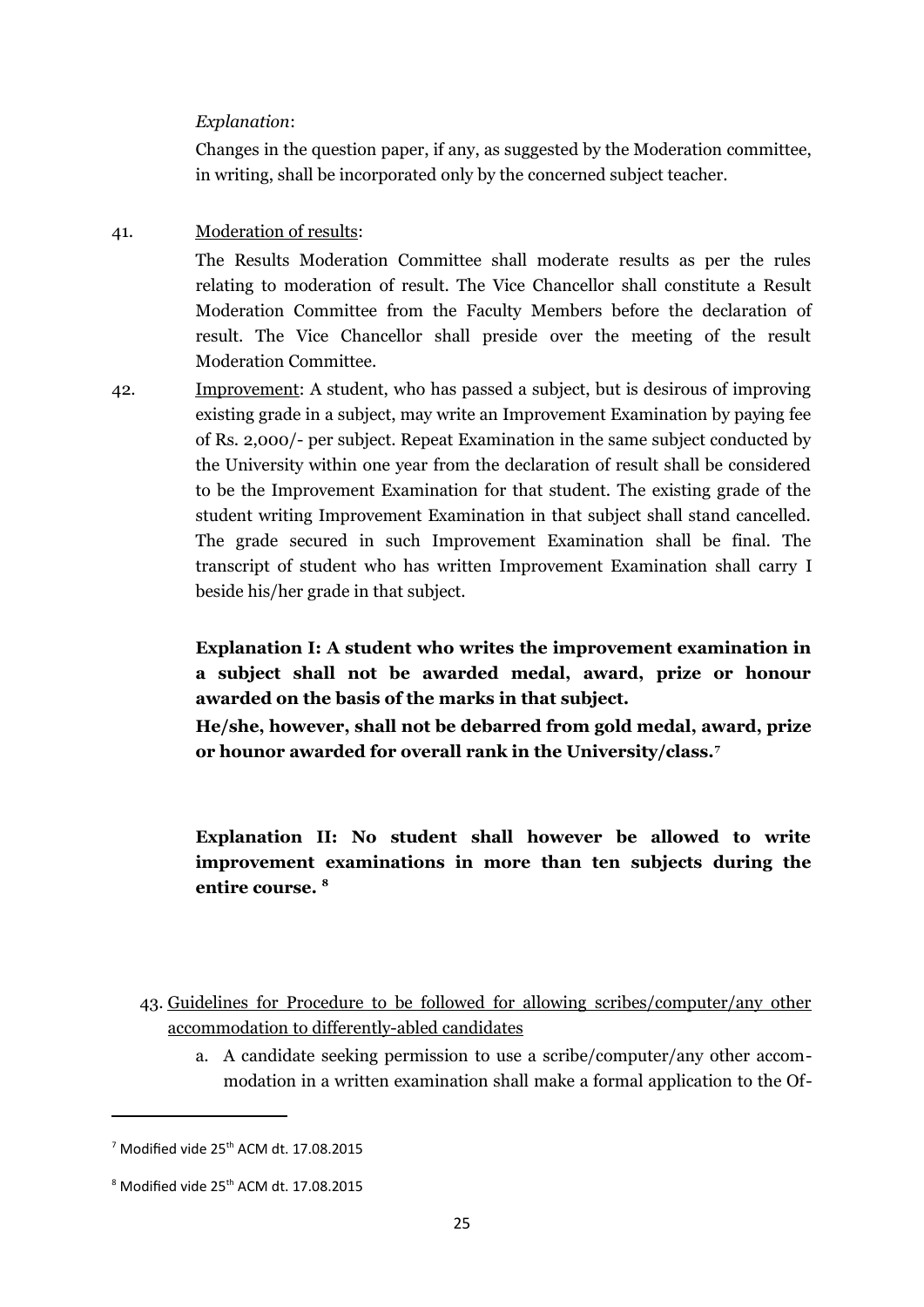*Explanation*:

Changes in the question paper, if any, as suggested by the Moderation committee, in writing, shall be incorporated only by the concerned subject teacher.

41. Moderation of results:

The Results Moderation Committee shall moderate results as per the rules relating to moderation of result. The Vice Chancellor shall constitute a Result Moderation Committee from the Faculty Members before the declaration of result. The Vice Chancellor shall preside over the meeting of the result Moderation Committee.

42. Improvement: A student, who has passed a subject, but is desirous of improving existing grade in a subject, may write an Improvement Examination by paying fee of Rs. 2,000/- per subject. Repeat Examination in the same subject conducted by the University within one year from the declaration of result shall be considered to be the Improvement Examination for that student. The existing grade of the student writing Improvement Examination in that subject shall stand cancelled. The grade secured in such Improvement Examination shall be final. The transcript of student who has written Improvement Examination shall carry I beside his/her grade in that subject.

**Explanation I: A student who writes the improvement examination in a subject shall not be awarded medal, award, prize or honour awarded on the basis of the marks in that subject.**
**He/she, however, shall not be debarred from gold medal, award, prize or hounor awarded for overall rank in the University/class.**[7]

**Explanation II: No student shall however be allowed to write improvement examinations in more than ten subjects during the entire course.** [8]

43. Guidelines for Procedure to be followed for allowing scribes/computer/any other accommodation to differently-abled candidates

    a. A candidate seeking permission to use a scribe/computer/any other accommodation in a written examination shall make a formal application to the Of-

---

[7] Modified vide 25th ACM dt. 17.08.2015

[8] Modified vide 25th ACM dt. 17.08.2015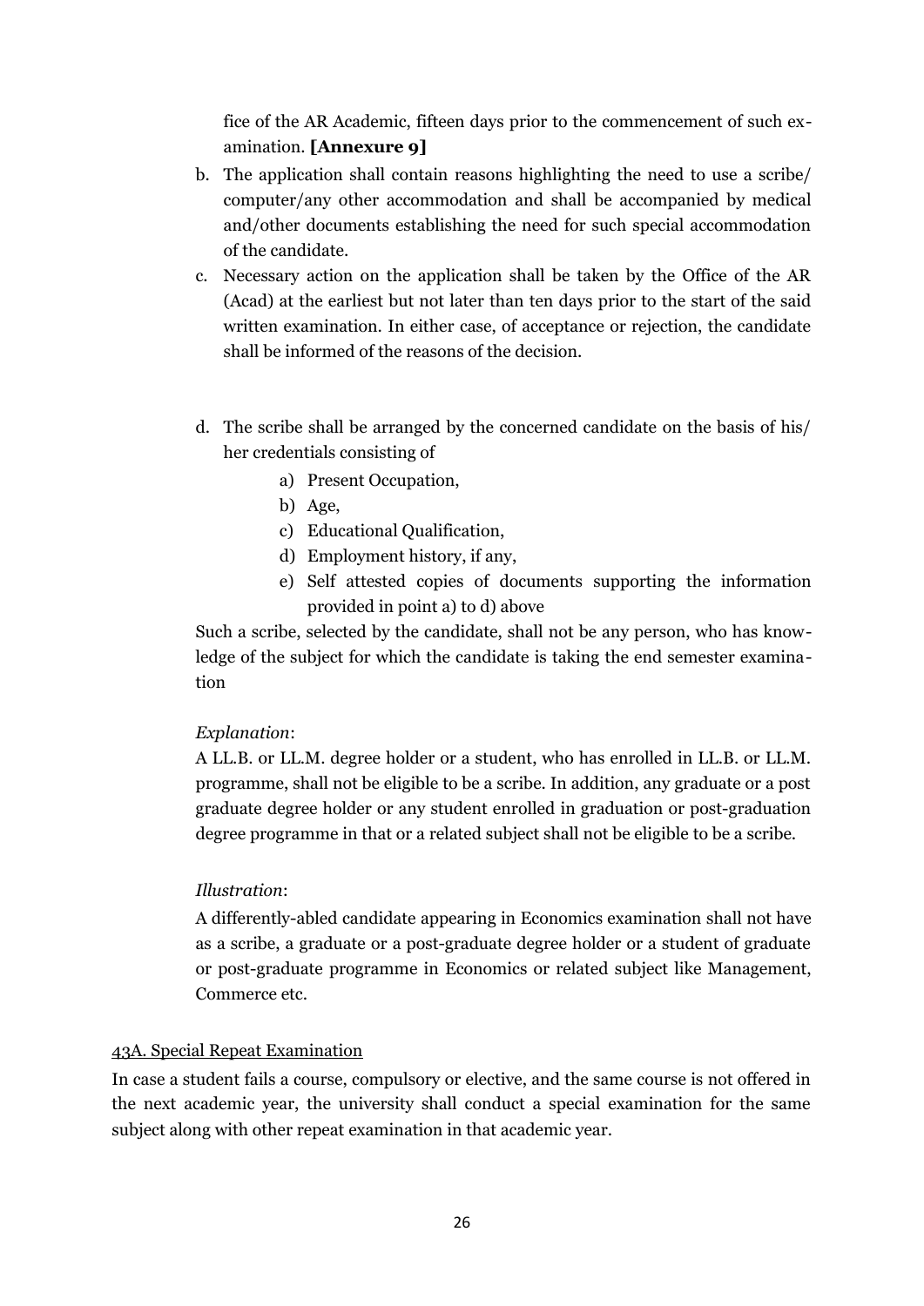fice of the AR Academic, fifteen days prior to the commencement of such examination. **[Annexure 9]**

b. The application shall contain reasons highlighting the need to use a scribe/ computer/any other accommodation and shall be accompanied by medical and/other documents establishing the need for such special accommodation of the candidate.
c. Necessary action on the application shall be taken by the Office of the AR (Acad) at the earliest but not later than ten days prior to the start of the said written examination. In either case, of acceptance or rejection, the candidate shall be informed of the reasons of the decision.
d. The scribe shall be arranged by the concerned candidate on the basis of his/ her credentials consisting of
    a) Present Occupation,
    b) Age,
    c) Educational Qualification,
    d) Employment history, if any,
    e) Self attested copies of documents supporting the information provided in point a) to d) above

   Such a scribe, selected by the candidate, shall not be any person, who has knowledge of the subject for which the candidate is taking the end semester examination

   *Explanation*:

   A LL.B. or LL.M. degree holder or a student, who has enrolled in LL.B. or LL.M. programme, shall not be eligible to be a scribe. In addition, any graduate or a post graduate degree holder or any student enrolled in graduation or post-graduation degree programme in that or a related subject shall not be eligible to be a scribe.

   *Illustration*:

   A differently-abled candidate appearing in Economics examination shall not have as a scribe, a graduate or a post-graduate degree holder or a student of graduate or post-graduate programme in Economics or related subject like Management, Commerce etc.

<u>43A. Special Repeat Examination</u>

In case a student fails a course, compulsory or elective, and the same course is not offered in the next academic year, the university shall conduct a special examination for the same subject along with other repeat examination in that academic year.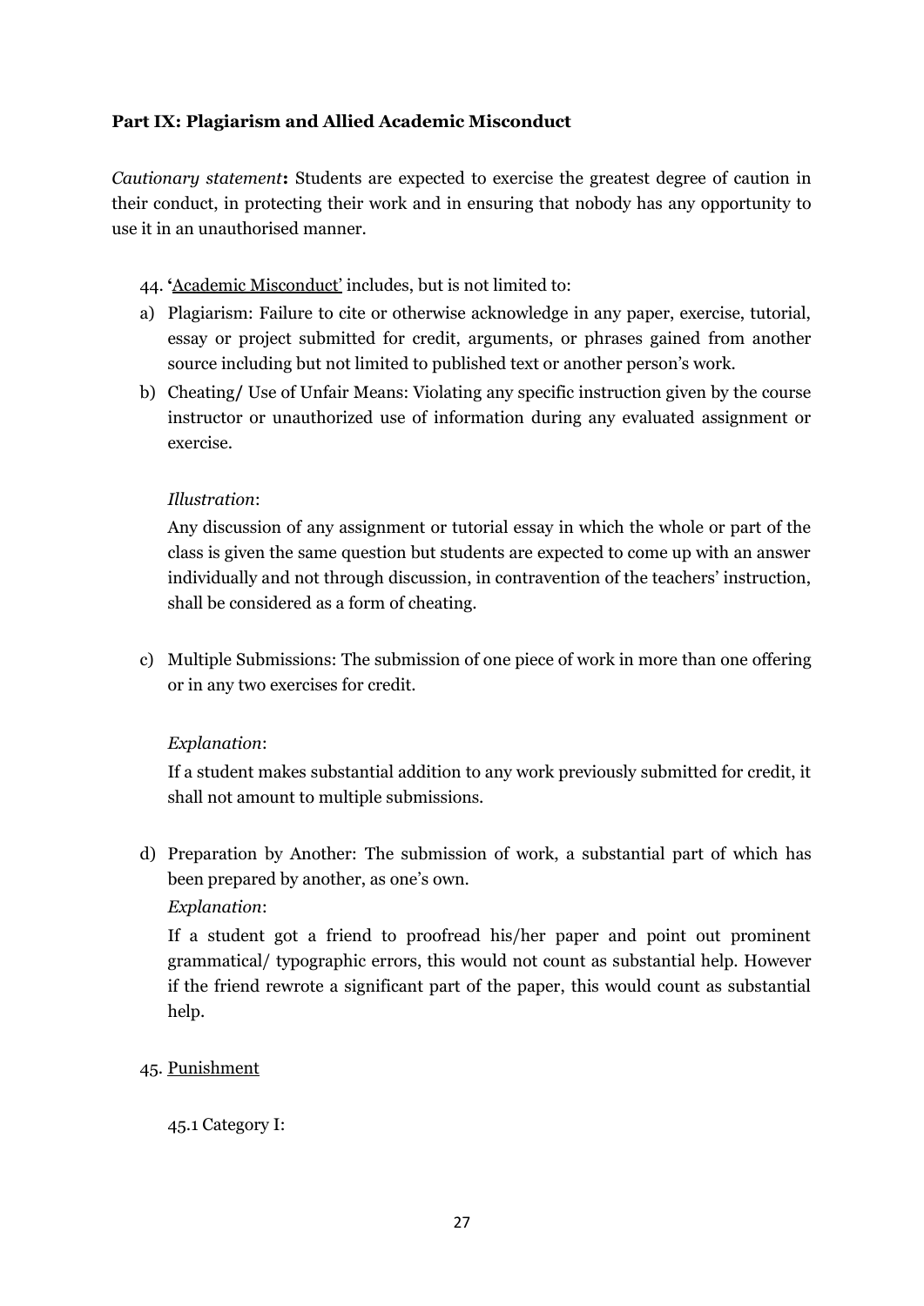**Part IX: Plagiarism and Allied Academic Misconduct**

*Cautionary statement***:** Students are expected to exercise the greatest degree of caution in their conduct, in protecting their work and in ensuring that nobody has any opportunity to use it in an unauthorised manner.

44. '<u>Academic Misconduct</u>' includes, but is not limited to:

a) Plagiarism: Failure to cite or otherwise acknowledge in any paper, exercise, tutorial, essay or project submitted for credit, arguments, or phrases gained from another source including but not limited to published text or another person's work.

b) Cheating/ Use of Unfair Means: Violating any specific instruction given by the course instructor or unauthorized use of information during any evaluated assignment or exercise.

   *Illustration*:

   Any discussion of any assignment or tutorial essay in which the whole or part of the class is given the same question but students are expected to come up with an answer individually and not through discussion, in contravention of the teachers' instruction, shall be considered as a form of cheating.

c) Multiple Submissions: The submission of one piece of work in more than one offering or in any two exercises for credit.

   *Explanation*:

   If a student makes substantial addition to any work previously submitted for credit, it shall not amount to multiple submissions.

d) Preparation by Another: The submission of work, a substantial part of which has been prepared by another, as one's own.

   *Explanation*:

   If a student got a friend to proofread his/her paper and point out prominent grammatical/ typographic errors, this would not count as substantial help. However if the friend rewrote a significant part of the paper, this would count as substantial help.

45. <u>Punishment</u>

   45.1 Category I: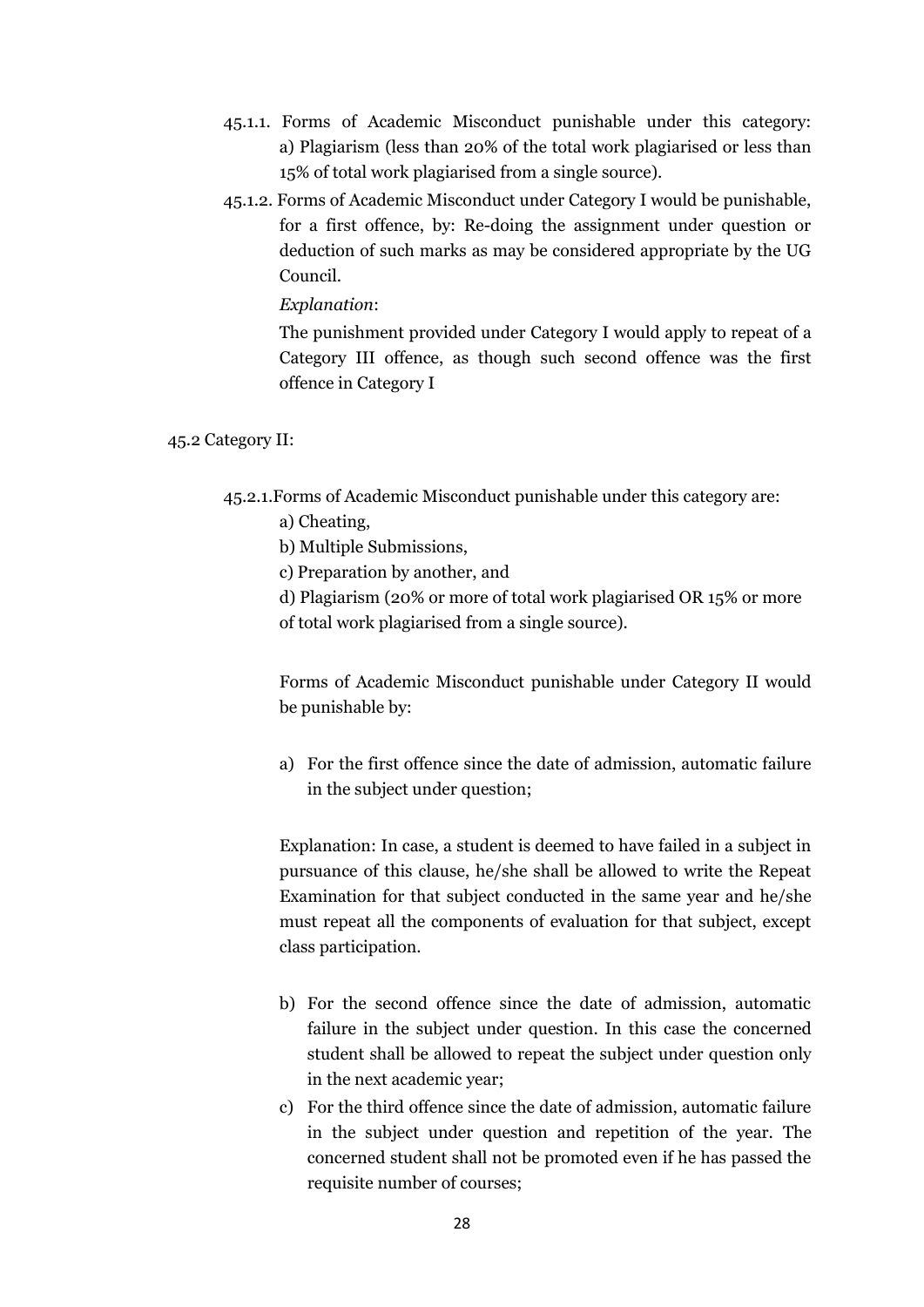45.1.1. Forms of Academic Misconduct punishable under this category:

a) Plagiarism (less than 20% of the total work plagiarised or less than 15% of total work plagiarised from a single source).

45.1.2. Forms of Academic Misconduct under Category I would be punishable, for a first offence, by: Re-doing the assignment under question or deduction of such marks as may be considered appropriate by the UG Council.

*Explanation*:

The punishment provided under Category I would apply to repeat of a Category III offence, as though such second offence was the first offence in Category I

45.2 Category II:

45.2.1.Forms of Academic Misconduct punishable under this category are:

a) Cheating,

b) Multiple Submissions,

c) Preparation by another, and

d) Plagiarism (20% or more of total work plagiarised OR 15% or more of total work plagiarised from a single source).

Forms of Academic Misconduct punishable under Category II would be punishable by:

a) For the first offence since the date of admission, automatic failure in the subject under question;

Explanation: In case, a student is deemed to have failed in a subject in pursuance of this clause, he/she shall be allowed to write the Repeat Examination for that subject conducted in the same year and he/she must repeat all the components of evaluation for that subject, except class participation.

b) For the second offence since the date of admission, automatic failure in the subject under question. In this case the concerned student shall be allowed to repeat the subject under question only in the next academic year;

c) For the third offence since the date of admission, automatic failure in the subject under question and repetition of the year. The concerned student shall not be promoted even if he has passed the requisite number of courses;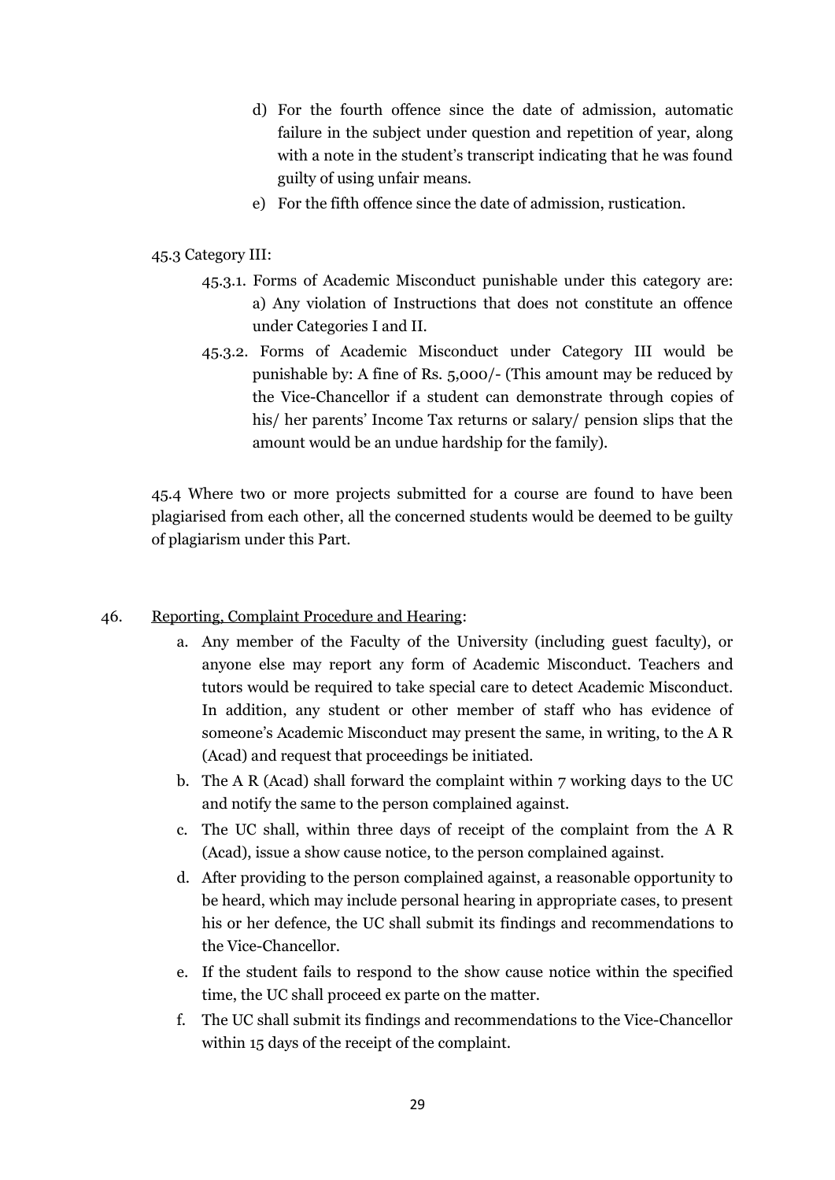d) For the fourth offence since the date of admission, automatic failure in the subject under question and repetition of year, along with a note in the student's transcript indicating that he was found guilty of using unfair means.

e) For the fifth offence since the date of admission, rustication.

45.3 Category III:

45.3.1. Forms of Academic Misconduct punishable under this category are: a) Any violation of Instructions that does not constitute an offence under Categories I and II.

45.3.2. Forms of Academic Misconduct under Category III would be punishable by: A fine of Rs. 5,000/- (This amount may be reduced by the Vice-Chancellor if a student can demonstrate through copies of his/ her parents' Income Tax returns or salary/ pension slips that the amount would be an undue hardship for the family).

45.4 Where two or more projects submitted for a course are found to have been plagiarised from each other, all the concerned students would be deemed to be guilty of plagiarism under this Part.

46. Reporting, Complaint Procedure and Hearing:

a. Any member of the Faculty of the University (including guest faculty), or anyone else may report any form of Academic Misconduct. Teachers and tutors would be required to take special care to detect Academic Misconduct. In addition, any student or other member of staff who has evidence of someone's Academic Misconduct may present the same, in writing, to the A R (Acad) and request that proceedings be initiated.

b. The A R (Acad) shall forward the complaint within 7 working days to the UC and notify the same to the person complained against.

c. The UC shall, within three days of receipt of the complaint from the A R (Acad), issue a show cause notice, to the person complained against.

d. After providing to the person complained against, a reasonable opportunity to be heard, which may include personal hearing in appropriate cases, to present his or her defence, the UC shall submit its findings and recommendations to the Vice-Chancellor.

e. If the student fails to respond to the show cause notice within the specified time, the UC shall proceed ex parte on the matter.

f. The UC shall submit its findings and recommendations to the Vice-Chancellor within 15 days of the receipt of the complaint.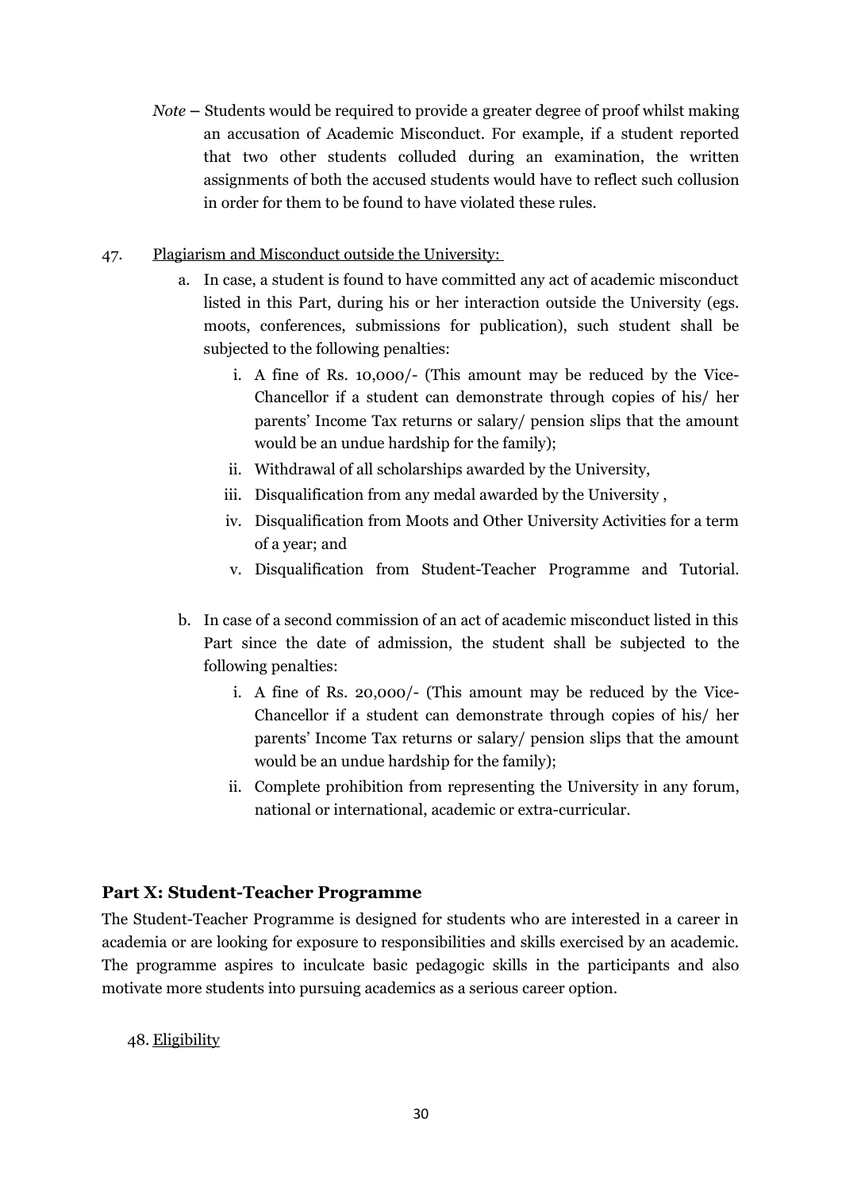*Note* – Students would be required to provide a greater degree of proof whilst making an accusation of Academic Misconduct. For example, if a student reported that two other students colluded during an examination, the written assignments of both the accused students would have to reflect such collusion in order for them to be found to have violated these rules.

47. <u>Plagiarism and Misconduct outside the University:</u>

   a. In case, a student is found to have committed any act of academic misconduct listed in this Part, during his or her interaction outside the University (egs. moots, conferences, submissions for publication), such student shall be subjected to the following penalties:

      i. A fine of Rs. 10,000/- (This amount may be reduced by the Vice-Chancellor if a student can demonstrate through copies of his/ her parents' Income Tax returns or salary/ pension slips that the amount would be an undue hardship for the family);
      ii. Withdrawal of all scholarships awarded by the University,
      iii. Disqualification from any medal awarded by the University ,
      iv. Disqualification from Moots and Other University Activities for a term of a year; and
      v. Disqualification from Student-Teacher Programme and Tutorial.

   b. In case of a second commission of an act of academic misconduct listed in this Part since the date of admission, the student shall be subjected to the following penalties:

      i. A fine of Rs. 20,000/- (This amount may be reduced by the Vice-Chancellor if a student can demonstrate through copies of his/ her parents' Income Tax returns or salary/ pension slips that the amount would be an undue hardship for the family);
      ii. Complete prohibition from representing the University in any forum, national or international, academic or extra-curricular.

## Part X: Student-Teacher Programme

The Student-Teacher Programme is designed for students who are interested in a career in academia or are looking for exposure to responsibilities and skills exercised by an academic. The programme aspires to inculcate basic pedagogic skills in the participants and also motivate more students into pursuing academics as a serious career option.

48. <u>Eligibility</u>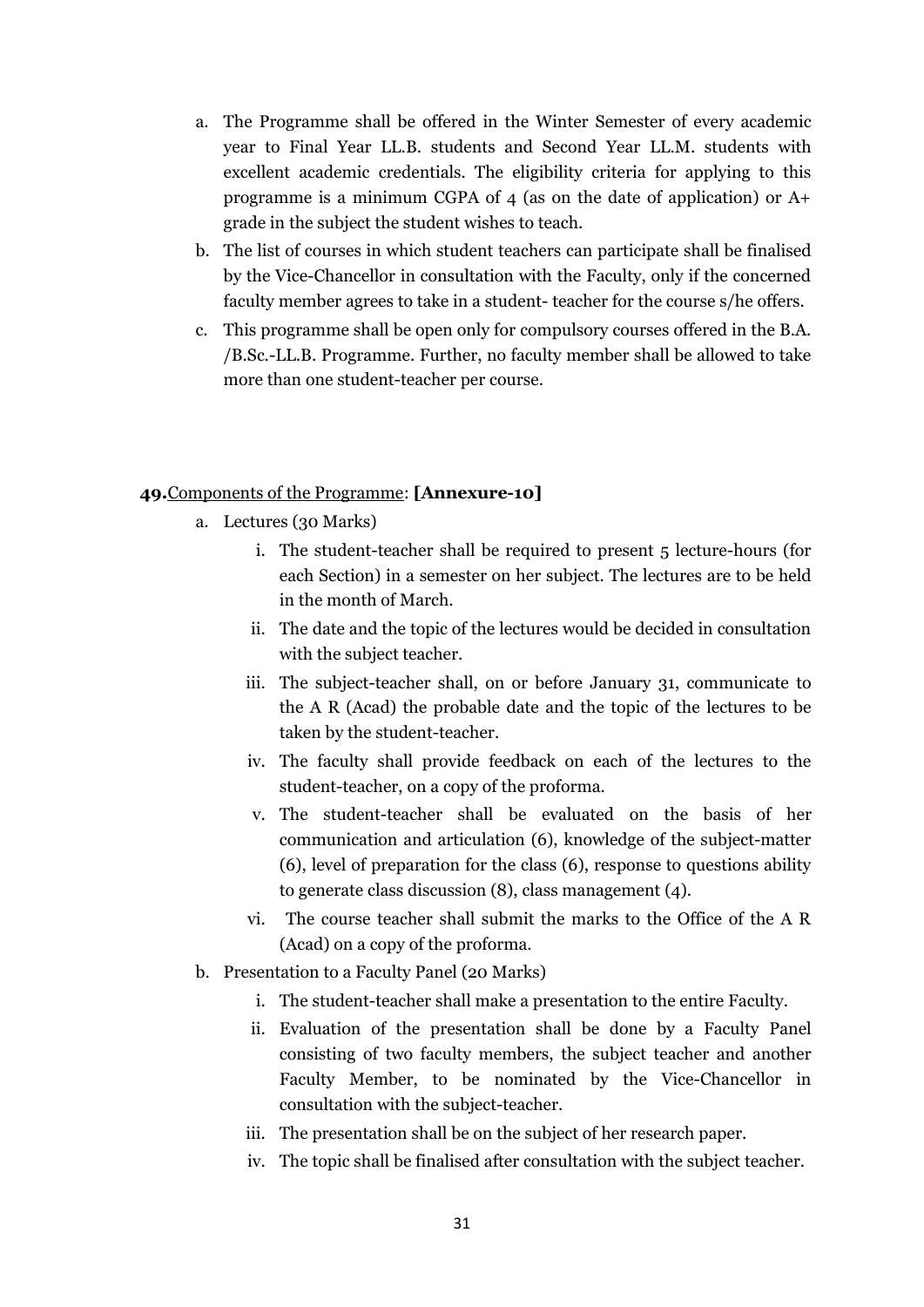a. The Programme shall be offered in the Winter Semester of every academic year to Final Year LL.B. students and Second Year LL.M. students with excellent academic credentials. The eligibility criteria for applying to this programme is a minimum CGPA of 4 (as on the date of application) or A+ grade in the subject the student wishes to teach.

b. The list of courses in which student teachers can participate shall be finalised by the Vice-Chancellor in consultation with the Faculty, only if the concerned faculty member agrees to take in a student- teacher for the course s/he offers.

c. This programme shall be open only for compulsory courses offered in the B.A. /B.Sc.-LL.B. Programme. Further, no faculty member shall be allowed to take more than one student-teacher per course.

**49.**<u>Components of the Programme</u>: **[Annexure-10]**

a. Lectures (30 Marks)

   i. The student-teacher shall be required to present 5 lecture-hours (for each Section) in a semester on her subject. The lectures are to be held in the month of March.

   ii. The date and the topic of the lectures would be decided in consultation with the subject teacher.

   iii. The subject-teacher shall, on or before January 31, communicate to the A R (Acad) the probable date and the topic of the lectures to be taken by the student-teacher.

   iv. The faculty shall provide feedback on each of the lectures to the student-teacher, on a copy of the proforma.

   v. The student-teacher shall be evaluated on the basis of her communication and articulation (6), knowledge of the subject-matter (6), level of preparation for the class (6), response to questions ability to generate class discussion (8), class management (4).

   vi. The course teacher shall submit the marks to the Office of the A R (Acad) on a copy of the proforma.

b. Presentation to a Faculty Panel (20 Marks)

   i. The student-teacher shall make a presentation to the entire Faculty.

   ii. Evaluation of the presentation shall be done by a Faculty Panel consisting of two faculty members, the subject teacher and another Faculty Member, to be nominated by the Vice-Chancellor in consultation with the subject-teacher.

   iii. The presentation shall be on the subject of her research paper.

   iv. The topic shall be finalised after consultation with the subject teacher.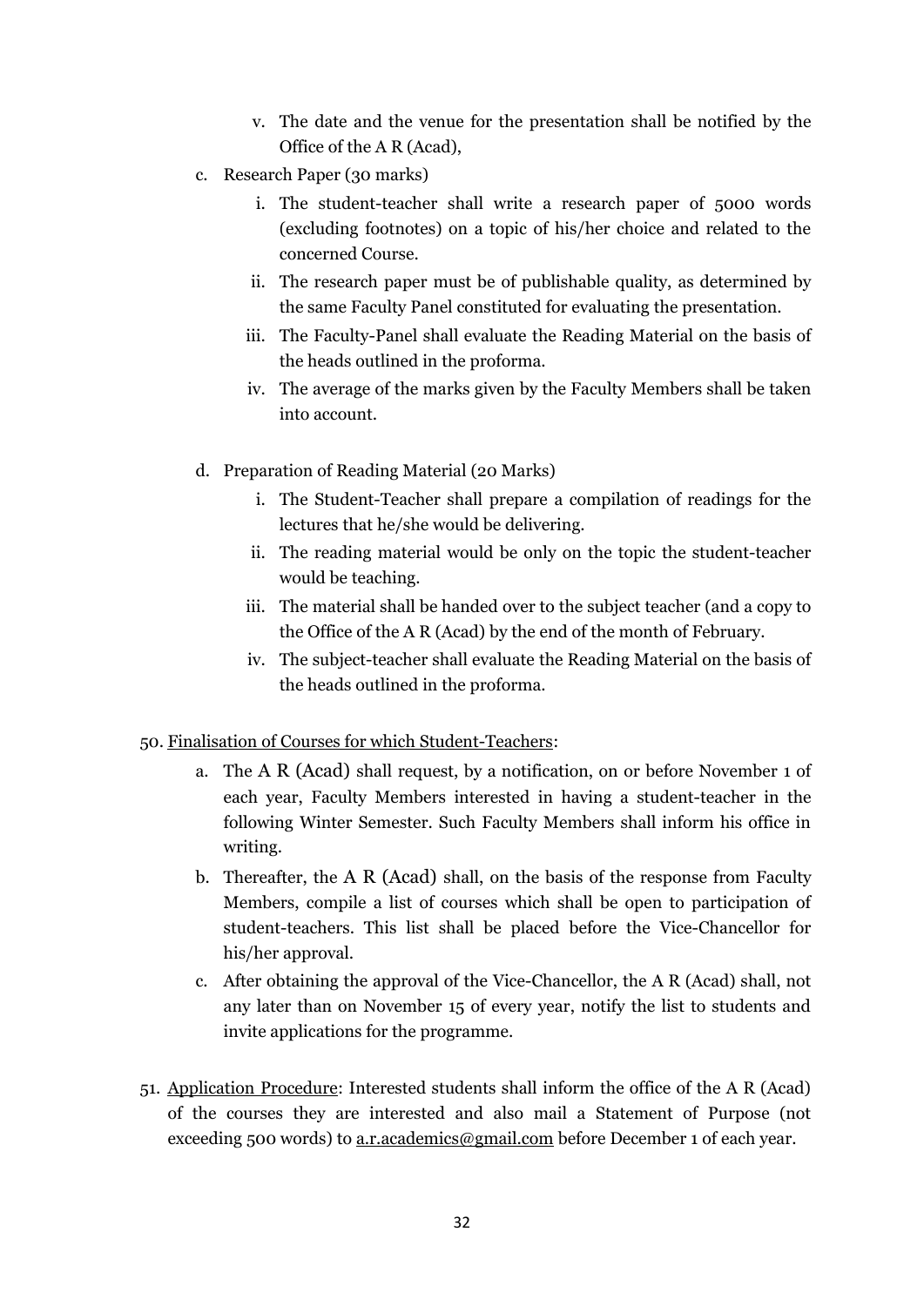v. The date and the venue for the presentation shall be notified by the Office of the A R (Acad),

c. Research Paper (30 marks)

   i. The student-teacher shall write a research paper of 5000 words (excluding footnotes) on a topic of his/her choice and related to the concerned Course.
   ii. The research paper must be of publishable quality, as determined by the same Faculty Panel constituted for evaluating the presentation.
   iii. The Faculty-Panel shall evaluate the Reading Material on the basis of the heads outlined in the proforma.
   iv. The average of the marks given by the Faculty Members shall be taken into account.

d. Preparation of Reading Material (20 Marks)

   i. The Student-Teacher shall prepare a compilation of readings for the lectures that he/she would be delivering.
   ii. The reading material would be only on the topic the student-teacher would be teaching.
   iii. The material shall be handed over to the subject teacher (and a copy to the Office of the A R (Acad) by the end of the month of February.
   iv. The subject-teacher shall evaluate the Reading Material on the basis of the heads outlined in the proforma.

50. <u>Finalisation of Courses for which Student-Teachers</u>:

   a. The A R (Acad) shall request, by a notification, on or before November 1 of each year, Faculty Members interested in having a student-teacher in the following Winter Semester. Such Faculty Members shall inform his office in writing.
   b. Thereafter, the A R (Acad) shall, on the basis of the response from Faculty Members, compile a list of courses which shall be open to participation of student-teachers. This list shall be placed before the Vice-Chancellor for his/her approval.
   c. After obtaining the approval of the Vice-Chancellor, the A R (Acad) shall, not any later than on November 15 of every year, notify the list to students and invite applications for the programme.

51. <u>Application Procedure</u>: Interested students shall inform the office of the A R (Acad) of the courses they are interested and also mail a Statement of Purpose (not exceeding 500 words) to <u>a.r.academics@gmail.com</u> before December 1 of each year.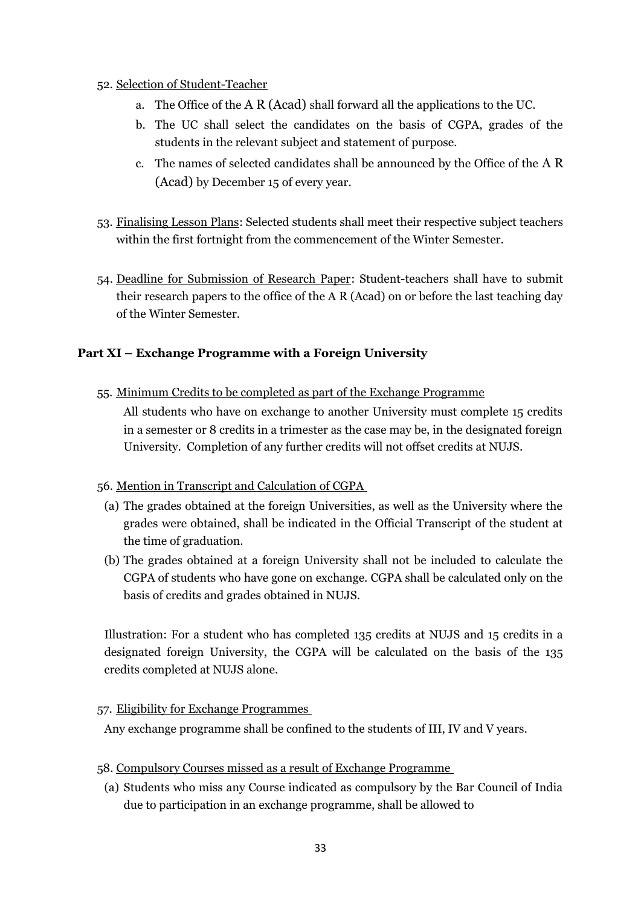52. Selection of Student-Teacher
    a. The Office of the A R (Acad) shall forward all the applications to the UC.
    b. The UC shall select the candidates on the basis of CGPA, grades of the students in the relevant subject and statement of purpose.
    c. The names of selected candidates shall be announced by the Office of the A R (Acad) by December 15 of every year.

53. Finalising Lesson Plans: Selected students shall meet their respective subject teachers within the first fortnight from the commencement of the Winter Semester.

54. Deadline for Submission of Research Paper: Student-teachers shall have to submit their research papers to the office of the A R (Acad) on or before the last teaching day of the Winter Semester.

## Part XI – Exchange Programme with a Foreign University

55. Minimum Credits to be completed as part of the Exchange Programme

    All students who have on exchange to another University must complete 15 credits in a semester or 8 credits in a trimester as the case may be, in the designated foreign University. Completion of any further credits will not offset credits at NUJS.

56. Mention in Transcript and Calculation of CGPA
    (a) The grades obtained at the foreign Universities, as well as the University where the grades were obtained, shall be indicated in the Official Transcript of the student at the time of graduation.
    (b) The grades obtained at a foreign University shall not be included to calculate the CGPA of students who have gone on exchange. CGPA shall be calculated only on the basis of credits and grades obtained in NUJS.

    Illustration: For a student who has completed 135 credits at NUJS and 15 credits in a designated foreign University, the CGPA will be calculated on the basis of the 135 credits completed at NUJS alone.

57. Eligibility for Exchange Programmes

    Any exchange programme shall be confined to the students of III, IV and V years.

58. Compulsory Courses missed as a result of Exchange Programme
    (a) Students who miss any Course indicated as compulsory by the Bar Council of India due to participation in an exchange programme, shall be allowed to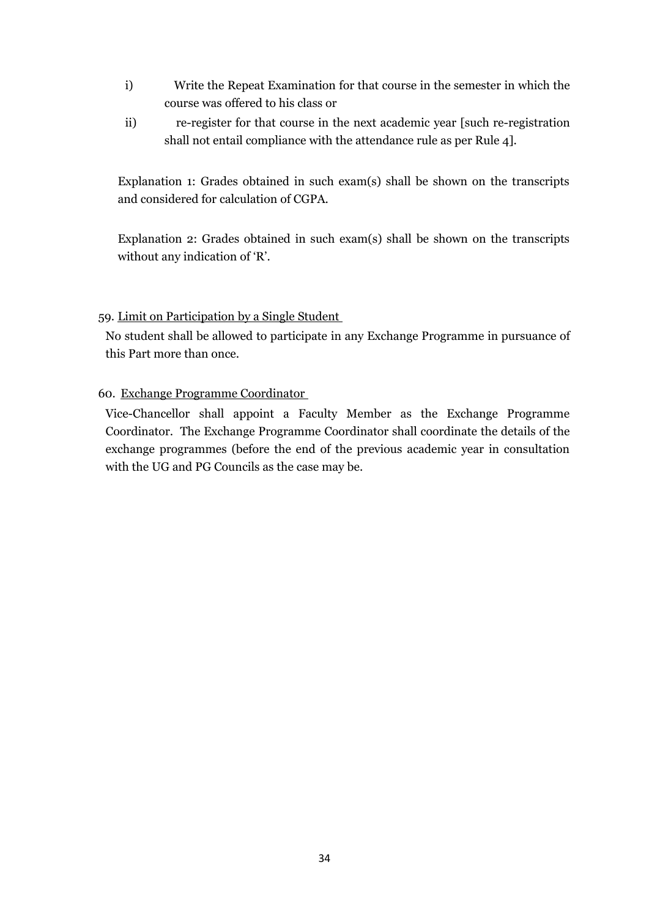i) Write the Repeat Examination for that course in the semester in which the course was offered to his class or

ii) re-register for that course in the next academic year [such re-registration shall not entail compliance with the attendance rule as per Rule 4].

Explanation 1: Grades obtained in such exam(s) shall be shown on the transcripts and considered for calculation of CGPA.

Explanation 2: Grades obtained in such exam(s) shall be shown on the transcripts without any indication of 'R'.

59. <u>Limit on Participation by a Single Student</u>

No student shall be allowed to participate in any Exchange Programme in pursuance of this Part more than once.

60. <u>Exchange Programme Coordinator</u>

Vice-Chancellor shall appoint a Faculty Member as the Exchange Programme Coordinator. The Exchange Programme Coordinator shall coordinate the details of the exchange programmes (before the end of the previous academic year in consultation with the UG and PG Councils as the case may be.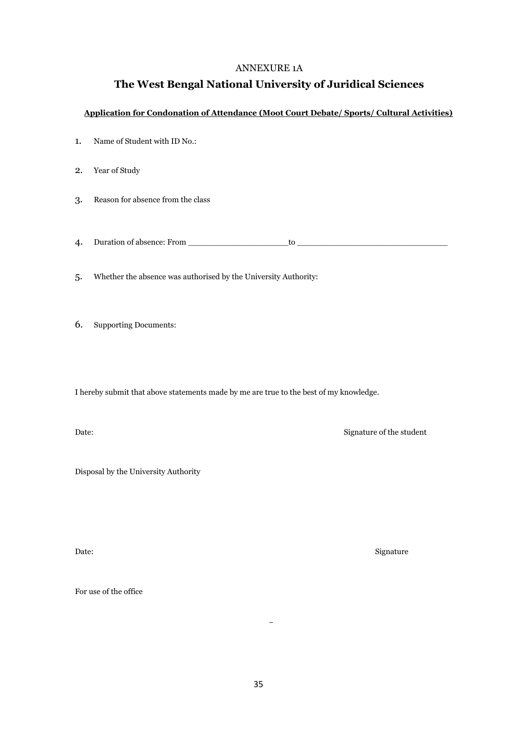ANNEXURE 1A

# The West Bengal National University of Juridical Sciences

**Application for Condonation of Attendance (Moot Court Debate/ Sports/ Cultural Activities)**

1. Name of Student with ID No.:

2. Year of Study

3. Reason for absence from the class

4. Duration of absence: From ____________________to ______________________________

5. Whether the absence was authorised by the University Authority:

6. Supporting Documents:

I hereby submit that above statements made by me are true to the best of my knowledge.

Date: Signature of the student

Disposal by the University Authority

Date: Signature

For use of the office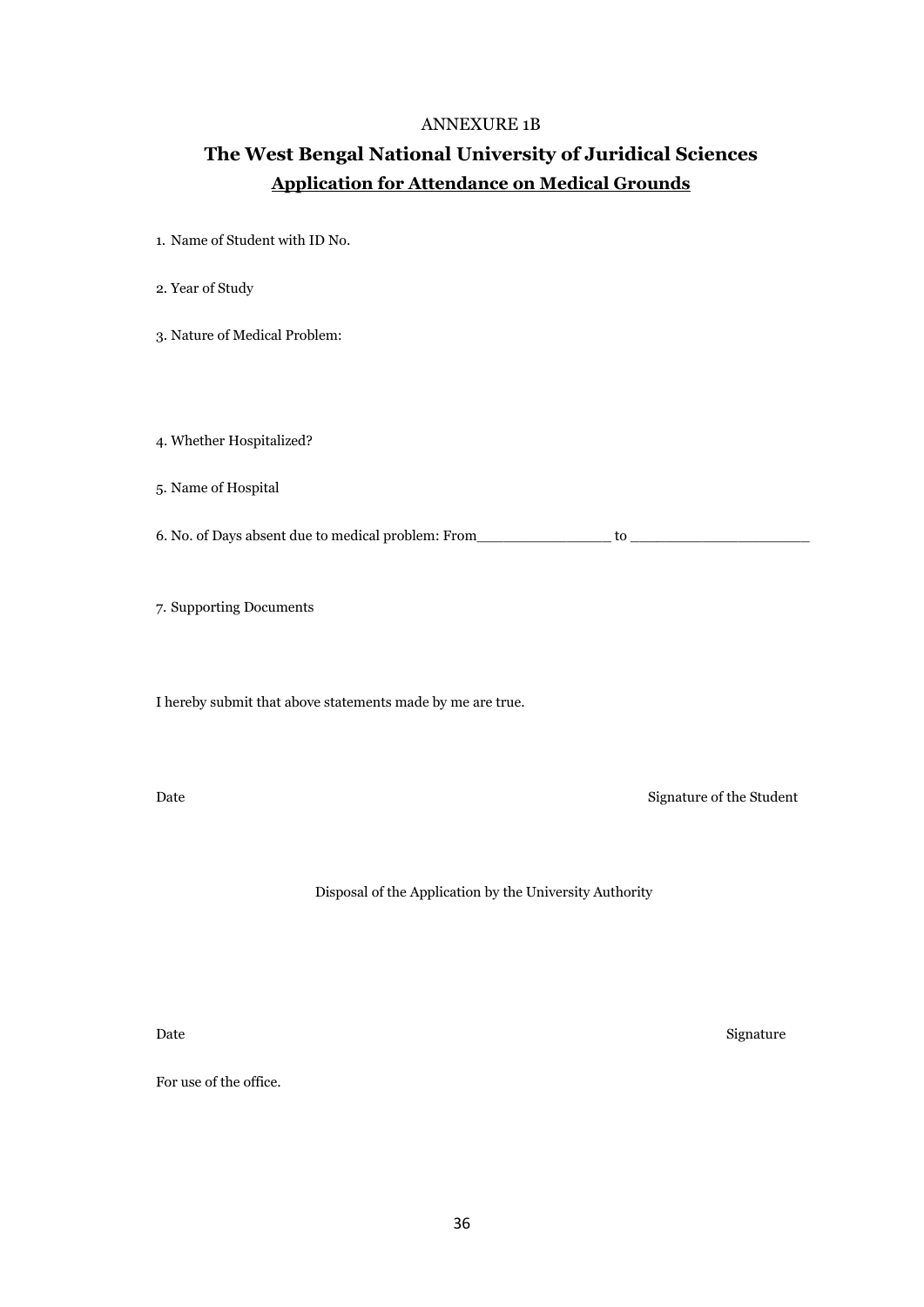ANNEXURE 1B

# The West Bengal National University of Juridical Sciences

## Application for Attendance on Medical Grounds

1. Name of Student with ID No.

2. Year of Study

3. Nature of Medical Problem:

4. Whether Hospitalized?

5. Name of Hospital

6. No. of Days absent due to medical problem: From_______________ to ___________________

7. Supporting Documents

I hereby submit that above statements made by me are true.

Date Signature of the Student

Disposal of the Application by the University Authority

Date Signature

For use of the office.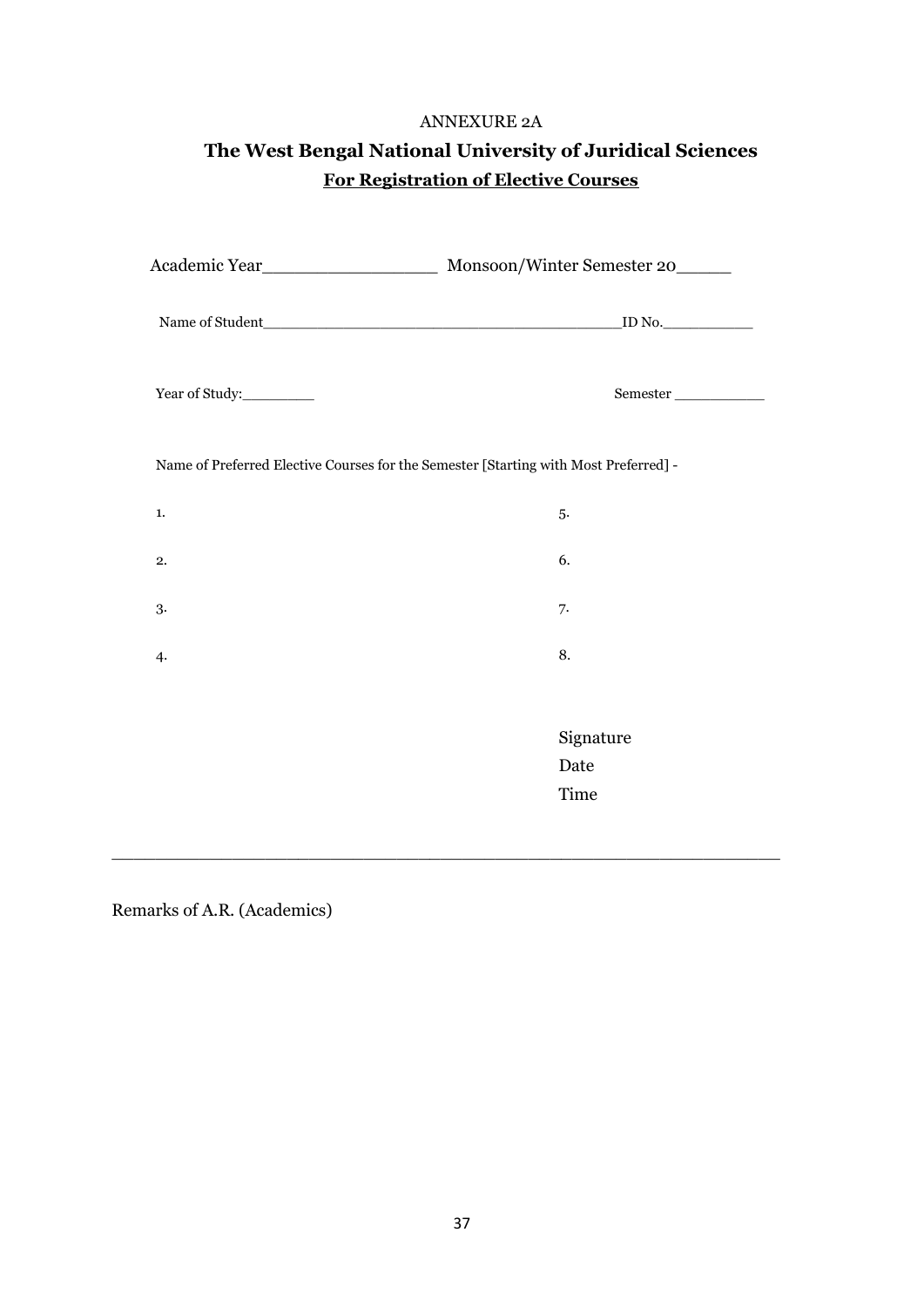ANNEXURE 2A

# The West Bengal National University of Juridical Sciences

## For Registration of Elective Courses

Academic Year\_\_\_\_\_\_\_\_\_\_\_\_\_\_\_\_ Monsoon/Winter Semester 20\_\_\_\_\_

Name of Student\_\_\_\_\_\_\_\_\_\_\_\_\_\_\_\_\_\_\_\_\_\_\_\_\_\_\_\_\_\_\_\_\_\_\_\_\_\_\_\_ID No.\_\_\_\_\_\_\_\_\_\_\_

Year of Study:\_\_\_\_\_\_\_\_\_ Semester \_\_\_\_\_\_\_\_\_\_\_

Name of Preferred Elective Courses for the Semester [Starting with Most Preferred] -

1.
2.
3.
4.
5.
6.
7.
8.

Signature

Date

Time

---

Remarks of A.R. (Academics)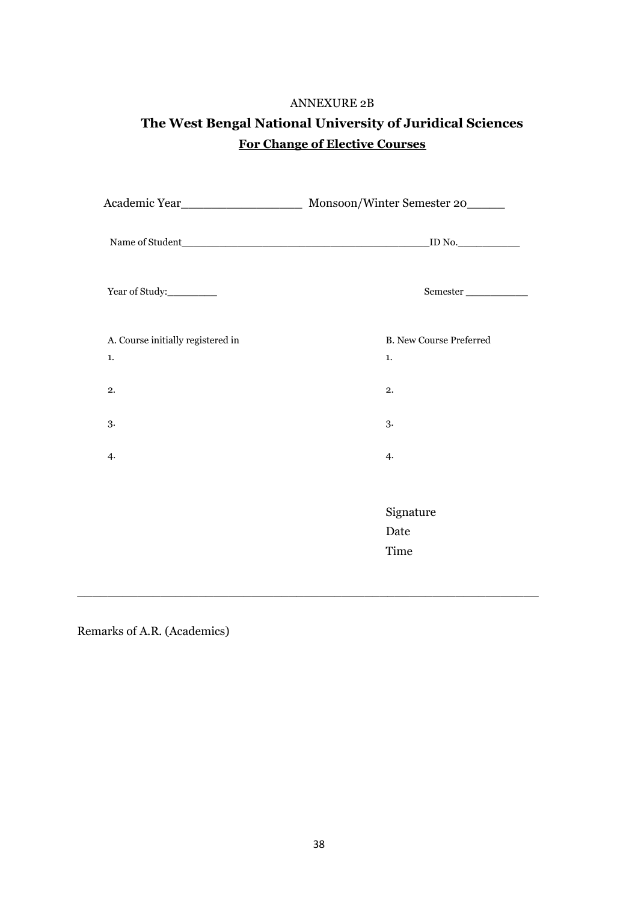ANNEXURE 2B

# The West Bengal National University of Juridical Sciences

## For Change of Elective Courses

Academic Year_________________ Monsoon/Winter Semester 20_____

Name of Student__________________________________________ID No.___________

Year of Study:_________ Semester ___________

| A. Course initially registered in | B. New Course Preferred |
| --- | --- |
| 1. | 1. |
| 2. | 2. |
| 3. | 3. |
| 4. | 4. |

Signature

Date

Time

---

Remarks of A.R. (Academics)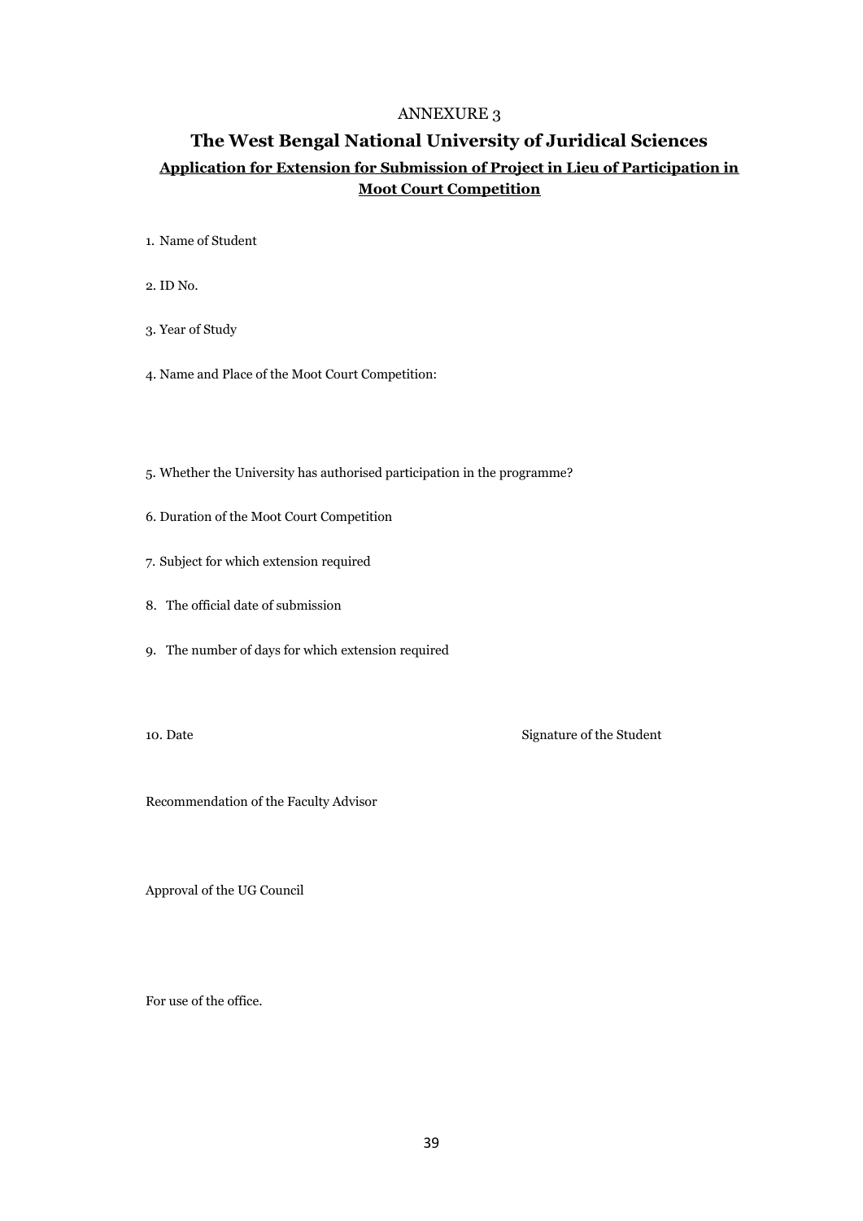ANNEXURE 3

# The West Bengal National University of Juridical Sciences

**Application for Extension for Submission of Project in Lieu of Participation in Moot Court Competition**

1. Name of Student

2. ID No.

3. Year of Study

4. Name and Place of the Moot Court Competition:

5. Whether the University has authorised participation in the programme?

6. Duration of the Moot Court Competition

7. Subject for which extension required

8. The official date of submission

9. The number of days for which extension required

10. Date                                                                Signature of the Student

Recommendation of the Faculty Advisor

Approval of the UG Council

For use of the office.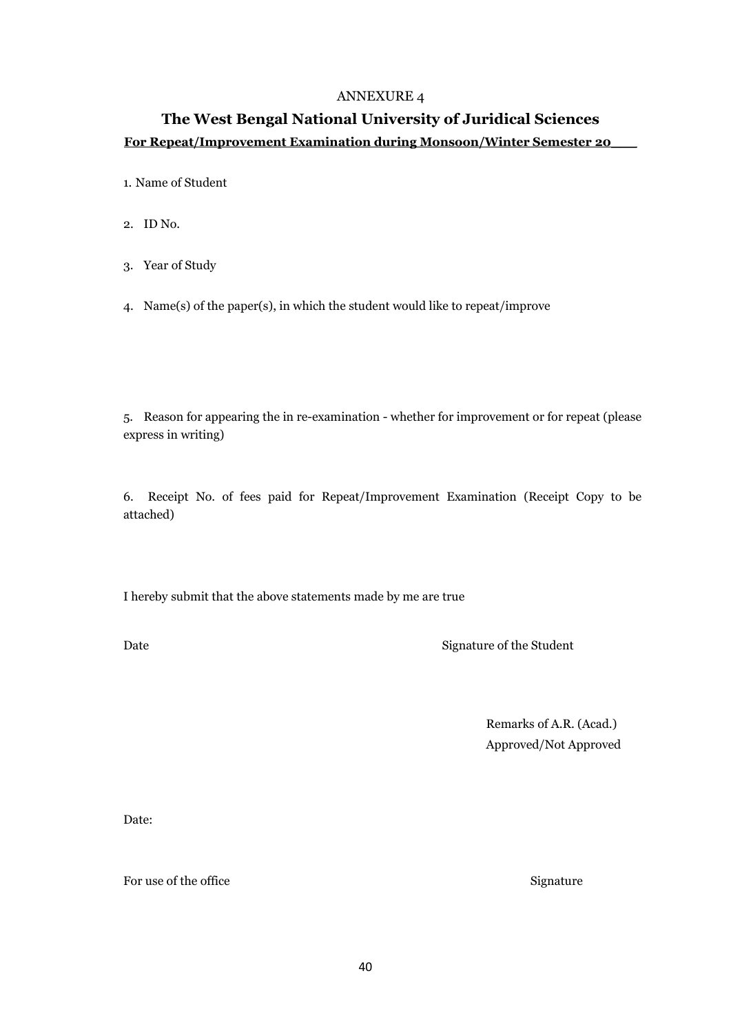ANNEXURE 4

# The West Bengal National University of Juridical Sciences

**For Repeat/Improvement Examination during Monsoon/Winter Semester 20\_\_\_**

1. Name of Student

2. ID No.

3. Year of Study

4. Name(s) of the paper(s), in which the student would like to repeat/improve

5. Reason for appearing the in re-examination - whether for improvement or for repeat (please express in writing)

6. Receipt No. of fees paid for Repeat/Improvement Examination (Receipt Copy to be attached)

I hereby submit that the above statements made by me are true

Date                                                            Signature of the Student

Remarks of A.R. (Acad.)
Approved/Not Approved

Date:

For use of the office                                                            Signature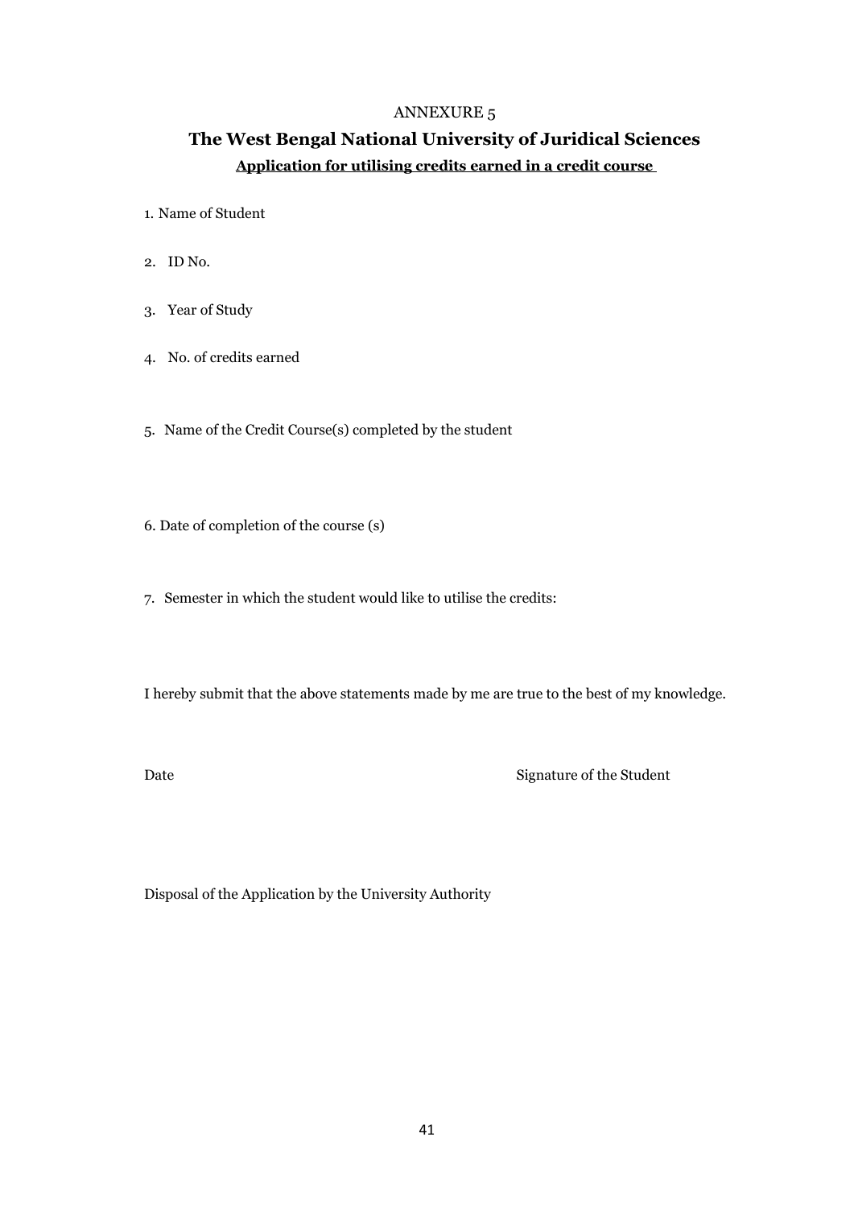ANNEXURE 5

# The West Bengal National University of Juridical Sciences

**Application for utilising credits earned in a credit course**

1. Name of Student

2. ID No.

3. Year of Study

4. No. of credits earned

5. Name of the Credit Course(s) completed by the student

6. Date of completion of the course (s)

7. Semester in which the student would like to utilise the credits:

I hereby submit that the above statements made by me are true to the best of my knowledge.

Date                                                                                    Signature of the Student

Disposal of the Application by the University Authority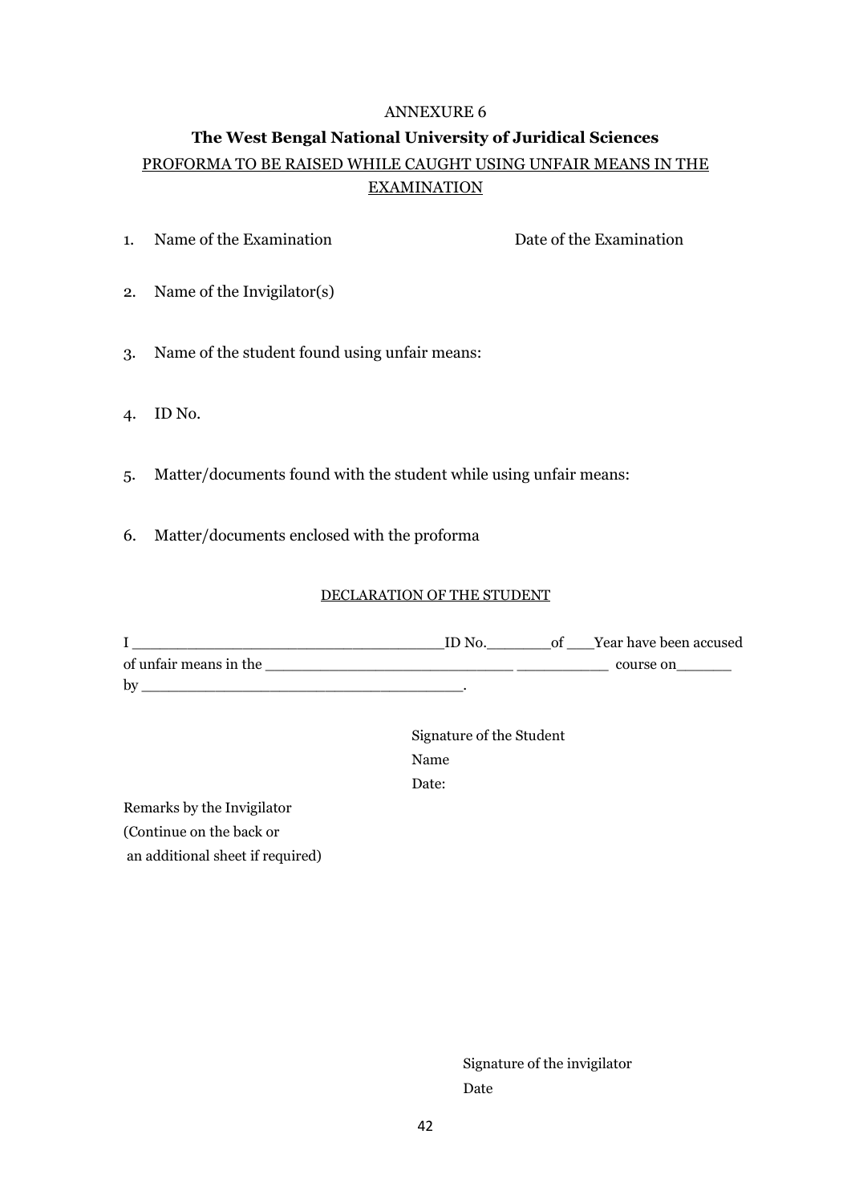ANNEXURE 6

**The West Bengal National University of Juridical Sciences**

PROFORMA TO BE RAISED WHILE CAUGHT USING UNFAIR MEANS IN THE EXAMINATION

1. Name of the Examination                                   Date of the Examination

2. Name of the Invigilator(s)

3. Name of the student found using unfair means:

4. ID No.

5. Matter/documents found with the student while using unfair means:

6. Matter/documents enclosed with the proforma

DECLARATION OF THE STUDENT

I ___________________________________ID No.________of ___Year have been accused of unfair means in the ___________________________ __________ course on______ by ____________________________________.

Signature of the Student
Name
Date:

Remarks by the Invigilator
(Continue on the back or
an additional sheet if required)

Signature of the invigilator
Date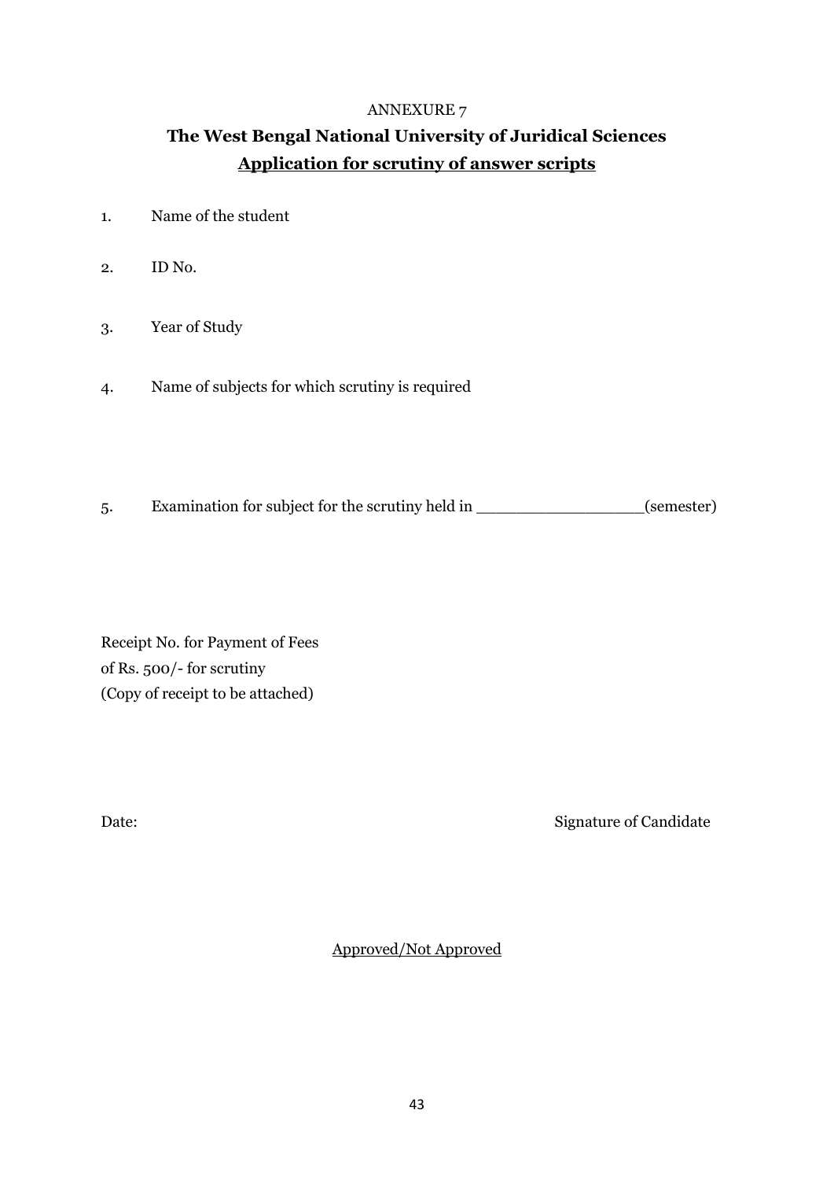ANNEXURE 7

# The West Bengal National University of Juridical Sciences

## <u>Application for scrutiny of answer scripts</u>

1. Name of the student

2. ID No.

3. Year of Study

4. Name of subjects for which scrutiny is required

5. Examination for subject for the scrutiny held in _________________(semester)

Receipt No. for Payment of Fees
of Rs. 500/- for scrutiny
(Copy of receipt to be attached)

Date: Signature of Candidate

<u>Approved/Not Approved</u>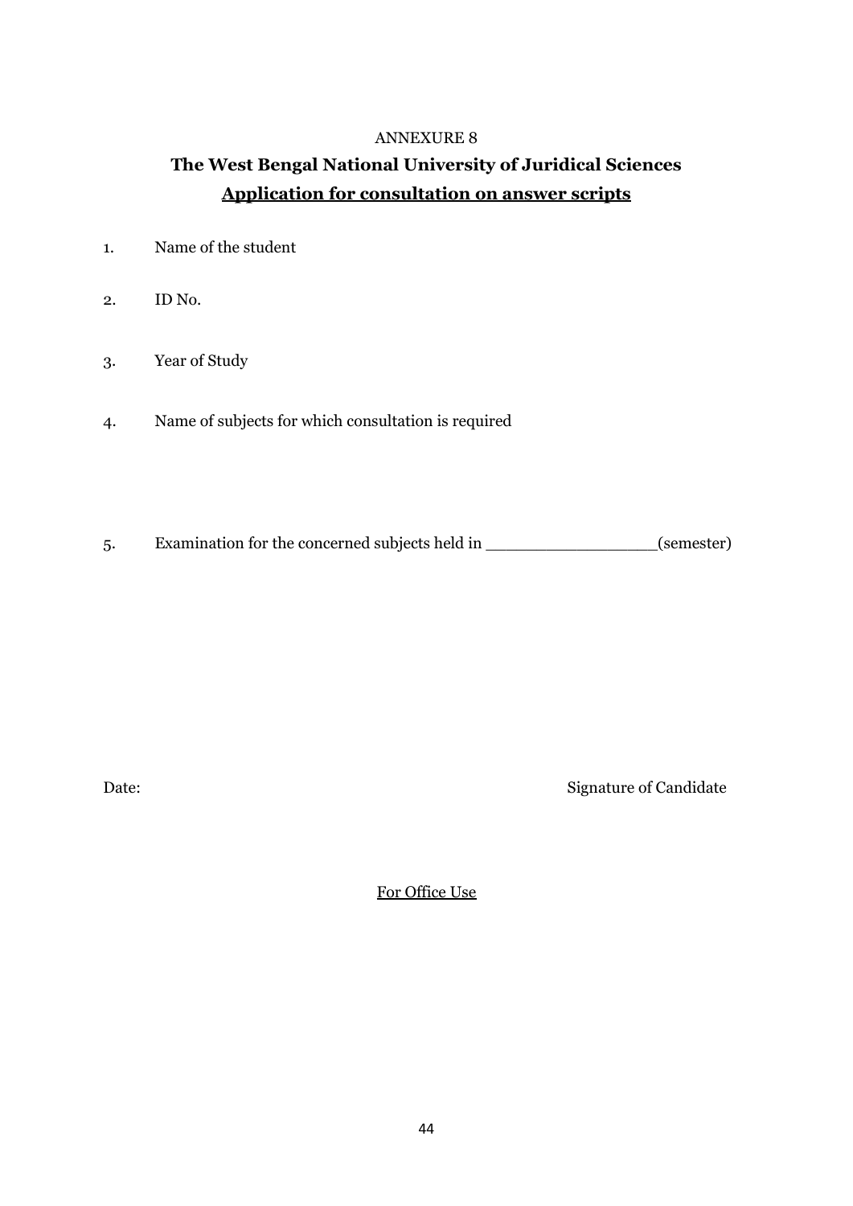ANNEXURE 8

# The West Bengal National University of Juridical Sciences

## Application for consultation on answer scripts

1. Name of the student

2. ID No.

3. Year of Study

4. Name of subjects for which consultation is required

5. Examination for the concerned subjects held in _________________(semester)

Date: Signature of Candidate

For Office Use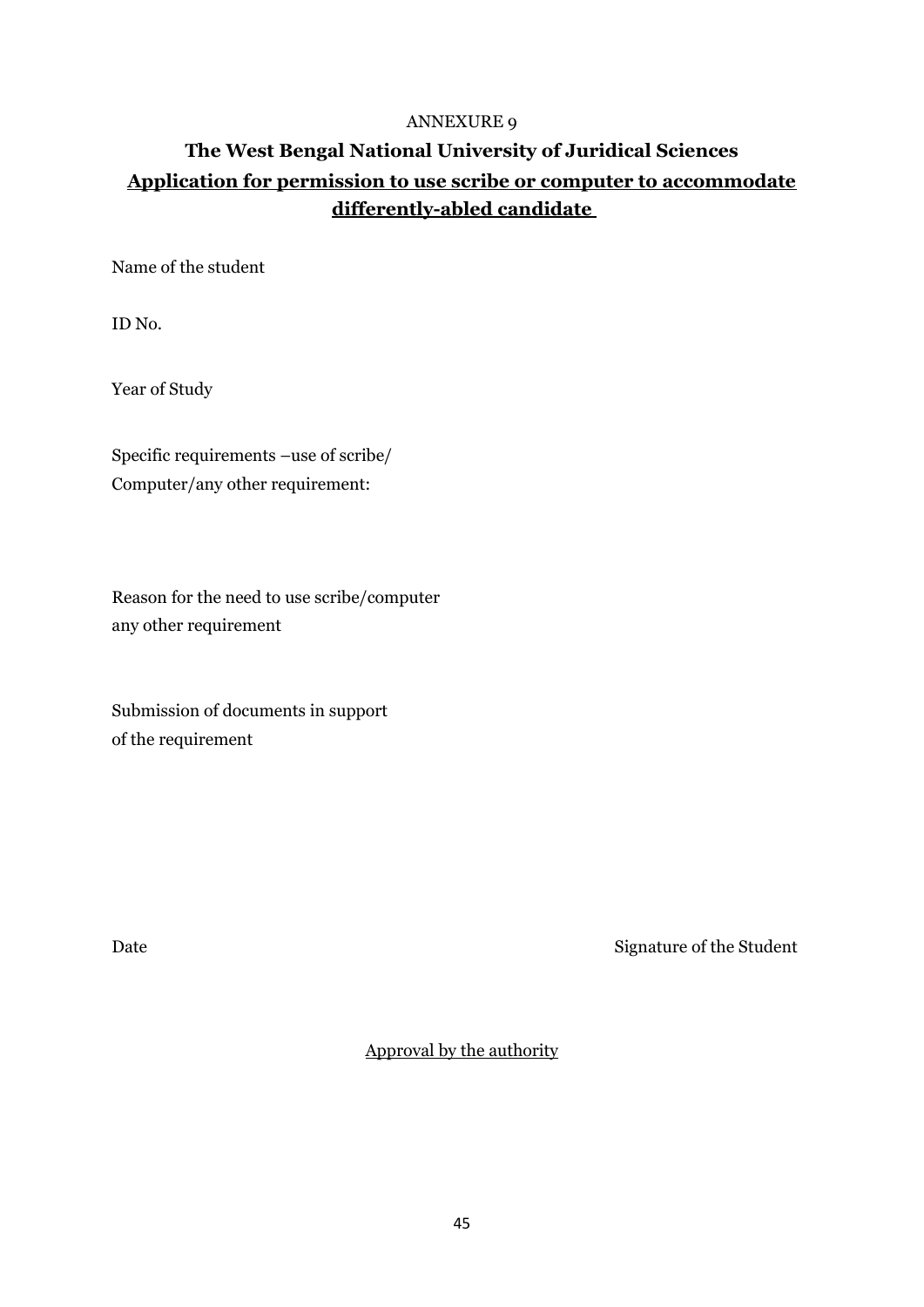ANNEXURE 9

# The West Bengal National University of Juridical Sciences

## **<u>Application for permission to use scribe or computer to accommodate differently-abled candidate</u>**

Name of the student

ID No.

Year of Study

Specific requirements –use of scribe/
Computer/any other requirement:

Reason for the need to use scribe/computer
any other requirement

Submission of documents in support
of the requirement

Date                                                                                                   Signature of the Student

<u>Approval by the authority</u>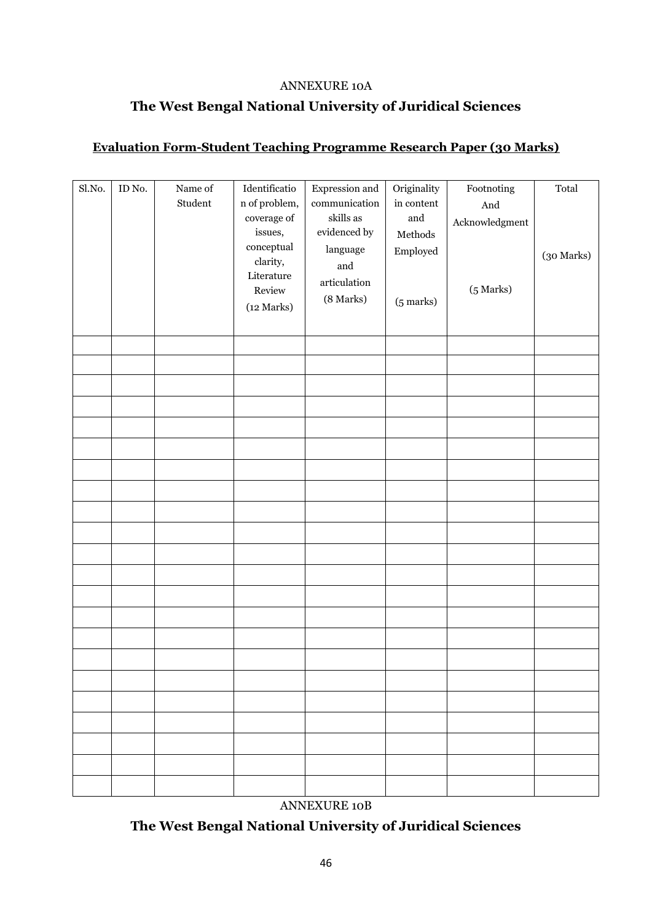ANNEXURE 10A

## The West Bengal National University of Juridical Sciences

### Evaluation Form-Student Teaching Programme Research Paper (30 Marks)

| Sl.No. | ID No. | Name of Student | Identification of problem, coverage of issues, conceptual clarity, Literature Review (12 Marks) | Expression and communication skills as evidenced by language and articulation (8 Marks) | Originality in content and Methods Employed (5 marks) | Footnoting And Acknowledgment (5 Marks) | Total (30 Marks) |
|---|---|---|---|---|---|---|---|
| | | | | | | | |
| | | | | | | | |
| | | | | | | | |
| | | | | | | | |
| | | | | | | | |
| | | | | | | | |
| | | | | | | | |
| | | | | | | | |
| | | | | | | | |
| | | | | | | | |
| | | | | | | | |
| | | | | | | | |
| | | | | | | | |
| | | | | | | | |
| | | | | | | | |
| | | | | | | | |
| | | | | | | | |
| | | | | | | | |
| | | | | | | | |
| | | | | | | | |
| | | | | | | | |
| | | | | | | | |

ANNEXURE 10B

## The West Bengal National University of Juridical Sciences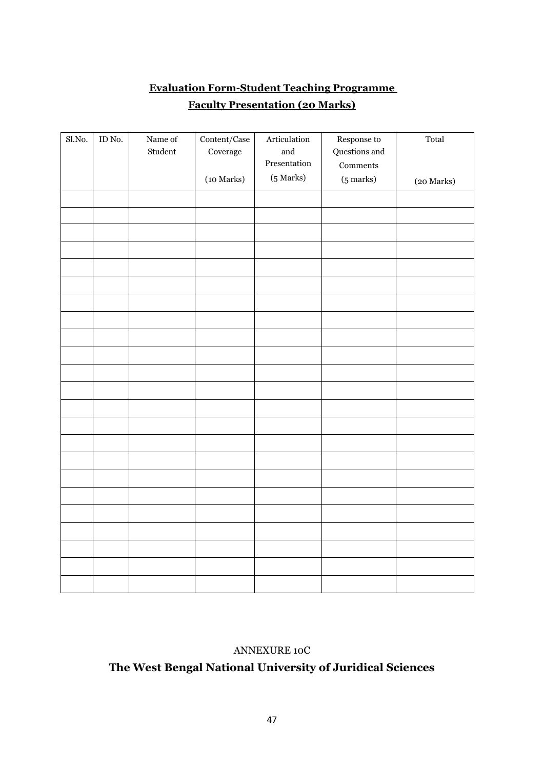**Evaluation Form-Student Teaching Programme**

**Faculty Presentation (20 Marks)**

| Sl.No. | ID No. | Name of Student | Content/Case Coverage (10 Marks) | Articulation and Presentation (5 Marks) | Response to Questions and Comments (5 marks) | Total (20 Marks) |
|---|---|---|---|---|---|---|
| | | | | | | |
| | | | | | | |
| | | | | | | |
| | | | | | | |
| | | | | | | |
| | | | | | | |
| | | | | | | |
| | | | | | | |
| | | | | | | |
| | | | | | | |
| | | | | | | |
| | | | | | | |
| | | | | | | |
| | | | | | | |
| | | | | | | |
| | | | | | | |
| | | | | | | |
| | | | | | | |
| | | | | | | |
| | | | | | | |
| | | | | | | |
| | | | | | | |
| | | | | | | |

ANNEXURE 10C

**The West Bengal National University of Juridical Sciences**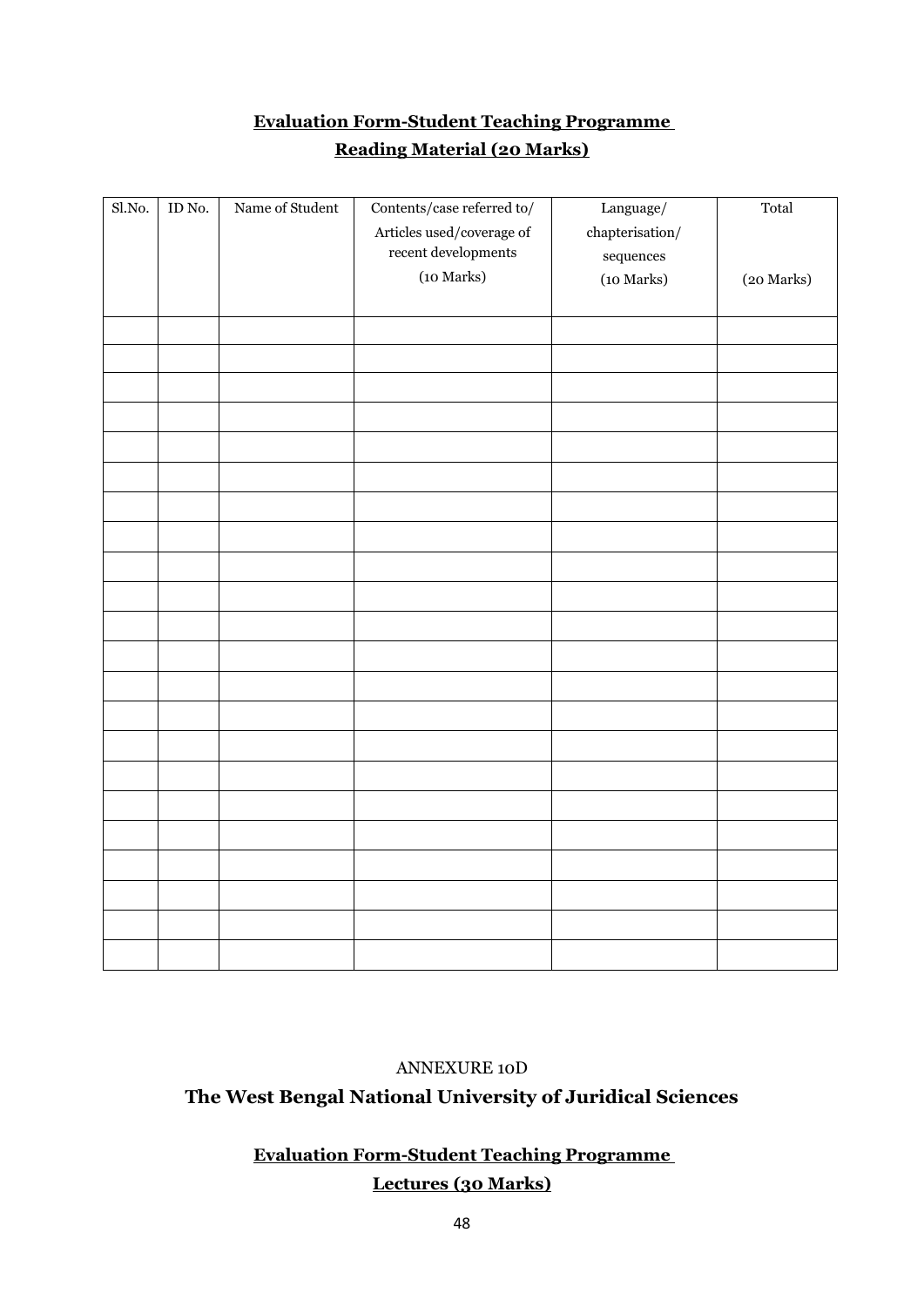**<u>Evaluation Form-Student Teaching Programme</u>**

**<u>Reading Material (20 Marks)</u>**

| Sl.No. | ID No. | Name of Student | Contents/case referred to/ Articles used/coverage of recent developments (10 Marks) | Language/ chapterisation/ sequences (10 Marks) | Total (20 Marks) |
|---|---|---|---|---|---|
| | | | | | |
| | | | | | |
| | | | | | |
| | | | | | |
| | | | | | |
| | | | | | |
| | | | | | |
| | | | | | |
| | | | | | |
| | | | | | |
| | | | | | |
| | | | | | |
| | | | | | |
| | | | | | |
| | | | | | |
| | | | | | |
| | | | | | |
| | | | | | |
| | | | | | |
| | | | | | |
| | | | | | |
| | | | | | |

ANNEXURE 10D

**The West Bengal National University of Juridical Sciences**

**<u>Evaluation Form-Student Teaching Programme</u>**

**<u>Lectures (30 Marks)</u>**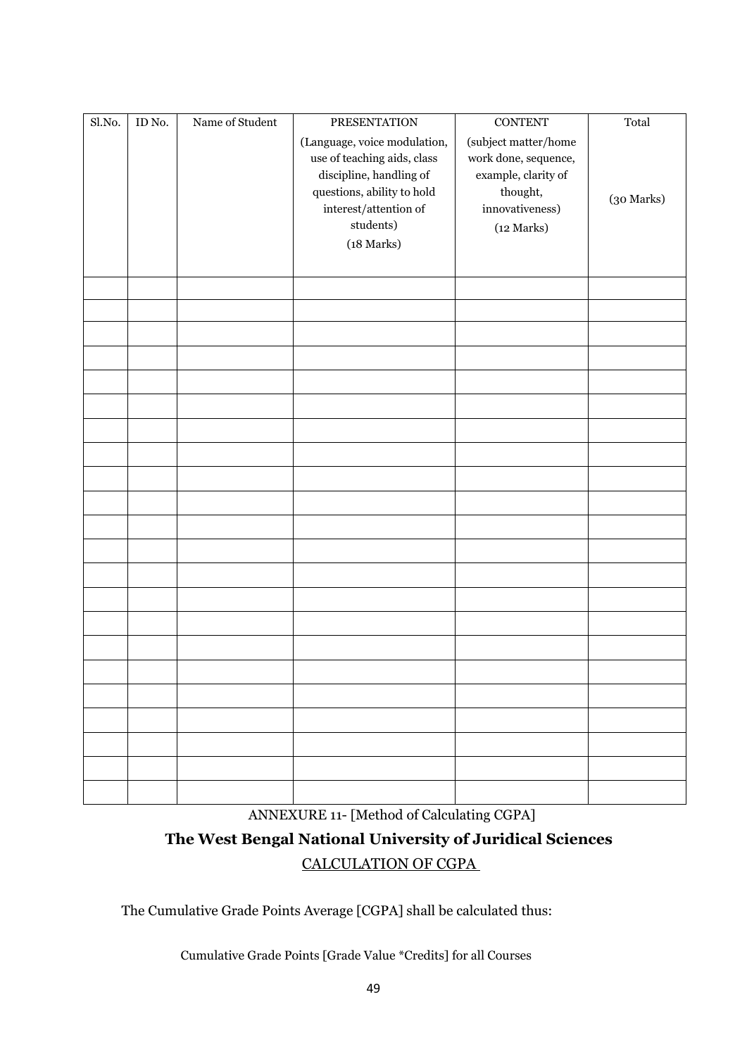| Sl.No. | ID No. | Name of Student | PRESENTATION (Language, voice modulation, use of teaching aids, class discipline, handling of questions, ability to hold interest/attention of students) (18 Marks) | CONTENT (subject matter/home work done, sequence, example, clarity of thought, innovativeness) (12 Marks) | Total (30 Marks) |
|---|---|---|---|---|---|
| | | | | | |
| | | | | | |
| | | | | | |
| | | | | | |
| | | | | | |
| | | | | | |
| | | | | | |
| | | | | | |
| | | | | | |
| | | | | | |
| | | | | | |
| | | | | | |
| | | | | | |
| | | | | | |
| | | | | | |
| | | | | | |
| | | | | | |
| | | | | | |
| | | | | | |
| | | | | | |
| | | | | | |
| | | | | | |

ANNEXURE 11- [Method of Calculating CGPA]

**The West Bengal National University of Juridical Sciences**

CALCULATION OF CGPA

The Cumulative Grade Points Average [CGPA] shall be calculated thus:

Cumulative Grade Points [Grade Value *Credits] for all Courses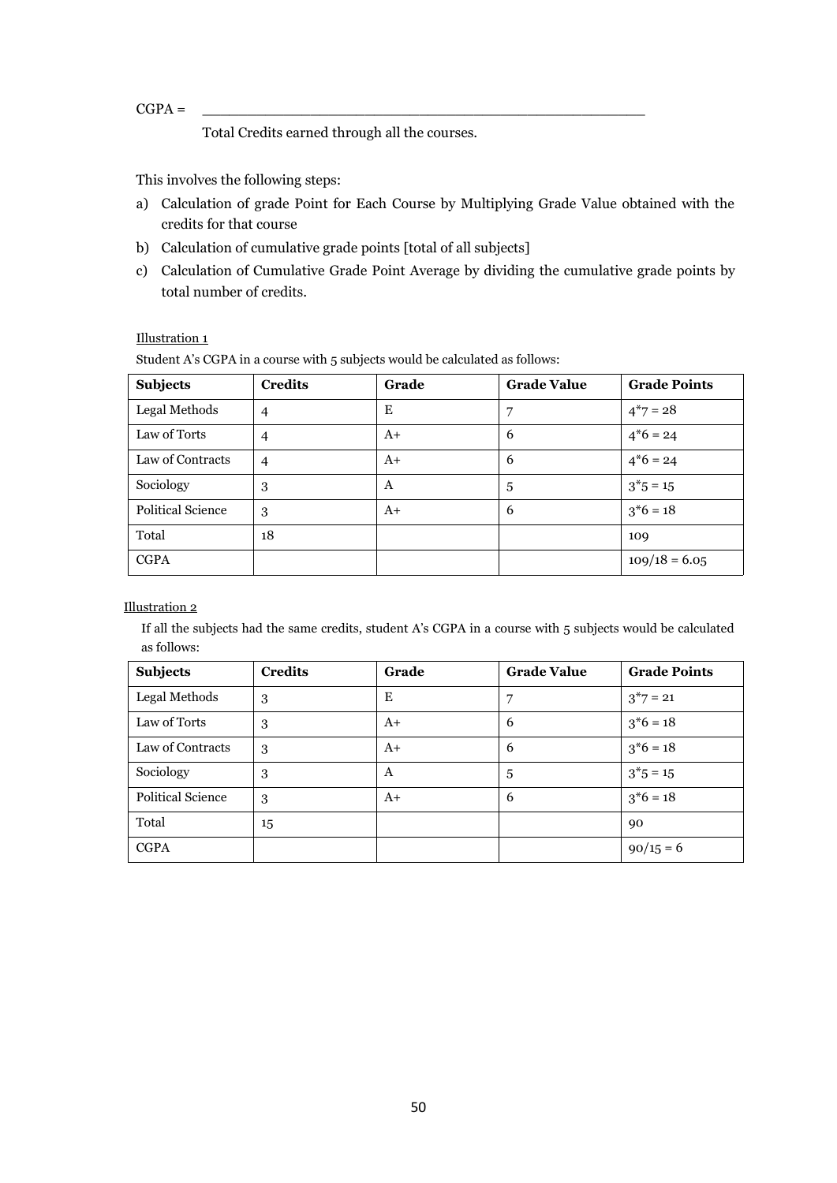CGPA = ________________________________________________

Total Credits earned through all the courses.

This involves the following steps:

a) Calculation of grade Point for Each Course by Multiplying Grade Value obtained with the credits for that course
b) Calculation of cumulative grade points [total of all subjects]
c) Calculation of Cumulative Grade Point Average by dividing the cumulative grade points by total number of credits.

Illustration 1

Student A's CGPA in a course with 5 subjects would be calculated as follows:

| **Subjects** | **Credits** | **Grade** | **Grade Value** | **Grade Points** |
|---|---|---|---|---|
| Legal Methods | 4 | E | 7 | 4*7 = 28 |
| Law of Torts | 4 | A+ | 6 | 4*6 = 24 |
| Law of Contracts | 4 | A+ | 6 | 4*6 = 24 |
| Sociology | 3 | A | 5 | 3*5 = 15 |
| Political Science | 3 | A+ | 6 | 3*6 = 18 |
| Total | 18 | | | 109 |
| CGPA | | | | 109/18 = 6.05 |

Illustration 2

If all the subjects had the same credits, student A's CGPA in a course with 5 subjects would be calculated as follows:

| **Subjects** | **Credits** | **Grade** | **Grade Value** | **Grade Points** |
|---|---|---|---|---|
| Legal Methods | 3 | E | 7 | 3*7 = 21 |
| Law of Torts | 3 | A+ | 6 | 3*6 = 18 |
| Law of Contracts | 3 | A+ | 6 | 3*6 = 18 |
| Sociology | 3 | A | 5 | 3*5 = 15 |
| Political Science | 3 | A+ | 6 | 3*6 = 18 |
| Total | 15 | | | 90 |
| CGPA | | | | 90/15 = 6 |